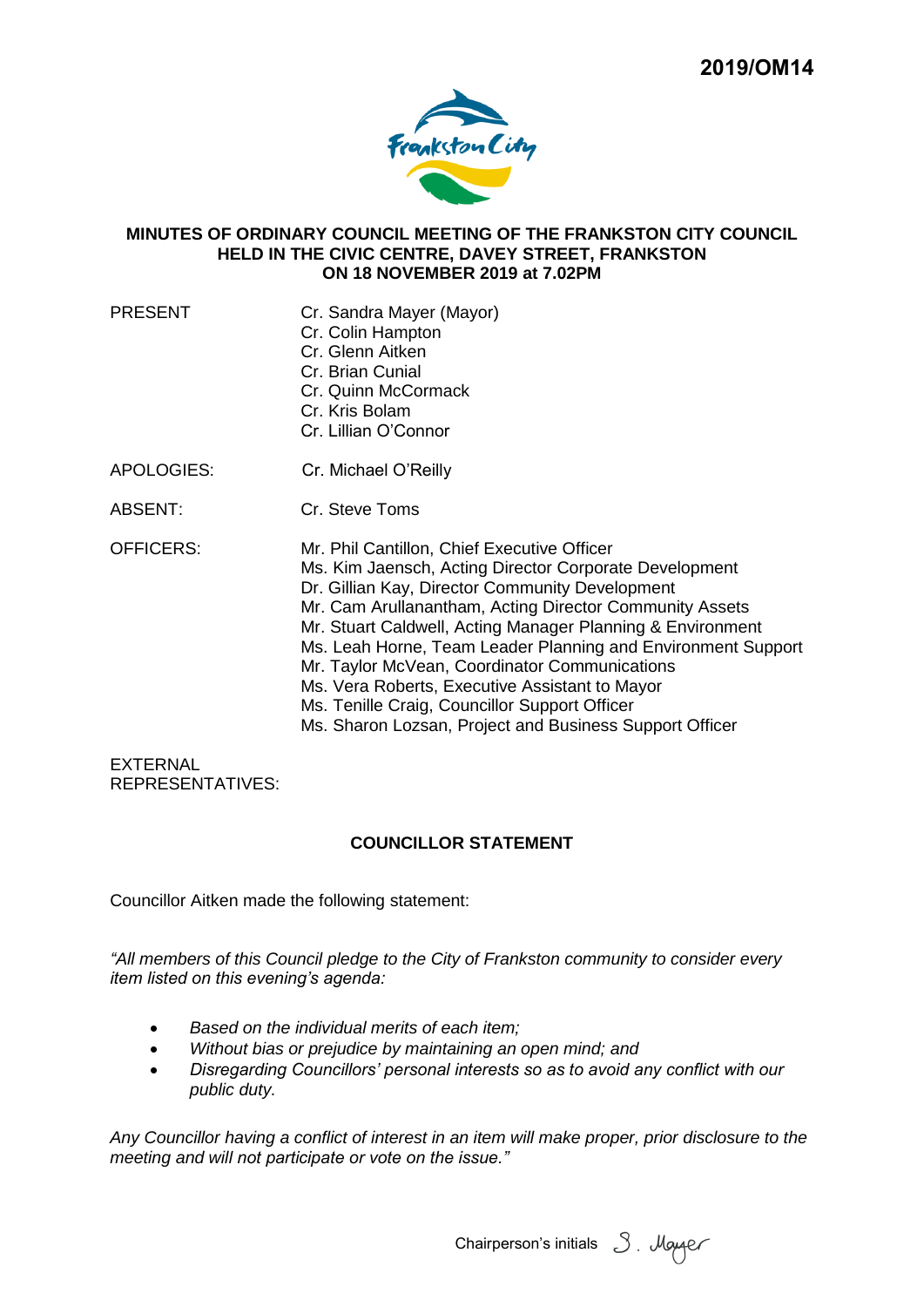2019/OM14

# MINUTES OF ORDINARY COUNCIL MEETING OF THE FRANKSTON CITY COUNCIL HELD IN THE CIVIC CENTRE, DAVEY STREET, FRANKSTON ON 18 NOVEMBER 2019 at 7.02PM

| | |
|---|---|
| PRESENT | Cr. Sandra Mayer (Mayor)<br>Cr. Colin Hampton<br>Cr. Glenn Aitken<br>Cr. Brian Cunial<br>Cr. Quinn McCormack<br>Cr. Kris Bolam<br>Cr. Lillian O'Connor |
| APOLOGIES: | Cr. Michael O'Reilly |
| ABSENT: | Cr. Steve Toms |
| OFFICERS: | Mr. Phil Cantillon, Chief Executive Officer<br>Ms. Kim Jaensch, Acting Director Corporate Development<br>Dr. Gillian Kay, Director Community Development<br>Mr. Cam Arullanantham, Acting Director Community Assets<br>Mr. Stuart Caldwell, Acting Manager Planning & Environment<br>Ms. Leah Horne, Team Leader Planning and Environment Support<br>Mr. Taylor McVean, Coordinator Communications<br>Ms. Vera Roberts, Executive Assistant to Mayor<br>Ms. Tenille Craig, Councillor Support Officer<br>Ms. Sharon Lozsan, Project and Business Support Officer |
| EXTERNAL REPRESENTATIVES: | |

## COUNCILLOR STATEMENT

Councillor Aitken made the following statement:

*"All members of this Council pledge to the City of Frankston community to consider every item listed on this evening's agenda:*

- *Based on the individual merits of each item;*
- *Without bias or prejudice by maintaining an open mind; and*
- *Disregarding Councillors' personal interests so as to avoid any conflict with our public duty.*

*Any Councillor having a conflict of interest in an item will make proper, prior disclosure to the meeting and will not participate or vote on the issue."*

Chairperson's initials S. Mayer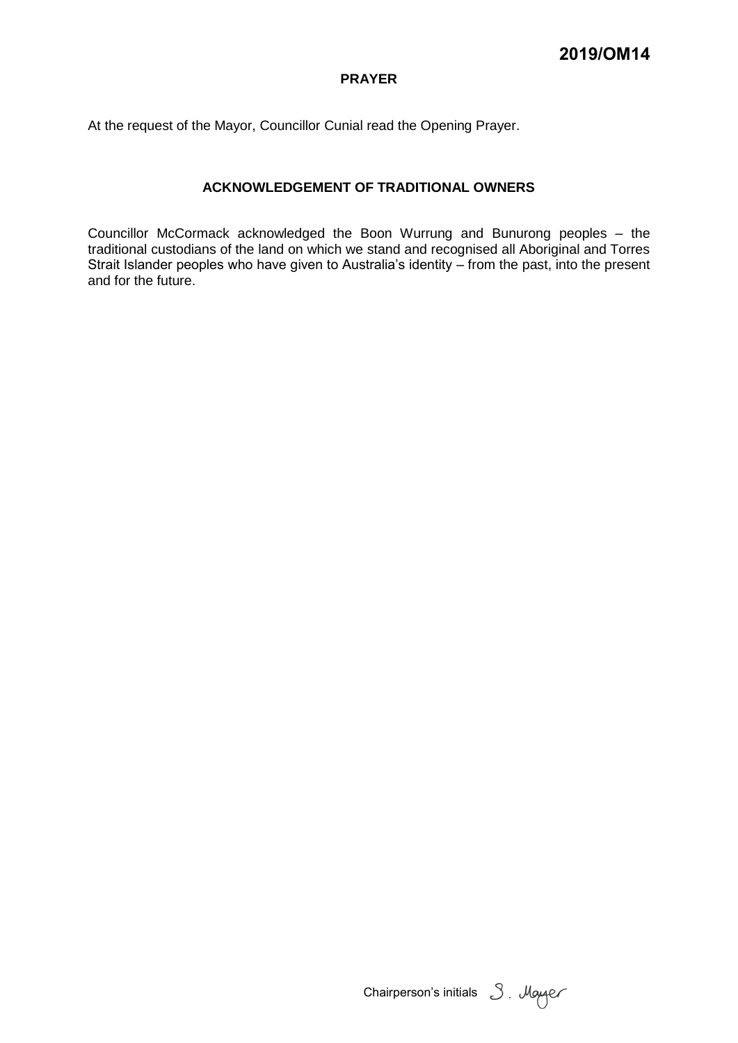## PRAYER

At the request of the Mayor, Councillor Cunial read the Opening Prayer.

## ACKNOWLEDGEMENT OF TRADITIONAL OWNERS

Councillor McCormack acknowledged the Boon Wurrung and Bunurong peoples – the traditional custodians of the land on which we stand and recognised all Aboriginal and Torres Strait Islander peoples who have given to Australia's identity – from the past, into the present and for the future.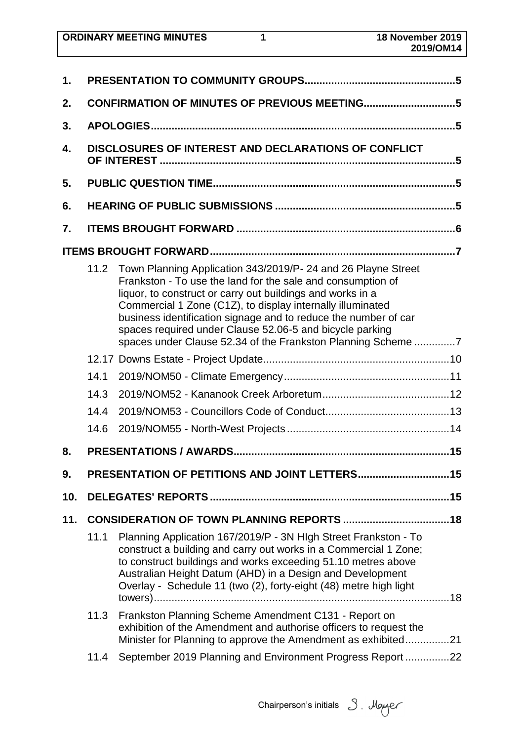| | | | |
|---|---|---|---|
| 1. | PRESENTATION TO COMMUNITY GROUPS | | 5 |
| 2. | CONFIRMATION OF MINUTES OF PREVIOUS MEETING | | 5 |
| 3. | APOLOGIES | | 5 |
| 4. | DISCLOSURES OF INTEREST AND DECLARATIONS OF CONFLICT OF INTEREST | | 5 |
| 5. | PUBLIC QUESTION TIME | | 5 |
| 6. | HEARING OF PUBLIC SUBMISSIONS | | 5 |
| 7. | ITEMS BROUGHT FORWARD | | 6 |
| | ITEMS BROUGHT FORWARD | | 7 |
| | 11.2 | Town Planning Application 343/2019/P- 24 and 26 Playne Street Frankston - To use the land for the sale and consumption of liquor, to construct or carry out buildings and works in a Commercial 1 Zone (C1Z), to display internally illuminated business identification signage and to reduce the number of car spaces required under Clause 52.06-5 and bicycle parking spaces under Clause 52.34 of the Frankston Planning Scheme | 7 |
| | 12.17 | Downs Estate - Project Update | 10 |
| | 14.1 | 2019/NOM50 - Climate Emergency | 11 |
| | 14.3 | 2019/NOM52 - Kananook Creek Arboretum | 12 |
| | 14.4 | 2019/NOM53 - Councillors Code of Conduct | 13 |
| | 14.6 | 2019/NOM55 - North-West Projects | 14 |
| 8. | PRESENTATIONS / AWARDS | | 15 |
| 9. | PRESENTATION OF PETITIONS AND JOINT LETTERS | | 15 |
| 10. | DELEGATES' REPORTS | | 15 |
| 11. | CONSIDERATION OF TOWN PLANNING REPORTS | | 18 |
| | 11.1 | Planning Application 167/2019/P - 3N HIgh Street Frankston - To construct a building and carry out works in a Commercial 1 Zone; to construct buildings and works exceeding 51.10 metres above Australian Height Datum (AHD) in a Design and Development Overlay - Schedule 11 (two (2), forty-eight (48) metre high light towers) | 18 |
| | 11.3 | Frankston Planning Scheme Amendment C131 - Report on exhibition of the Amendment and authorise officers to request the Minister for Planning to approve the Amendment as exhibited | 21 |
| | 11.4 | September 2019 Planning and Environment Progress Report | 22 |

Chairperson's initials S. Mayer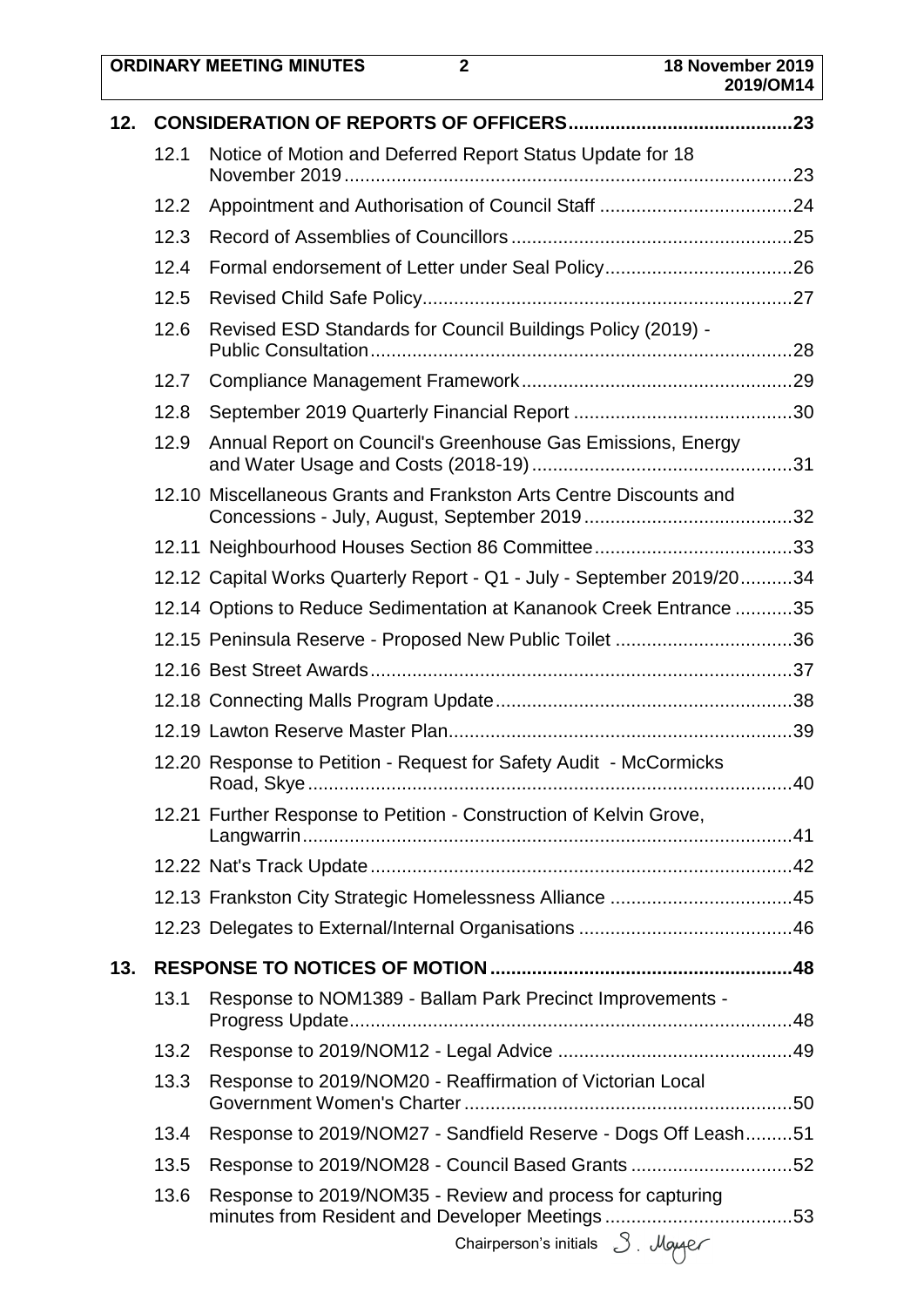| | | | |
|---|---|---|---|
| **12.** | **CONSIDERATION OF REPORTS OF OFFICERS** | | **23** |
| | 12.1 | Notice of Motion and Deferred Report Status Update for 18 November 2019 | 23 |
| | 12.2 | Appointment and Authorisation of Council Staff | 24 |
| | 12.3 | Record of Assemblies of Councillors | 25 |
| | 12.4 | Formal endorsement of Letter under Seal Policy | 26 |
| | 12.5 | Revised Child Safe Policy | 27 |
| | 12.6 | Revised ESD Standards for Council Buildings Policy (2019) - Public Consultation | 28 |
| | 12.7 | Compliance Management Framework | 29 |
| | 12.8 | September 2019 Quarterly Financial Report | 30 |
| | 12.9 | Annual Report on Council's Greenhouse Gas Emissions, Energy and Water Usage and Costs (2018-19) | 31 |
| | 12.10 | Miscellaneous Grants and Frankston Arts Centre Discounts and Concessions - July, August, September 2019 | 32 |
| | 12.11 | Neighbourhood Houses Section 86 Committee | 33 |
| | 12.12 | Capital Works Quarterly Report - Q1 - July - September 2019/20 | 34 |
| | 12.14 | Options to Reduce Sedimentation at Kananook Creek Entrance | 35 |
| | 12.15 | Peninsula Reserve - Proposed New Public Toilet | 36 |
| | 12.16 | Best Street Awards | 37 |
| | 12.18 | Connecting Malls Program Update | 38 |
| | 12.19 | Lawton Reserve Master Plan | 39 |
| | 12.20 | Response to Petition - Request for Safety Audit - McCormicks Road, Skye | 40 |
| | 12.21 | Further Response to Petition - Construction of Kelvin Grove, Langwarrin | 41 |
| | 12.22 | Nat's Track Update | 42 |
| | 12.13 | Frankston City Strategic Homelessness Alliance | 45 |
| | 12.23 | Delegates to External/Internal Organisations | 46 |
| **13.** | **RESPONSE TO NOTICES OF MOTION** | | **48** |
| | 13.1 | Response to NOM1389 - Ballam Park Precinct Improvements - Progress Update | 48 |
| | 13.2 | Response to 2019/NOM12 - Legal Advice | 49 |
| | 13.3 | Response to 2019/NOM20 - Reaffirmation of Victorian Local Government Women's Charter | 50 |
| | 13.4 | Response to 2019/NOM27 - Sandfield Reserve - Dogs Off Leash | 51 |
| | 13.5 | Response to 2019/NOM28 - Council Based Grants | 52 |
| | 13.6 | Response to 2019/NOM35 - Review and process for capturing minutes from Resident and Developer Meetings | 53 |

Chairperson's initials S. Mayer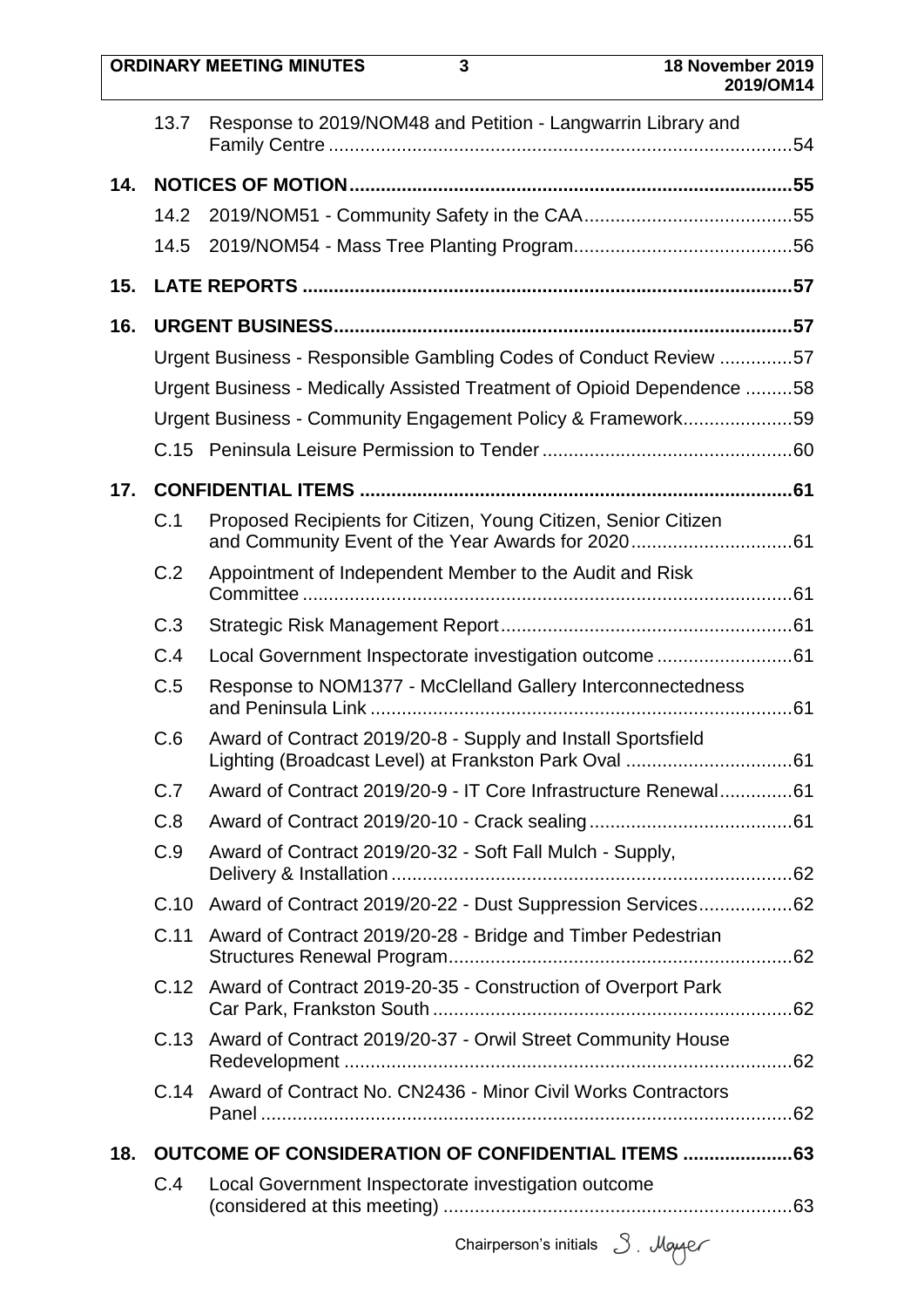| | | |
|---|---|---|
| 13.7 | Response to 2019/NOM48 and Petition - Langwarrin Library and Family Centre | 54 |
| **14.** | **NOTICES OF MOTION** | **55** |
| 14.2 | 2019/NOM51 - Community Safety in the CAA | 55 |
| 14.5 | 2019/NOM54 - Mass Tree Planting Program | 56 |
| **15.** | **LATE REPORTS** | **57** |
| **16.** | **URGENT BUSINESS** | **57** |
| | Urgent Business - Responsible Gambling Codes of Conduct Review | 57 |
| | Urgent Business - Medically Assisted Treatment of Opioid Dependence | 58 |
| | Urgent Business - Community Engagement Policy & Framework | 59 |
| C.15 | Peninsula Leisure Permission to Tender | 60 |
| **17.** | **CONFIDENTIAL ITEMS** | **61** |
| C.1 | Proposed Recipients for Citizen, Young Citizen, Senior Citizen and Community Event of the Year Awards for 2020 | 61 |
| C.2 | Appointment of Independent Member to the Audit and Risk Committee | 61 |
| C.3 | Strategic Risk Management Report | 61 |
| C.4 | Local Government Inspectorate investigation outcome | 61 |
| C.5 | Response to NOM1377 - McClelland Gallery Interconnectedness and Peninsula Link | 61 |
| C.6 | Award of Contract 2019/20-8 - Supply and Install Sportsfield Lighting (Broadcast Level) at Frankston Park Oval | 61 |
| C.7 | Award of Contract 2019/20-9 - IT Core Infrastructure Renewal | 61 |
| C.8 | Award of Contract 2019/20-10 - Crack sealing | 61 |
| C.9 | Award of Contract 2019/20-32 - Soft Fall Mulch - Supply, Delivery & Installation | 62 |
| C.10 | Award of Contract 2019/20-22 - Dust Suppression Services | 62 |
| C.11 | Award of Contract 2019/20-28 - Bridge and Timber Pedestrian Structures Renewal Program | 62 |
| C.12 | Award of Contract 2019-20-35 - Construction of Overport Park Car Park, Frankston South | 62 |
| C.13 | Award of Contract 2019/20-37 - Orwil Street Community House Redevelopment | 62 |
| C.14 | Award of Contract No. CN2436 - Minor Civil Works Contractors Panel | 62 |
| **18.** | **OUTCOME OF CONSIDERATION OF CONFIDENTIAL ITEMS** | **63** |
| C.4 | Local Government Inspectorate investigation outcome (considered at this meeting) | 63 |

Chairperson's initials S. Mayer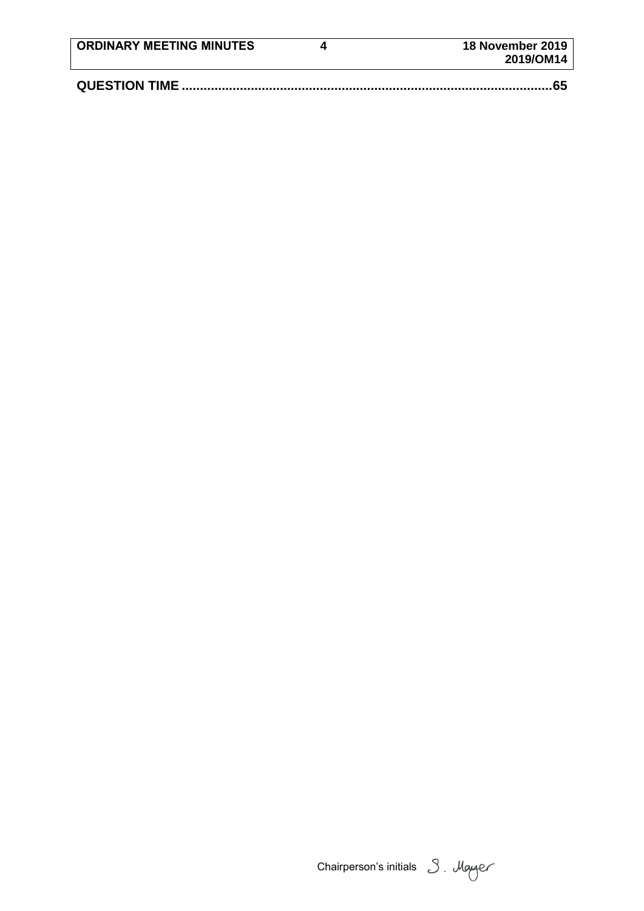**QUESTION TIME ....................................................................................................65**

Chairperson's initials S. Mayer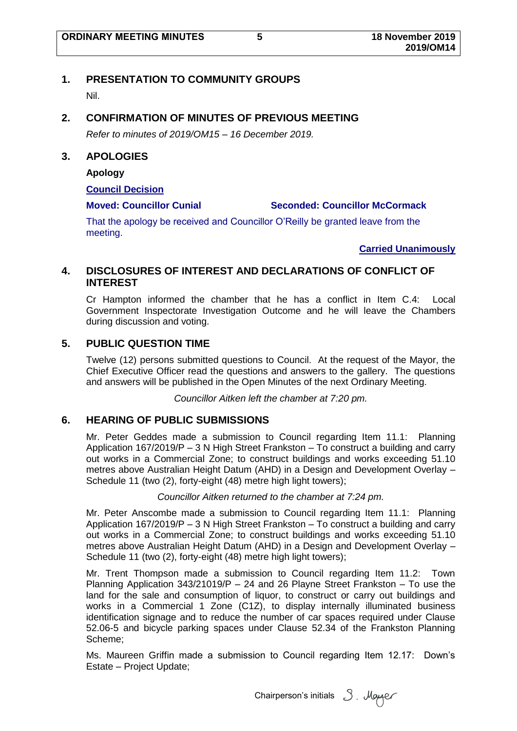## 1. PRESENTATION TO COMMUNITY GROUPS

Nil.

## 2. CONFIRMATION OF MINUTES OF PREVIOUS MEETING

*Refer to minutes of 2019/OM15 – 16 December 2019.*

## 3. APOLOGIES

**Apology**

**Council Decision**

**Moved: Councillor Cunial** **Seconded: Councillor McCormack**

That the apology be received and Councillor O'Reilly be granted leave from the meeting.

**Carried Unanimously**

## 4. DISCLOSURES OF INTEREST AND DECLARATIONS OF CONFLICT OF INTEREST

Cr Hampton informed the chamber that he has a conflict in Item C.4: Local Government Inspectorate Investigation Outcome and he will leave the Chambers during discussion and voting.

## 5. PUBLIC QUESTION TIME

Twelve (12) persons submitted questions to Council. At the request of the Mayor, the Chief Executive Officer read the questions and answers to the gallery. The questions and answers will be published in the Open Minutes of the next Ordinary Meeting.

*Councillor Aitken left the chamber at 7:20 pm.*

## 6. HEARING OF PUBLIC SUBMISSIONS

Mr. Peter Geddes made a submission to Council regarding Item 11.1: Planning Application 167/2019/P – 3 N High Street Frankston – To construct a building and carry out works in a Commercial Zone; to construct buildings and works exceeding 51.10 metres above Australian Height Datum (AHD) in a Design and Development Overlay – Schedule 11 (two (2), forty-eight (48) metre high light towers);

*Councillor Aitken returned to the chamber at 7:24 pm.*

Mr. Peter Anscombe made a submission to Council regarding Item 11.1: Planning Application 167/2019/P – 3 N High Street Frankston – To construct a building and carry out works in a Commercial Zone; to construct buildings and works exceeding 51.10 metres above Australian Height Datum (AHD) in a Design and Development Overlay – Schedule 11 (two (2), forty-eight (48) metre high light towers);

Mr. Trent Thompson made a submission to Council regarding Item 11.2: Town Planning Application 343/21019/P – 24 and 26 Playne Street Frankston – To use the land for the sale and consumption of liquor, to construct or carry out buildings and works in a Commercial 1 Zone (C1Z), to display internally illuminated business identification signage and to reduce the number of car spaces required under Clause 52.06-5 and bicycle parking spaces under Clause 52.34 of the Frankston Planning Scheme;

Ms. Maureen Griffin made a submission to Council regarding Item 12.17: Down's Estate – Project Update;

Chairperson's initials S. Mayer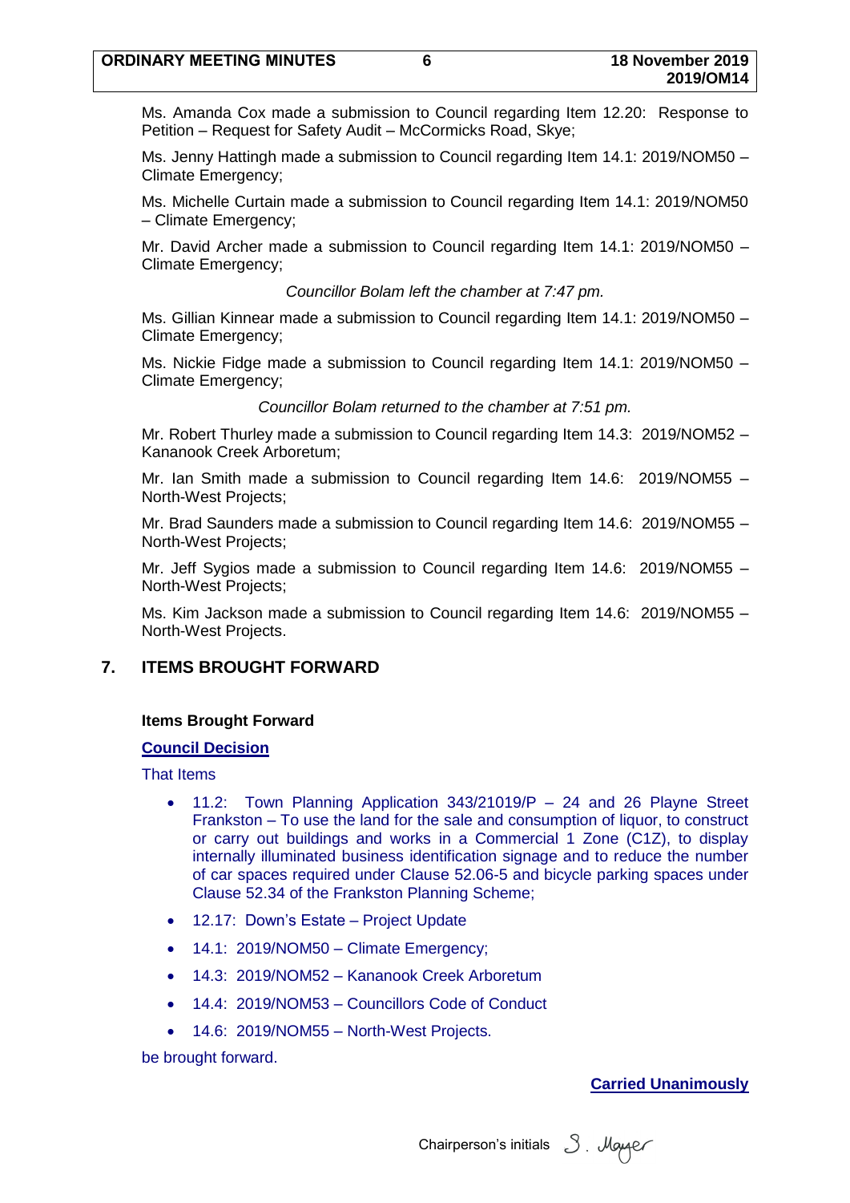Ms. Amanda Cox made a submission to Council regarding Item 12.20: Response to Petition – Request for Safety Audit – McCormicks Road, Skye;

Ms. Jenny Hattingh made a submission to Council regarding Item 14.1: 2019/NOM50 – Climate Emergency;

Ms. Michelle Curtain made a submission to Council regarding Item 14.1: 2019/NOM50 – Climate Emergency;

Mr. David Archer made a submission to Council regarding Item 14.1: 2019/NOM50 – Climate Emergency;

*Councillor Bolam left the chamber at 7:47 pm.*

Ms. Gillian Kinnear made a submission to Council regarding Item 14.1: 2019/NOM50 – Climate Emergency;

Ms. Nickie Fidge made a submission to Council regarding Item 14.1: 2019/NOM50 – Climate Emergency;

*Councillor Bolam returned to the chamber at 7:51 pm.*

Mr. Robert Thurley made a submission to Council regarding Item 14.3: 2019/NOM52 – Kananook Creek Arboretum;

Mr. Ian Smith made a submission to Council regarding Item 14.6: 2019/NOM55 – North-West Projects;

Mr. Brad Saunders made a submission to Council regarding Item 14.6: 2019/NOM55 – North-West Projects;

Mr. Jeff Sygios made a submission to Council regarding Item 14.6: 2019/NOM55 – North-West Projects;

Ms. Kim Jackson made a submission to Council regarding Item 14.6: 2019/NOM55 – North-West Projects.

## 7. ITEMS BROUGHT FORWARD

**Items Brought Forward**

**Council Decision**

That Items

- 11.2: Town Planning Application 343/21019/P – 24 and 26 Playne Street Frankston – To use the land for the sale and consumption of liquor, to construct or carry out buildings and works in a Commercial 1 Zone (C1Z), to display internally illuminated business identification signage and to reduce the number of car spaces required under Clause 52.06-5 and bicycle parking spaces under Clause 52.34 of the Frankston Planning Scheme;
- 12.17: Down's Estate – Project Update
- 14.1: 2019/NOM50 – Climate Emergency;
- 14.3: 2019/NOM52 – Kananook Creek Arboretum
- 14.4: 2019/NOM53 – Councillors Code of Conduct
- 14.6: 2019/NOM55 – North-West Projects.

be brought forward.

**Carried Unanimously**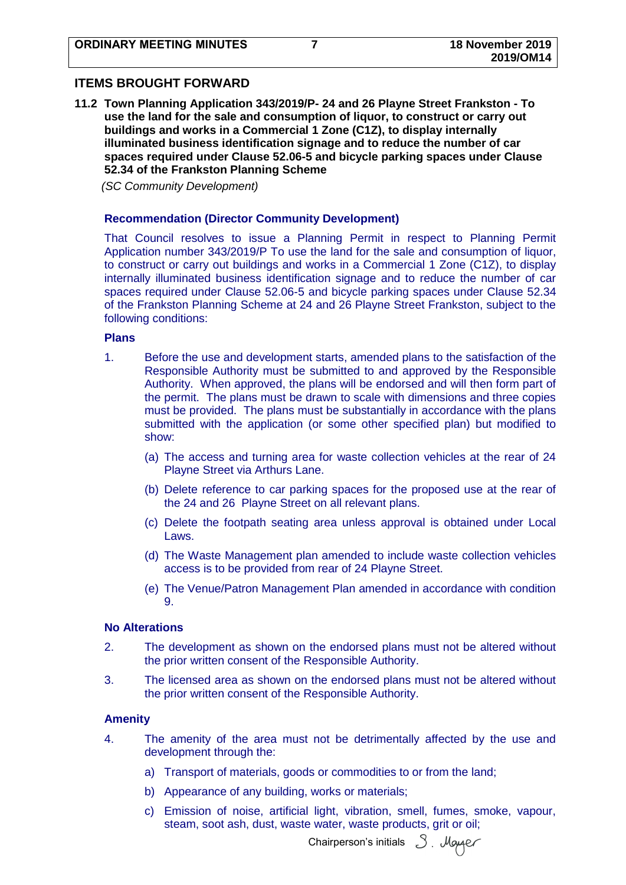## ITEMS BROUGHT FORWARD

### 11.2 Town Planning Application 343/2019/P- 24 and 26 Playne Street Frankston - To use the land for the sale and consumption of liquor, to construct or carry out buildings and works in a Commercial 1 Zone (C1Z), to display internally illuminated business identification signage and to reduce the number of car spaces required under Clause 52.06-5 and bicycle parking spaces under Clause 52.34 of the Frankston Planning Scheme

*(SC Community Development)*

**Recommendation (Director Community Development)**

That Council resolves to issue a Planning Permit in respect to Planning Permit Application number 343/2019/P To use the land for the sale and consumption of liquor, to construct or carry out buildings and works in a Commercial 1 Zone (C1Z), to display internally illuminated business identification signage and to reduce the number of car spaces required under Clause 52.06-5 and bicycle parking spaces under Clause 52.34 of the Frankston Planning Scheme at 24 and 26 Playne Street Frankston, subject to the following conditions:

**Plans**

1. Before the use and development starts, amended plans to the satisfaction of the Responsible Authority must be submitted to and approved by the Responsible Authority. When approved, the plans will be endorsed and will then form part of the permit. The plans must be drawn to scale with dimensions and three copies must be provided. The plans must be substantially in accordance with the plans submitted with the application (or some other specified plan) but modified to show:

   (a) The access and turning area for waste collection vehicles at the rear of 24 Playne Street via Arthurs Lane.

   (b) Delete reference to car parking spaces for the proposed use at the rear of the 24 and 26 Playne Street on all relevant plans.

   (c) Delete the footpath seating area unless approval is obtained under Local Laws.

   (d) The Waste Management plan amended to include waste collection vehicles access is to be provided from rear of 24 Playne Street.

   (e) The Venue/Patron Management Plan amended in accordance with condition 9.

**No Alterations**

2. The development as shown on the endorsed plans must not be altered without the prior written consent of the Responsible Authority.

3. The licensed area as shown on the endorsed plans must not be altered without the prior written consent of the Responsible Authority.

**Amenity**

4. The amenity of the area must not be detrimentally affected by the use and development through the:

   a) Transport of materials, goods or commodities to or from the land;

   b) Appearance of any building, works or materials;

   c) Emission of noise, artificial light, vibration, smell, fumes, smoke, vapour, steam, soot ash, dust, waste water, waste products, grit or oil;

Chairperson's initials S. Mayer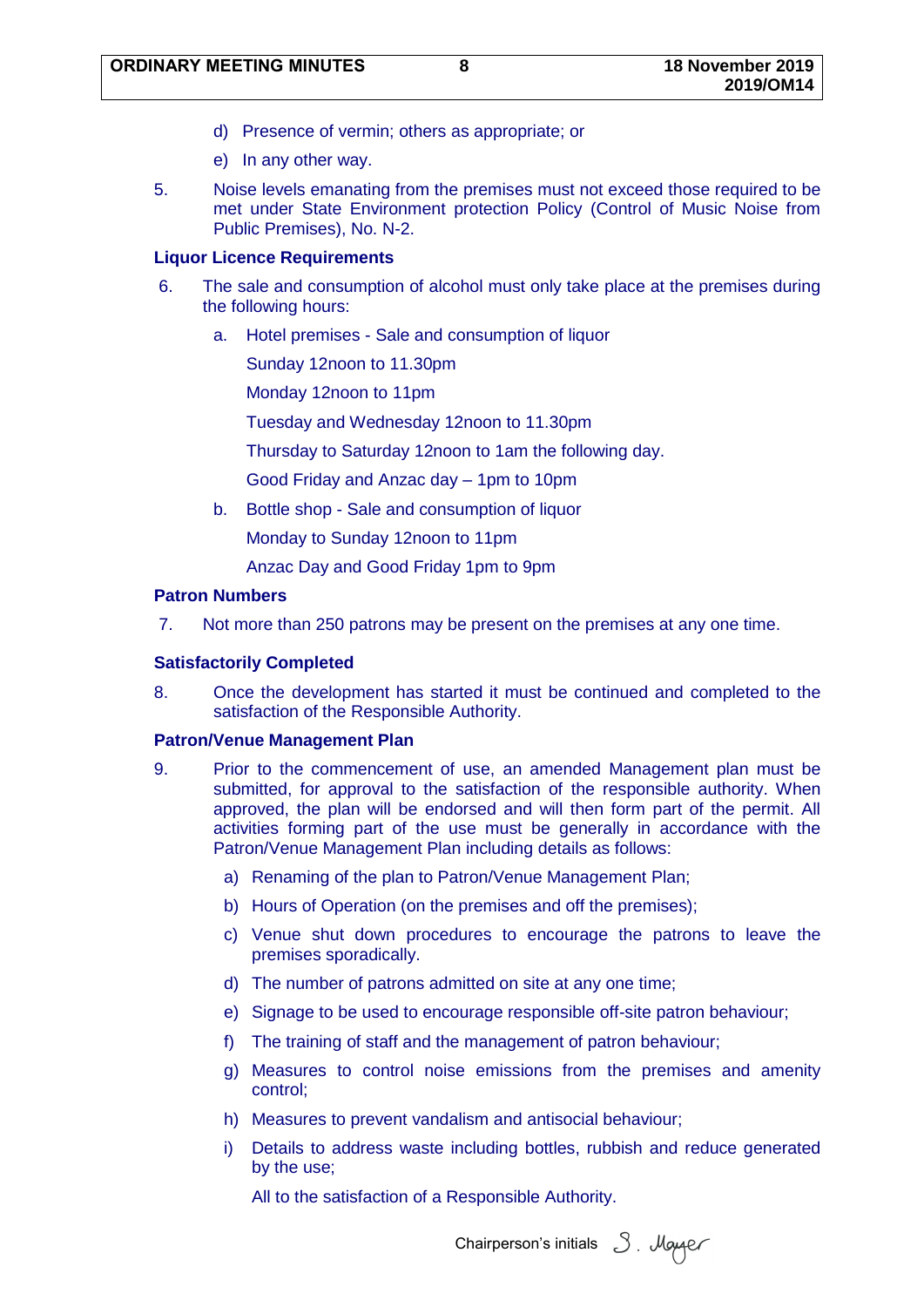d) Presence of vermin; others as appropriate; or

e) In any other way.

5. Noise levels emanating from the premises must not exceed those required to be met under State Environment protection Policy (Control of Music Noise from Public Premises), No. N-2.

**Liquor Licence Requirements**

6. The sale and consumption of alcohol must only take place at the premises during the following hours:

   a. Hotel premises - Sale and consumption of liquor

      Sunday 12noon to 11.30pm

      Monday 12noon to 11pm

      Tuesday and Wednesday 12noon to 11.30pm

      Thursday to Saturday 12noon to 1am the following day.

      Good Friday and Anzac day – 1pm to 10pm

   b. Bottle shop - Sale and consumption of liquor

      Monday to Sunday 12noon to 11pm

      Anzac Day and Good Friday 1pm to 9pm

**Patron Numbers**

7. Not more than 250 patrons may be present on the premises at any one time.

**Satisfactorily Completed**

8. Once the development has started it must be continued and completed to the satisfaction of the Responsible Authority.

**Patron/Venue Management Plan**

9. Prior to the commencement of use, an amended Management plan must be submitted, for approval to the satisfaction of the responsible authority. When approved, the plan will be endorsed and will then form part of the permit. All activities forming part of the use must be generally in accordance with the Patron/Venue Management Plan including details as follows:

   a) Renaming of the plan to Patron/Venue Management Plan;

   b) Hours of Operation (on the premises and off the premises);

   c) Venue shut down procedures to encourage the patrons to leave the premises sporadically.

   d) The number of patrons admitted on site at any one time;

   e) Signage to be used to encourage responsible off-site patron behaviour;

   f) The training of staff and the management of patron behaviour;

   g) Measures to control noise emissions from the premises and amenity control;

   h) Measures to prevent vandalism and antisocial behaviour;

   i) Details to address waste including bottles, rubbish and reduce generated by the use;

   All to the satisfaction of a Responsible Authority.

Chairperson's initials S. Mayer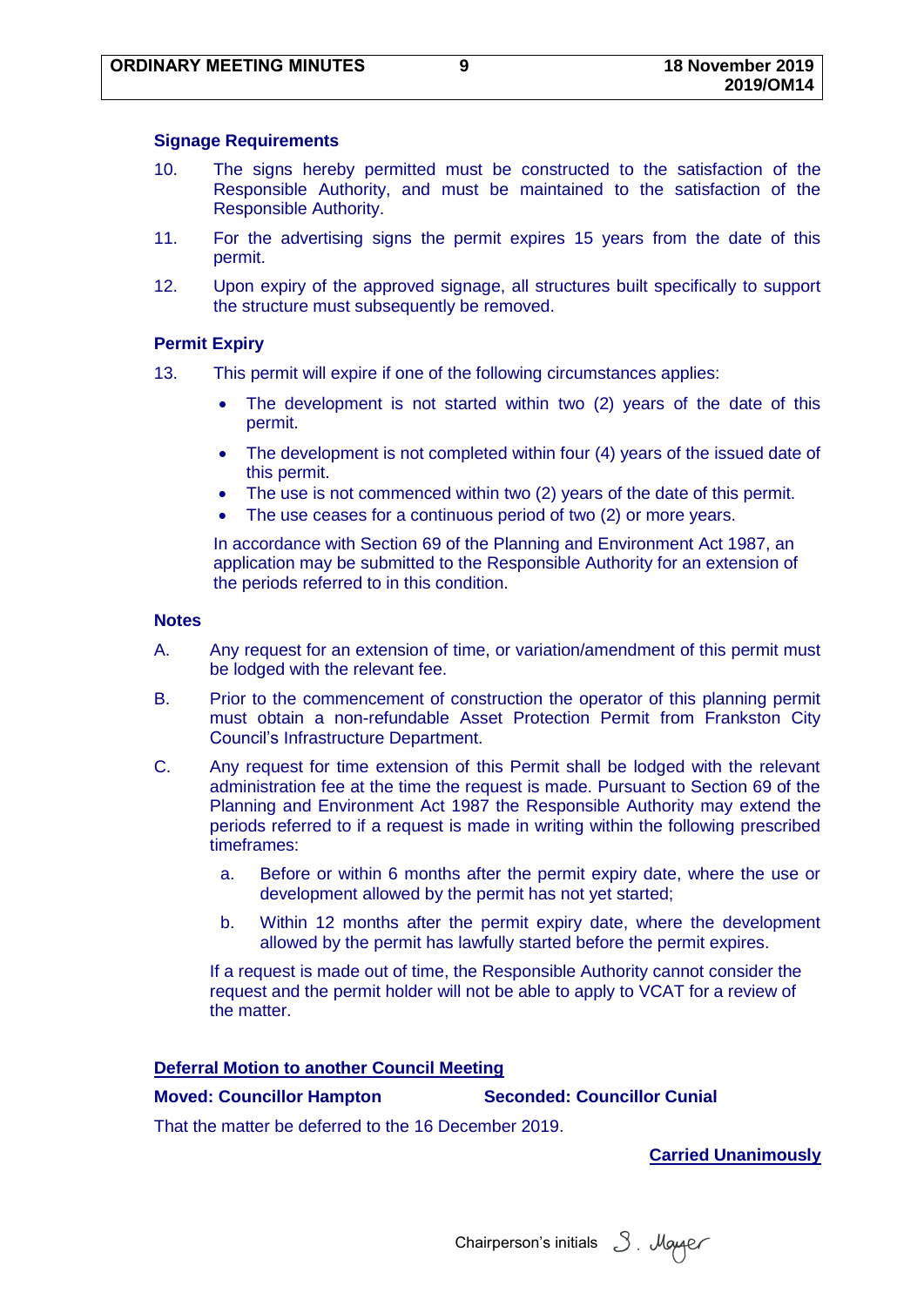**Signage Requirements**

10. The signs hereby permitted must be constructed to the satisfaction of the Responsible Authority, and must be maintained to the satisfaction of the Responsible Authority.

11. For the advertising signs the permit expires 15 years from the date of this permit.

12. Upon expiry of the approved signage, all structures built specifically to support the structure must subsequently be removed.

**Permit Expiry**

13. This permit will expire if one of the following circumstances applies:

    - The development is not started within two (2) years of the date of this permit.
    - The development is not completed within four (4) years of the issued date of this permit.
    - The use is not commenced within two (2) years of the date of this permit.
    - The use ceases for a continuous period of two (2) or more years.

    In accordance with Section 69 of the Planning and Environment Act 1987, an application may be submitted to the Responsible Authority for an extension of the periods referred to in this condition.

**Notes**

A. Any request for an extension of time, or variation/amendment of this permit must be lodged with the relevant fee.

B. Prior to the commencement of construction the operator of this planning permit must obtain a non-refundable Asset Protection Permit from Frankston City Council's Infrastructure Department.

C. Any request for time extension of this Permit shall be lodged with the relevant administration fee at the time the request is made. Pursuant to Section 69 of the Planning and Environment Act 1987 the Responsible Authority may extend the periods referred to if a request is made in writing within the following prescribed timeframes:

    a. Before or within 6 months after the permit expiry date, where the use or development allowed by the permit has not yet started;

    b. Within 12 months after the permit expiry date, where the development allowed by the permit has lawfully started before the permit expires.

    If a request is made out of time, the Responsible Authority cannot consider the request and the permit holder will not be able to apply to VCAT for a review of the matter.

**Deferral Motion to another Council Meeting**

**Moved: Councillor Hampton** **Seconded: Councillor Cunial**

That the matter be deferred to the 16 December 2019.

**Carried Unanimously**

Chairperson's initials S. Mayer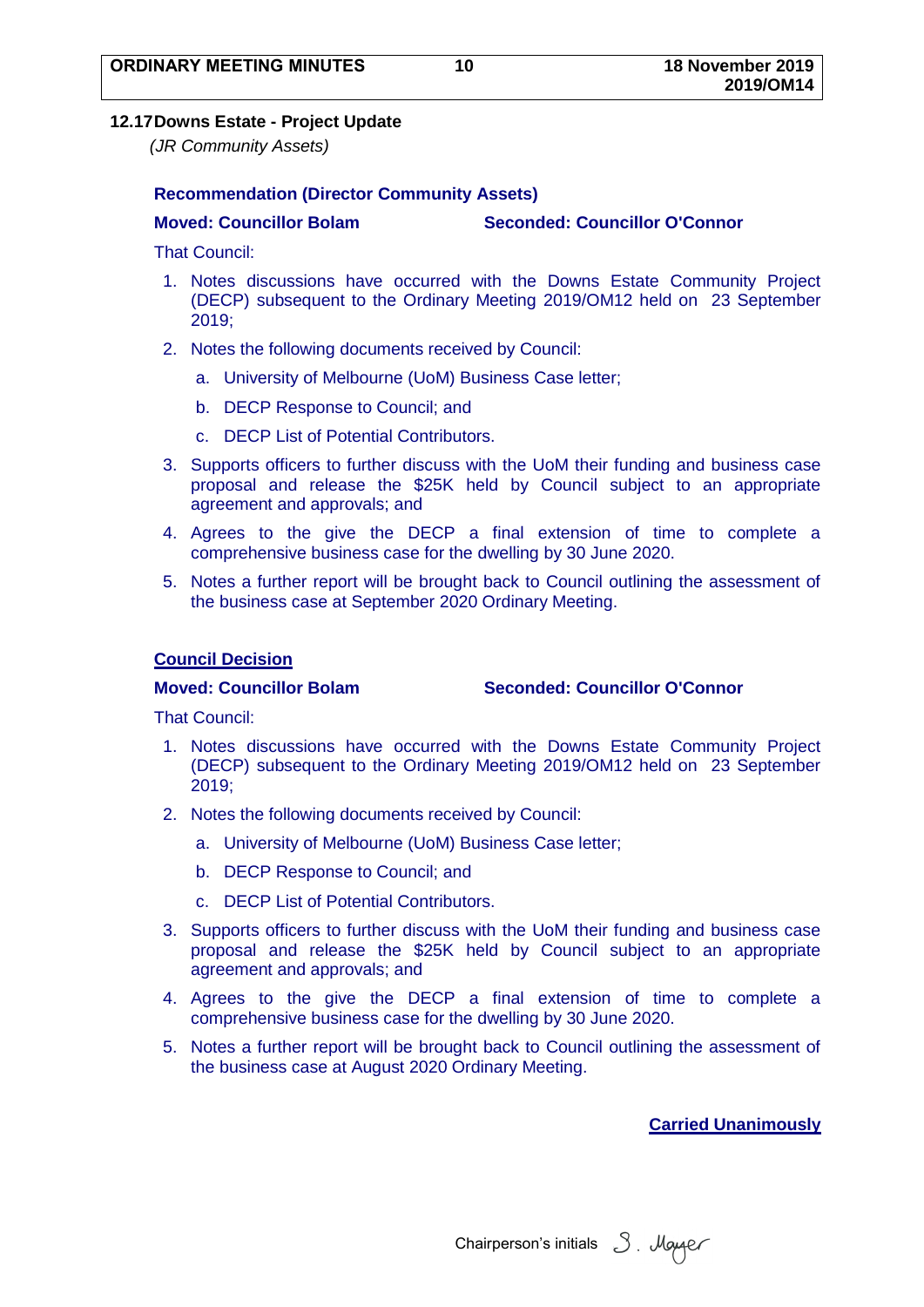## 12.17 Downs Estate - Project Update

*(JR Community Assets)*

**Recommendation (Director Community Assets)**

**Moved: Councillor Bolam** **Seconded: Councillor O'Connor**

That Council:

1. Notes discussions have occurred with the Downs Estate Community Project (DECP) subsequent to the Ordinary Meeting 2019/OM12 held on 23 September 2019;
2. Notes the following documents received by Council:
   a. University of Melbourne (UoM) Business Case letter;
   b. DECP Response to Council; and
   c. DECP List of Potential Contributors.
3. Supports officers to further discuss with the UoM their funding and business case proposal and release the $25K held by Council subject to an appropriate agreement and approvals; and
4. Agrees to the give the DECP a final extension of time to complete a comprehensive business case for the dwelling by 30 June 2020.
5. Notes a further report will be brought back to Council outlining the assessment of the business case at September 2020 Ordinary Meeting.

**Council Decision**

**Moved: Councillor Bolam** **Seconded: Councillor O'Connor**

That Council:

1. Notes discussions have occurred with the Downs Estate Community Project (DECP) subsequent to the Ordinary Meeting 2019/OM12 held on 23 September 2019;
2. Notes the following documents received by Council:
   a. University of Melbourne (UoM) Business Case letter;
   b. DECP Response to Council; and
   c. DECP List of Potential Contributors.
3. Supports officers to further discuss with the UoM their funding and business case proposal and release the $25K held by Council subject to an appropriate agreement and approvals; and
4. Agrees to the give the DECP a final extension of time to complete a comprehensive business case for the dwelling by 30 June 2020.
5. Notes a further report will be brought back to Council outlining the assessment of the business case at August 2020 Ordinary Meeting.

**Carried Unanimously**

Chairperson's initials S. Mayer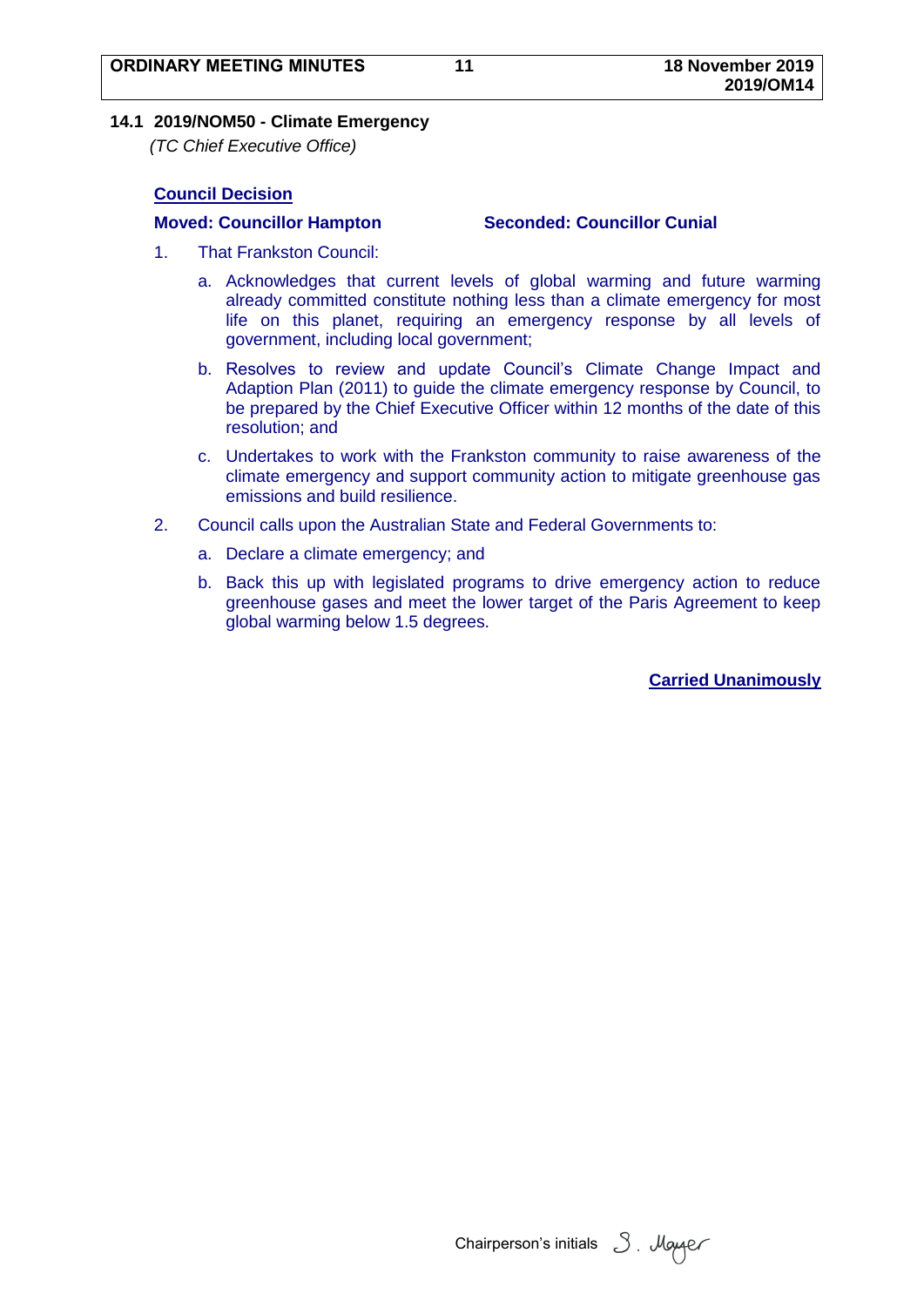### 14.1 2019/NOM50 - Climate Emergency

*(TC Chief Executive Office)*

**Council Decision**

**Moved: Councillor Hampton** **Seconded: Councillor Cunial**

1. That Frankston Council:

   a. Acknowledges that current levels of global warming and future warming already committed constitute nothing less than a climate emergency for most life on this planet, requiring an emergency response by all levels of government, including local government;

   b. Resolves to review and update Council's Climate Change Impact and Adaption Plan (2011) to guide the climate emergency response by Council, to be prepared by the Chief Executive Officer within 12 months of the date of this resolution; and

   c. Undertakes to work with the Frankston community to raise awareness of the climate emergency and support community action to mitigate greenhouse gas emissions and build resilience.

2. Council calls upon the Australian State and Federal Governments to:

   a. Declare a climate emergency; and

   b. Back this up with legislated programs to drive emergency action to reduce greenhouse gases and meet the lower target of the Paris Agreement to keep global warming below 1.5 degrees.

**Carried Unanimously**

Chairperson's initials S. Mayer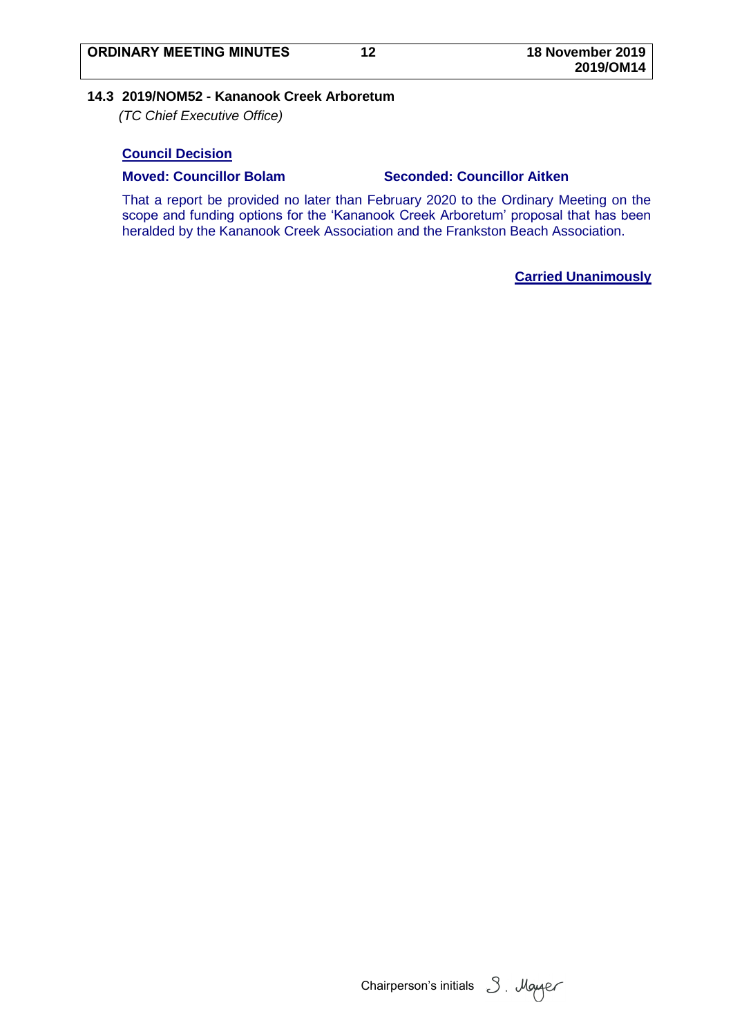### 14.3 2019/NOM52 - Kananook Creek Arboretum

*(TC Chief Executive Office)*

**Council Decision**

**Moved: Councillor Bolam** **Seconded: Councillor Aitken**

That a report be provided no later than February 2020 to the Ordinary Meeting on the scope and funding options for the 'Kananook Creek Arboretum' proposal that has been heralded by the Kananook Creek Association and the Frankston Beach Association.

**Carried Unanimously**

Chairperson's initials S. Mayer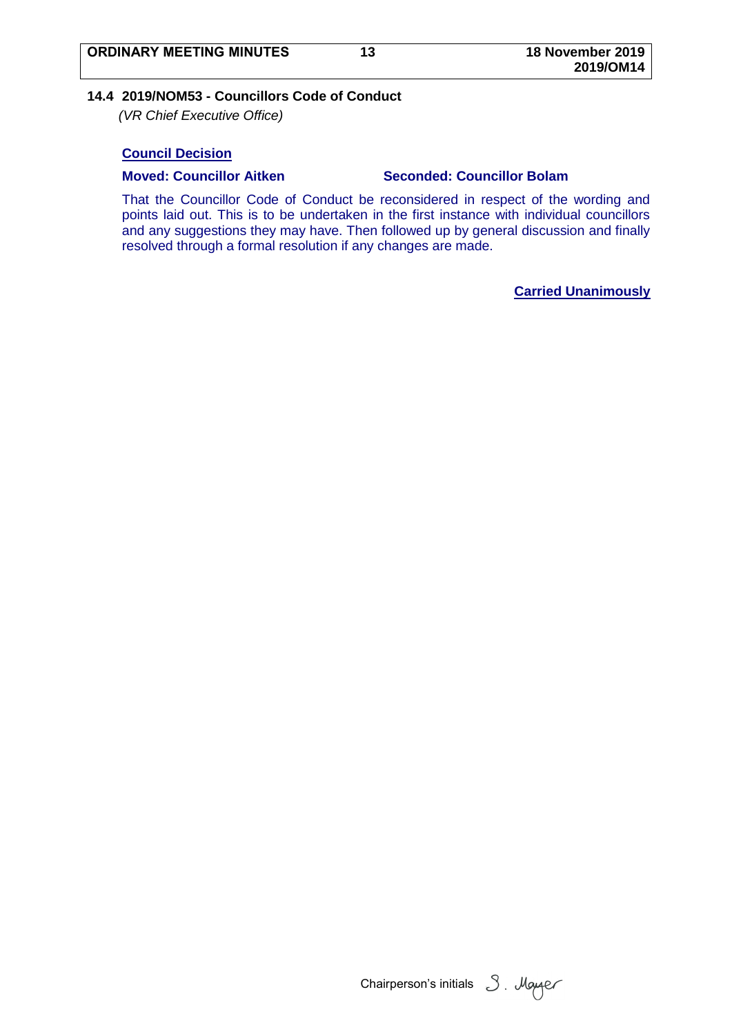## 14.4 2019/NOM53 - Councillors Code of Conduct

*(VR Chief Executive Office)*

**Council Decision**

**Moved: Councillor Aitken** **Seconded: Councillor Bolam**

That the Councillor Code of Conduct be reconsidered in respect of the wording and points laid out. This is to be undertaken in the first instance with individual councillors and any suggestions they may have. Then followed up by general discussion and finally resolved through a formal resolution if any changes are made.

**Carried Unanimously**

Chairperson's initials S. Mayer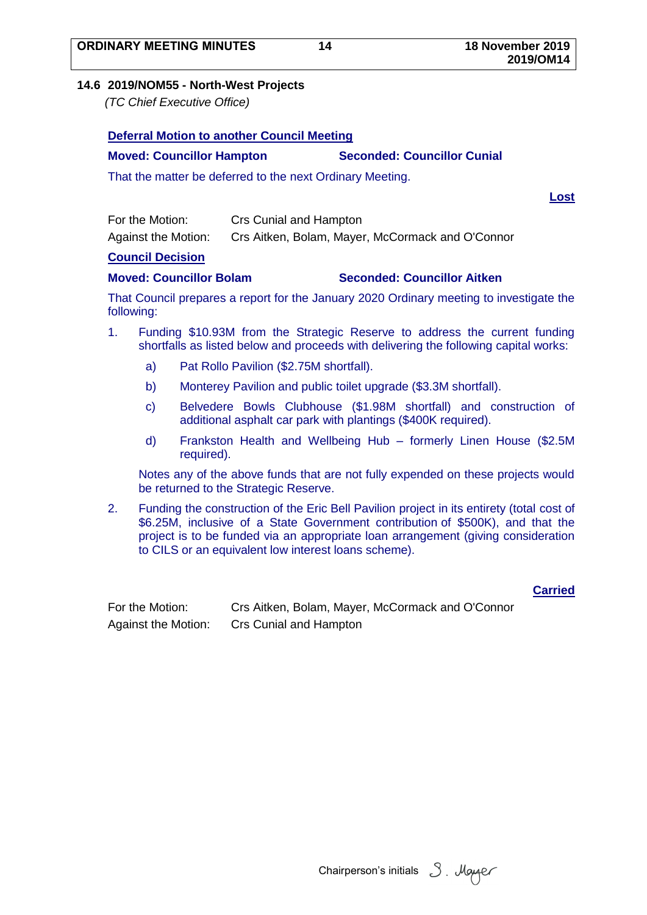### 14.6 2019/NOM55 - North-West Projects

*(TC Chief Executive Office)*

**Deferral Motion to another Council Meeting**

**Moved: Councillor Hampton** **Seconded: Councillor Cunial**

That the matter be deferred to the next Ordinary Meeting.

**Lost**

For the Motion: Crs Cunial and Hampton

Against the Motion: Crs Aitken, Bolam, Mayer, McCormack and O'Connor

**Council Decision**

**Moved: Councillor Bolam** **Seconded: Councillor Aitken**

That Council prepares a report for the January 2020 Ordinary meeting to investigate the following:

1. Funding $10.93M from the Strategic Reserve to address the current funding shortfalls as listed below and proceeds with delivering the following capital works:

   a) Pat Rollo Pavilion ($2.75M shortfall).

   b) Monterey Pavilion and public toilet upgrade ($3.3M shortfall).

   c) Belvedere Bowls Clubhouse ($1.98M shortfall) and construction of additional asphalt car park with plantings ($400K required).

   d) Frankston Health and Wellbeing Hub – formerly Linen House ($2.5M required).

   Notes any of the above funds that are not fully expended on these projects would be returned to the Strategic Reserve.

2. Funding the construction of the Eric Bell Pavilion project in its entirety (total cost of $6.25M, inclusive of a State Government contribution of $500K), and that the project is to be funded via an appropriate loan arrangement (giving consideration to CILS or an equivalent low interest loans scheme).

**Carried**

For the Motion: Crs Aitken, Bolam, Mayer, McCormack and O'Connor

Against the Motion: Crs Cunial and Hampton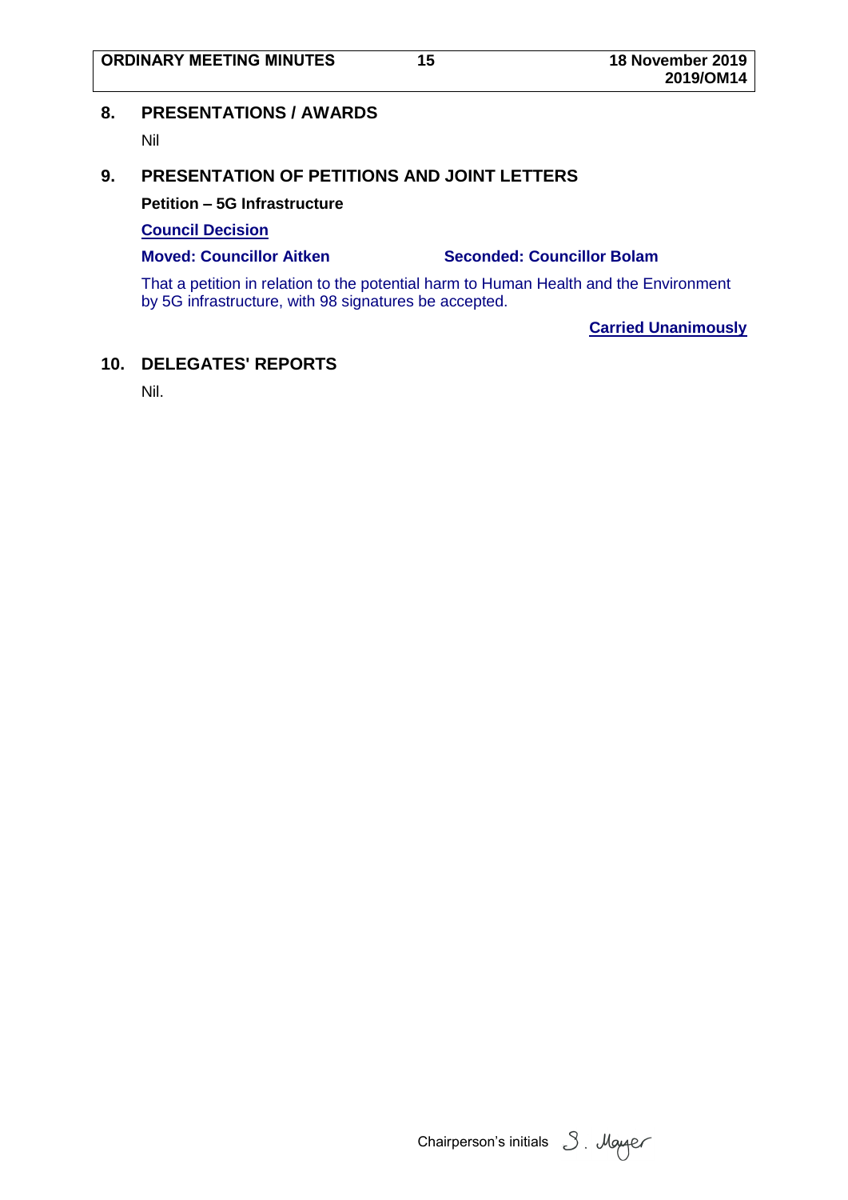## 8. PRESENTATIONS / AWARDS

Nil

## 9. PRESENTATION OF PETITIONS AND JOINT LETTERS

**Petition – 5G Infrastructure**

**Council Decision**

**Moved: Councillor Aitken** **Seconded: Councillor Bolam**

That a petition in relation to the potential harm to Human Health and the Environment by 5G infrastructure, with 98 signatures be accepted.

**Carried Unanimously**

## 10. DELEGATES' REPORTS

Nil.

Chairperson's initials S. Mayer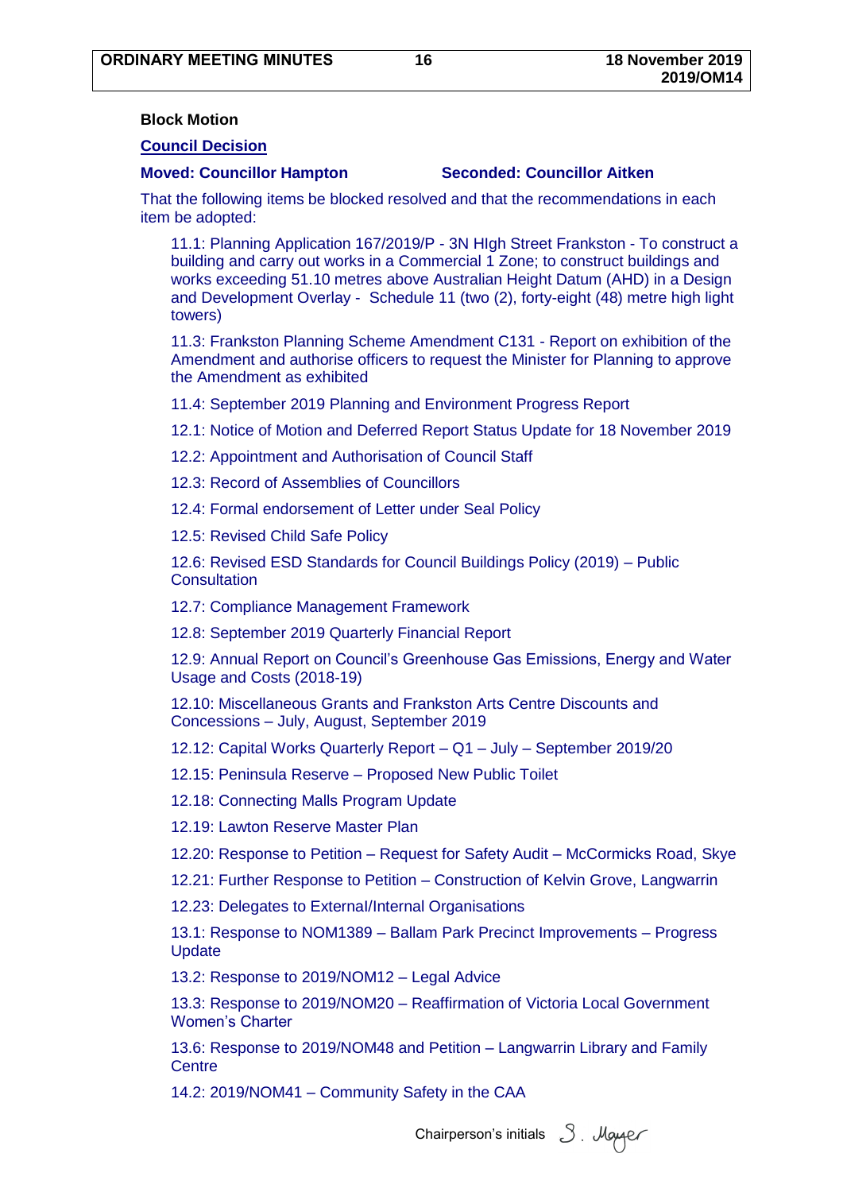**Block Motion**

**Council Decision**

**Moved: Councillor Hampton** **Seconded: Councillor Aitken**

That the following items be blocked resolved and that the recommendations in each item be adopted:

11.1: Planning Application 167/2019/P - 3N HIgh Street Frankston - To construct a building and carry out works in a Commercial 1 Zone; to construct buildings and works exceeding 51.10 metres above Australian Height Datum (AHD) in a Design and Development Overlay - Schedule 11 (two (2), forty-eight (48) metre high light towers)

11.3: Frankston Planning Scheme Amendment C131 - Report on exhibition of the Amendment and authorise officers to request the Minister for Planning to approve the Amendment as exhibited

11.4: September 2019 Planning and Environment Progress Report

12.1: Notice of Motion and Deferred Report Status Update for 18 November 2019

12.2: Appointment and Authorisation of Council Staff

12.3: Record of Assemblies of Councillors

12.4: Formal endorsement of Letter under Seal Policy

12.5: Revised Child Safe Policy

12.6: Revised ESD Standards for Council Buildings Policy (2019) – Public Consultation

12.7: Compliance Management Framework

12.8: September 2019 Quarterly Financial Report

12.9: Annual Report on Council's Greenhouse Gas Emissions, Energy and Water Usage and Costs (2018-19)

12.10: Miscellaneous Grants and Frankston Arts Centre Discounts and Concessions – July, August, September 2019

12.12: Capital Works Quarterly Report – Q1 – July – September 2019/20

12.15: Peninsula Reserve – Proposed New Public Toilet

12.18: Connecting Malls Program Update

12.19: Lawton Reserve Master Plan

12.20: Response to Petition – Request for Safety Audit – McCormicks Road, Skye

12.21: Further Response to Petition – Construction of Kelvin Grove, Langwarrin

12.23: Delegates to External/Internal Organisations

13.1: Response to NOM1389 – Ballam Park Precinct Improvements – Progress Update

13.2: Response to 2019/NOM12 – Legal Advice

13.3: Response to 2019/NOM20 – Reaffirmation of Victoria Local Government Women's Charter

13.6: Response to 2019/NOM48 and Petition – Langwarrin Library and Family Centre

14.2: 2019/NOM41 – Community Safety in the CAA

Chairperson's initials S. Mayer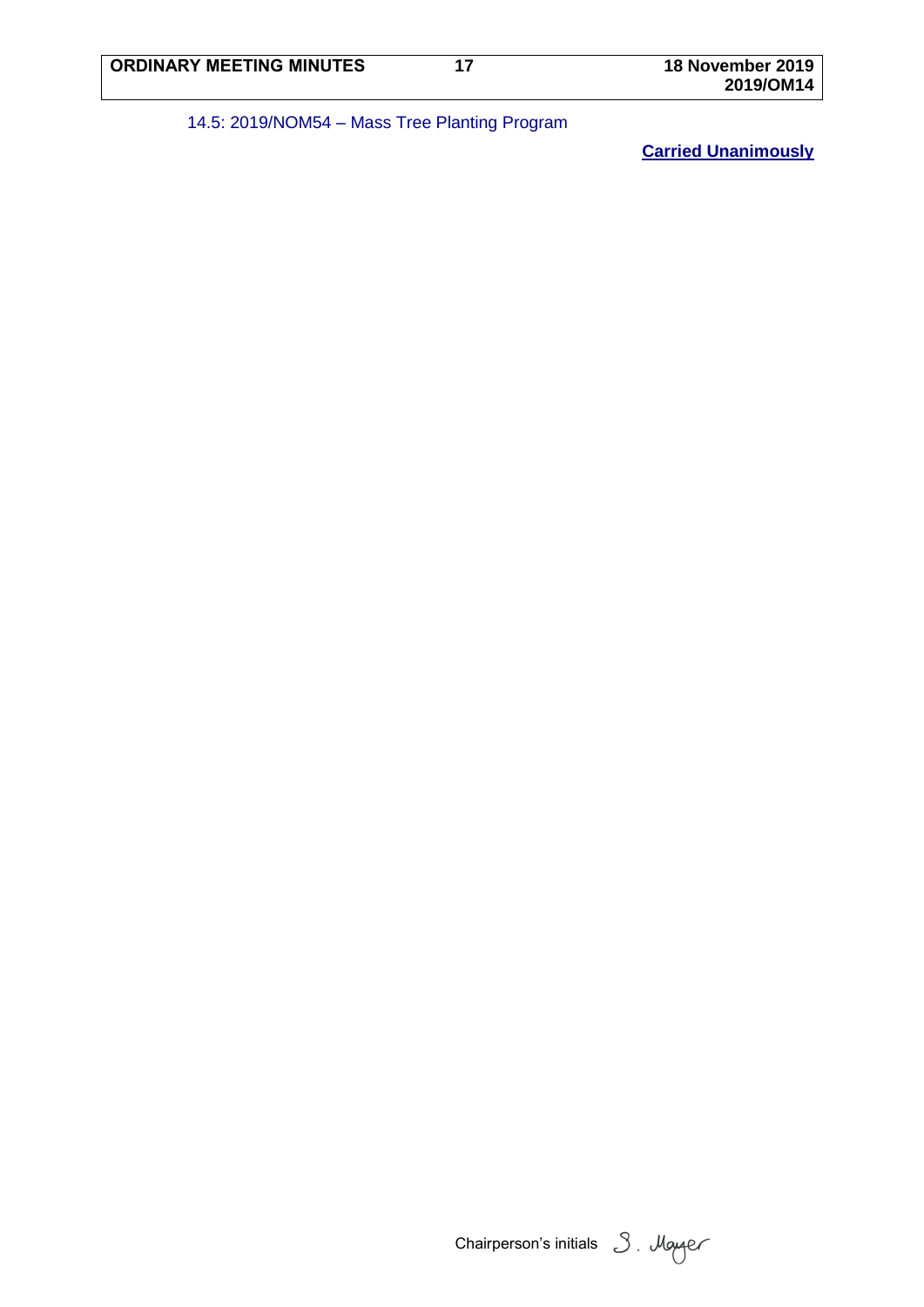14.5: 2019/NOM54 – Mass Tree Planting Program

**Carried Unanimously**

Chairperson's initials S. Mayer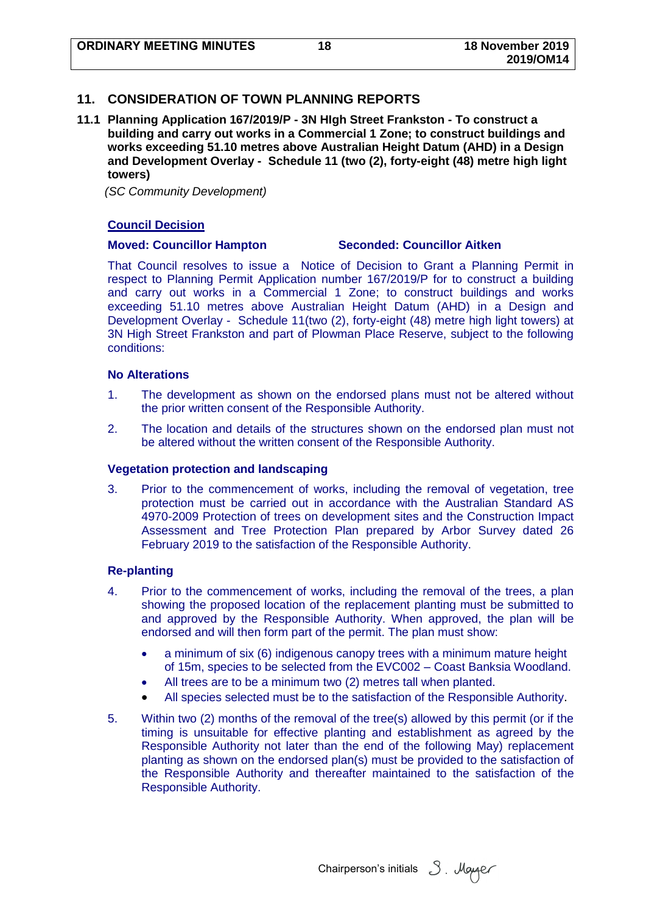## 11. CONSIDERATION OF TOWN PLANNING REPORTS

### 11.1 Planning Application 167/2019/P - 3N HIgh Street Frankston - To construct a building and carry out works in a Commercial 1 Zone; to construct buildings and works exceeding 51.10 metres above Australian Height Datum (AHD) in a Design and Development Overlay - Schedule 11 (two (2), forty-eight (48) metre high light towers)

*(SC Community Development)*

**Council Decision**

**Moved: Councillor Hampton** **Seconded: Councillor Aitken**

That Council resolves to issue a Notice of Decision to Grant a Planning Permit in respect to Planning Permit Application number 167/2019/P for to construct a building and carry out works in a Commercial 1 Zone; to construct buildings and works exceeding 51.10 metres above Australian Height Datum (AHD) in a Design and Development Overlay - Schedule 11(two (2), forty-eight (48) metre high light towers) at 3N High Street Frankston and part of Plowman Place Reserve, subject to the following conditions:

**No Alterations**

1. The development as shown on the endorsed plans must not be altered without the prior written consent of the Responsible Authority.
2. The location and details of the structures shown on the endorsed plan must not be altered without the written consent of the Responsible Authority.

**Vegetation protection and landscaping**

3. Prior to the commencement of works, including the removal of vegetation, tree protection must be carried out in accordance with the Australian Standard AS 4970-2009 Protection of trees on development sites and the Construction Impact Assessment and Tree Protection Plan prepared by Arbor Survey dated 26 February 2019 to the satisfaction of the Responsible Authority.

**Re-planting**

4. Prior to the commencement of works, including the removal of the trees, a plan showing the proposed location of the replacement planting must be submitted to and approved by the Responsible Authority. When approved, the plan will be endorsed and will then form part of the permit. The plan must show:
   - a minimum of six (6) indigenous canopy trees with a minimum mature height of 15m, species to be selected from the EVC002 – Coast Banksia Woodland.
   - All trees are to be a minimum two (2) metres tall when planted.
   - All species selected must be to the satisfaction of the Responsible Authority.
5. Within two (2) months of the removal of the tree(s) allowed by this permit (or if the timing is unsuitable for effective planting and establishment as agreed by the Responsible Authority not later than the end of the following May) replacement planting as shown on the endorsed plan(s) must be provided to the satisfaction of the Responsible Authority and thereafter maintained to the satisfaction of the Responsible Authority.

Chairperson's initials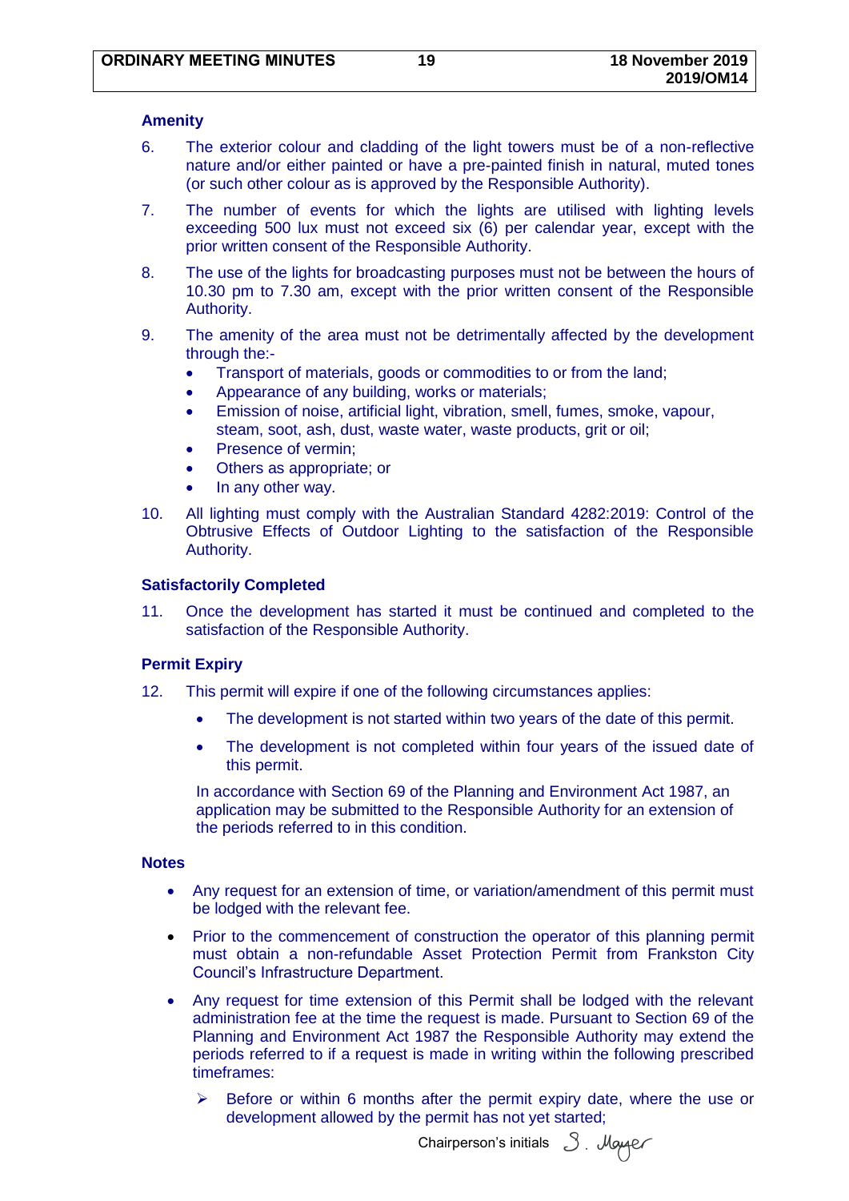### Amenity

6. The exterior colour and cladding of the light towers must be of a non-reflective nature and/or either painted or have a pre-painted finish in natural, muted tones (or such other colour as is approved by the Responsible Authority).

7. The number of events for which the lights are utilised with lighting levels exceeding 500 lux must not exceed six (6) per calendar year, except with the prior written consent of the Responsible Authority.

8. The use of the lights for broadcasting purposes must not be between the hours of 10.30 pm to 7.30 am, except with the prior written consent of the Responsible Authority.

9. The amenity of the area must not be detrimentally affected by the development through the:-
   - Transport of materials, goods or commodities to or from the land;
   - Appearance of any building, works or materials;
   - Emission of noise, artificial light, vibration, smell, fumes, smoke, vapour, steam, soot, ash, dust, waste water, waste products, grit or oil;
   - Presence of vermin;
   - Others as appropriate; or
   - In any other way.

10. All lighting must comply with the Australian Standard 4282:2019: Control of the Obtrusive Effects of Outdoor Lighting to the satisfaction of the Responsible Authority.

### Satisfactorily Completed

11. Once the development has started it must be continued and completed to the satisfaction of the Responsible Authority.

### Permit Expiry

12. This permit will expire if one of the following circumstances applies:

    - The development is not started within two years of the date of this permit.

    - The development is not completed within four years of the issued date of this permit.

    In accordance with Section 69 of the Planning and Environment Act 1987, an application may be submitted to the Responsible Authority for an extension of the periods referred to in this condition.

### Notes

- Any request for an extension of time, or variation/amendment of this permit must be lodged with the relevant fee.

- Prior to the commencement of construction the operator of this planning permit must obtain a non-refundable Asset Protection Permit from Frankston City Council's Infrastructure Department.

- Any request for time extension of this Permit shall be lodged with the relevant administration fee at the time the request is made. Pursuant to Section 69 of the Planning and Environment Act 1987 the Responsible Authority may extend the periods referred to if a request is made in writing within the following prescribed timeframes:

  - Before or within 6 months after the permit expiry date, where the use or development allowed by the permit has not yet started;

Chairperson's initials S. Mayer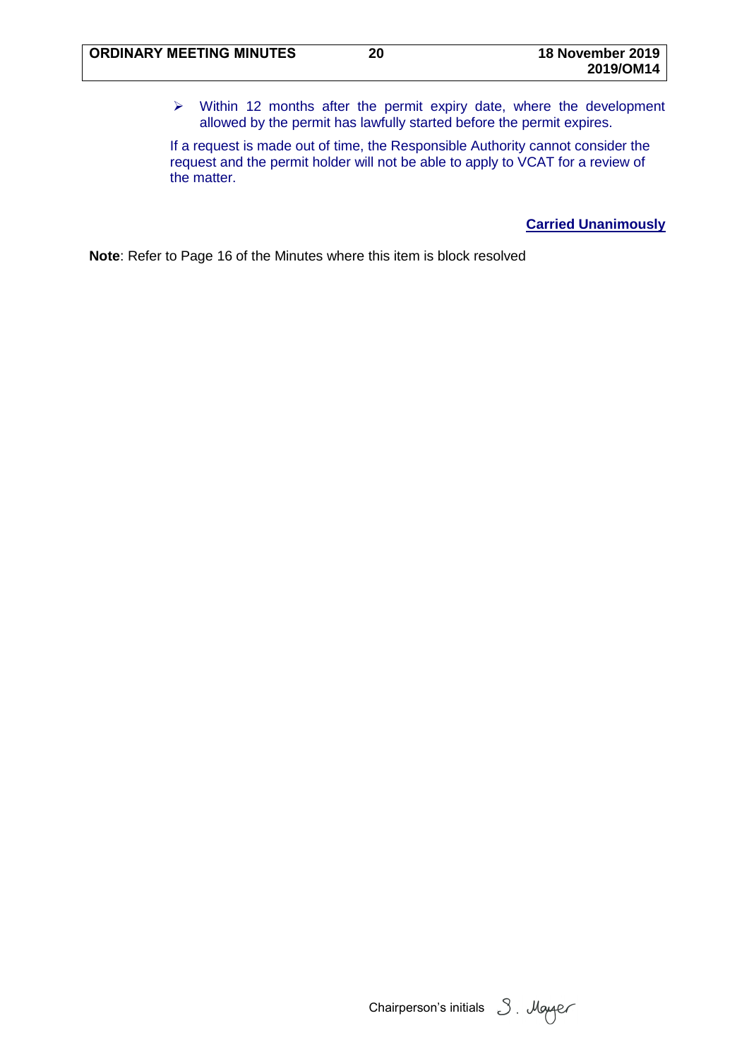- Within 12 months after the permit expiry date, where the development allowed by the permit has lawfully started before the permit expires.

If a request is made out of time, the Responsible Authority cannot consider the request and the permit holder will not be able to apply to VCAT for a review of the matter.

**Carried Unanimously**

**Note**: Refer to Page 16 of the Minutes where this item is block resolved

Chairperson's initials S. Mayer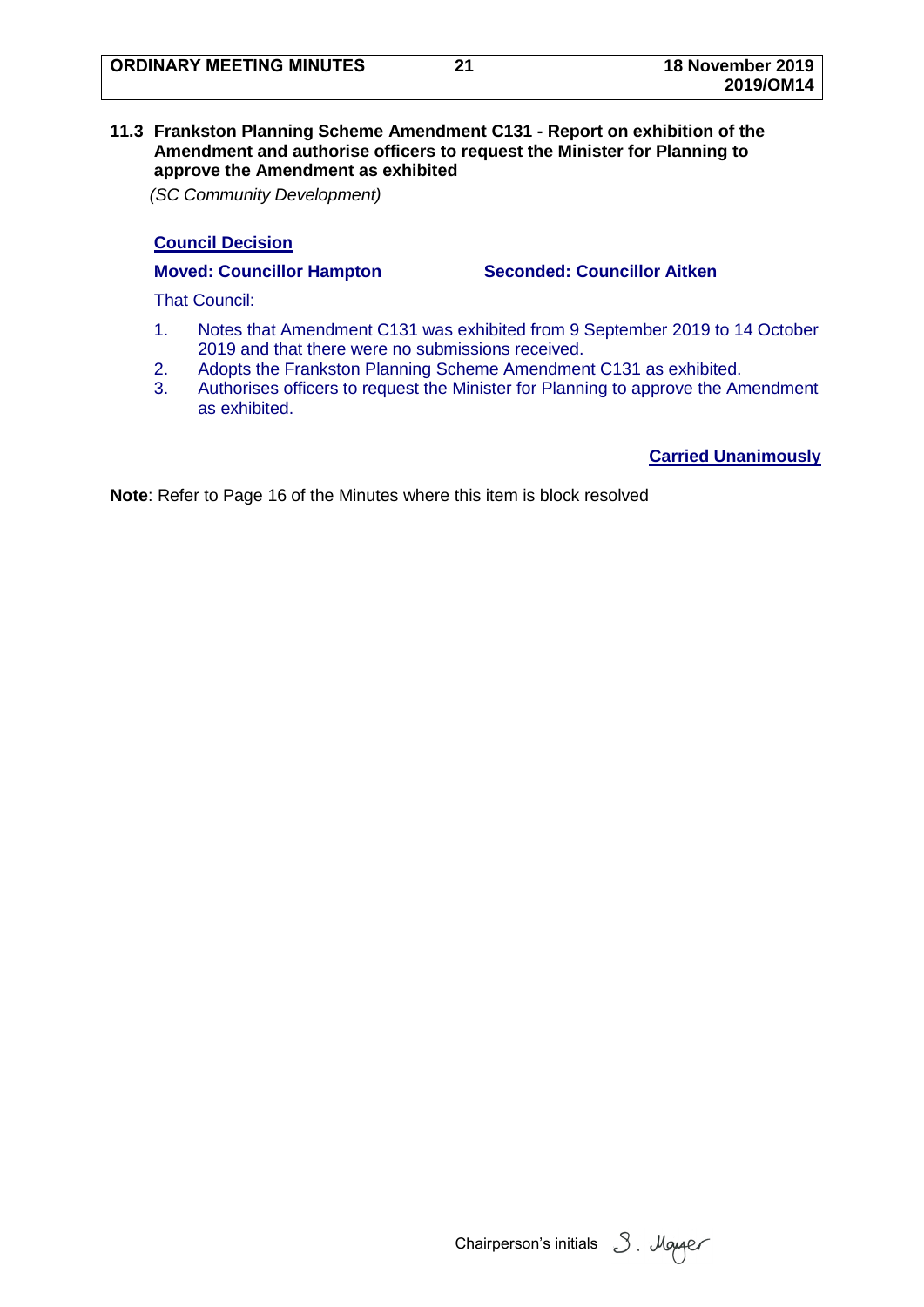### 11.3 Frankston Planning Scheme Amendment C131 - Report on exhibition of the Amendment and authorise officers to request the Minister for Planning to approve the Amendment as exhibited

*(SC Community Development)*

**Council Decision**

**Moved: Councillor Hampton** **Seconded: Councillor Aitken**

That Council:

1. Notes that Amendment C131 was exhibited from 9 September 2019 to 14 October 2019 and that there were no submissions received.
2. Adopts the Frankston Planning Scheme Amendment C131 as exhibited.
3. Authorises officers to request the Minister for Planning to approve the Amendment as exhibited.

**Carried Unanimously**

**Note**: Refer to Page 16 of the Minutes where this item is block resolved

Chairperson's initials S. Mayer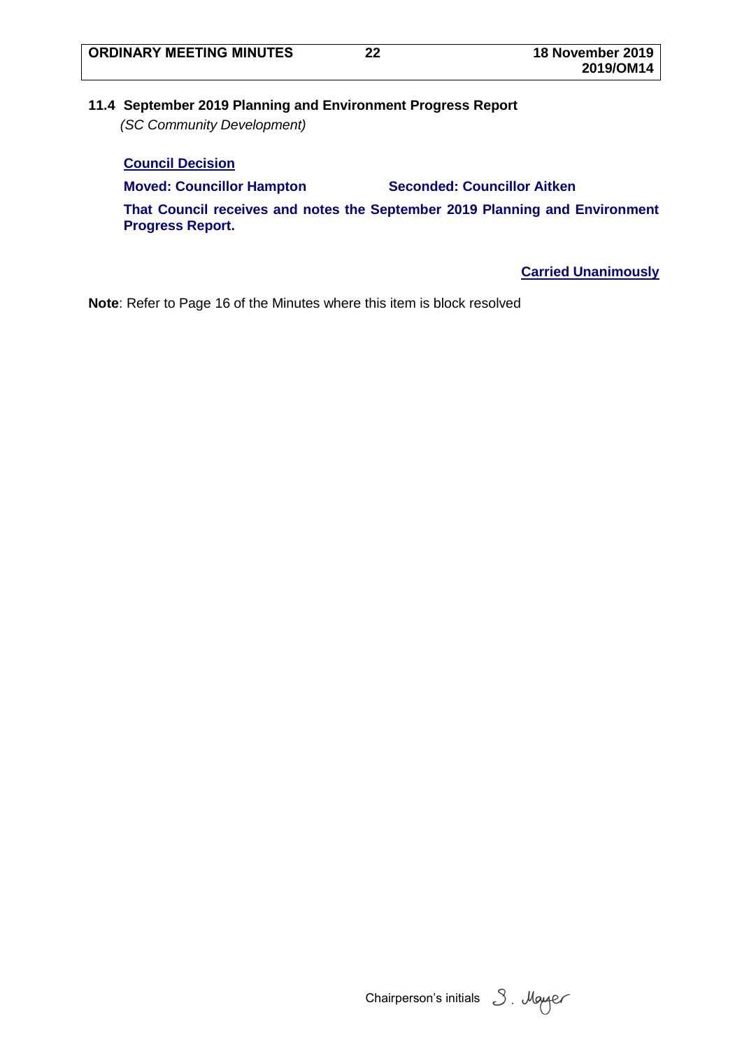### 11.4 September 2019 Planning and Environment Progress Report

*(SC Community Development)*

**Council Decision**

**Moved: Councillor Hampton** **Seconded: Councillor Aitken**

**That Council receives and notes the September 2019 Planning and Environment Progress Report.**

**Carried Unanimously**

**Note**: Refer to Page 16 of the Minutes where this item is block resolved

Chairperson's initials S. Mayer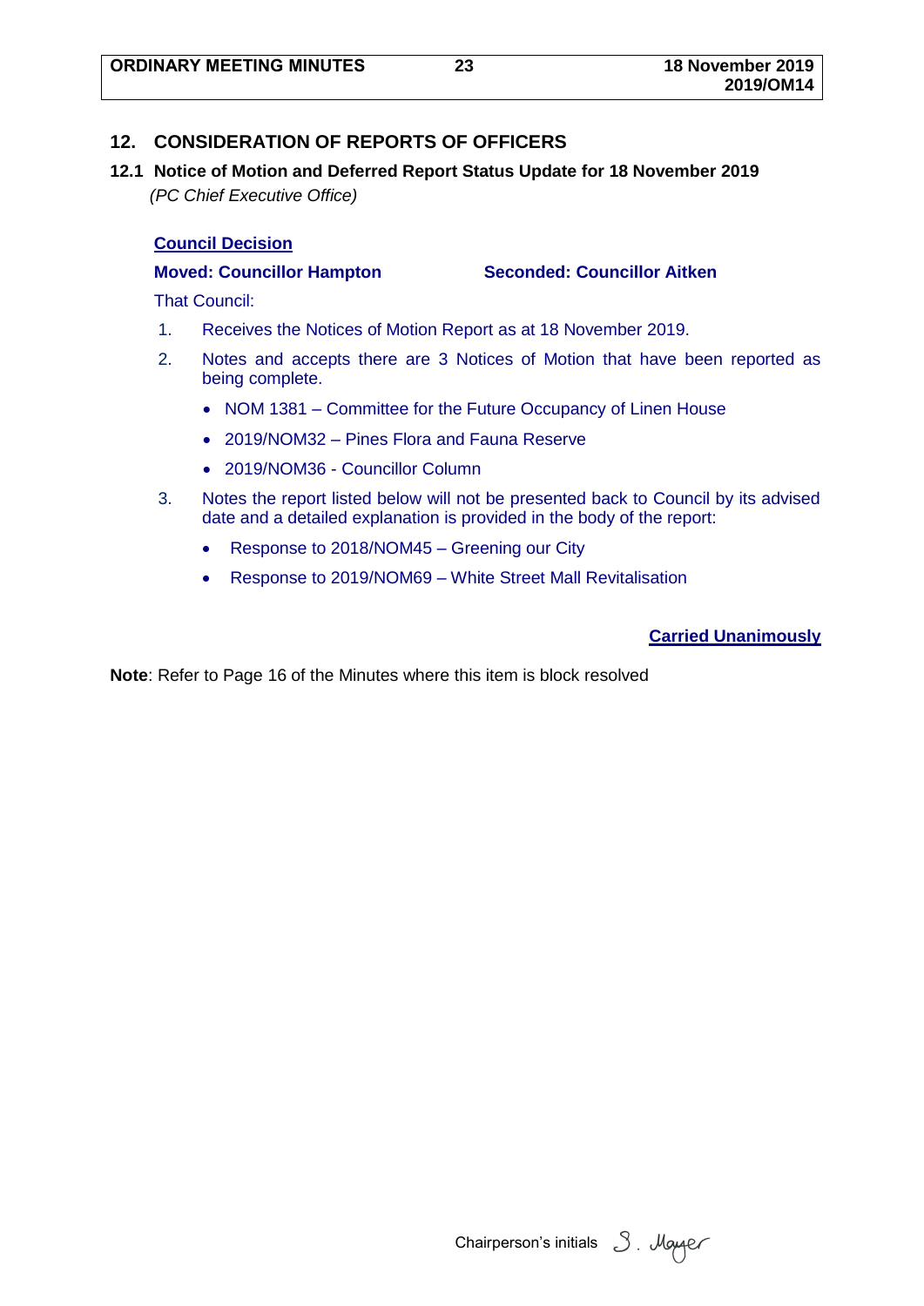## 12. CONSIDERATION OF REPORTS OF OFFICERS

### 12.1 Notice of Motion and Deferred Report Status Update for 18 November 2019

*(PC Chief Executive Office)*

**Council Decision**

**Moved: Councillor Hampton** **Seconded: Councillor Aitken**

That Council:

1. Receives the Notices of Motion Report as at 18 November 2019.
2. Notes and accepts there are 3 Notices of Motion that have been reported as being complete.
   - NOM 1381 – Committee for the Future Occupancy of Linen House
   - 2019/NOM32 – Pines Flora and Fauna Reserve
   - 2019/NOM36 - Councillor Column
3. Notes the report listed below will not be presented back to Council by its advised date and a detailed explanation is provided in the body of the report:
   - Response to 2018/NOM45 – Greening our City
   - Response to 2019/NOM69 – White Street Mall Revitalisation

**Carried Unanimously**

**Note**: Refer to Page 16 of the Minutes where this item is block resolved

Chairperson's initials S. Mayer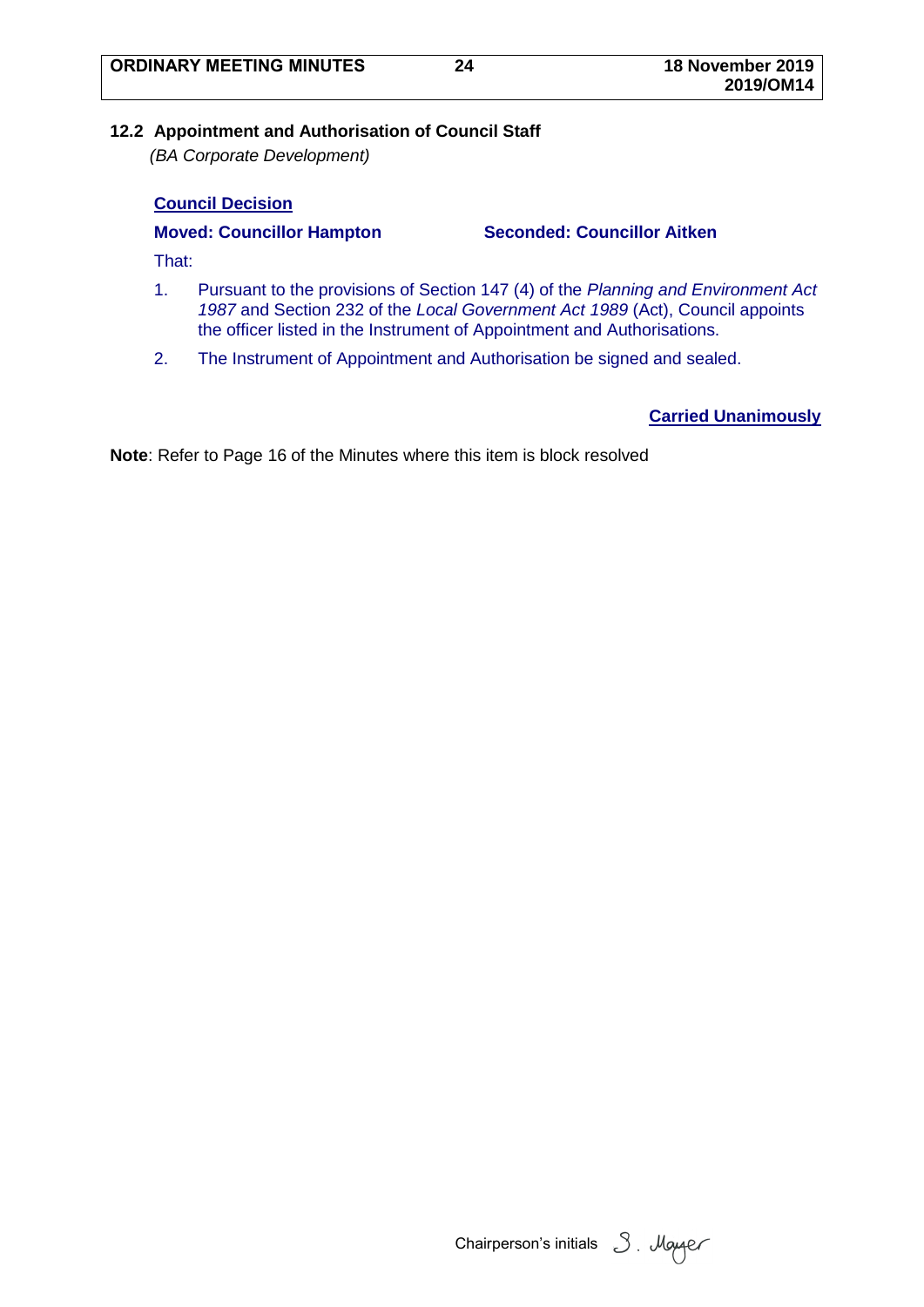### 12.2 Appointment and Authorisation of Council Staff

*(BA Corporate Development)*

**Council Decision**

**Moved: Councillor Hampton** **Seconded: Councillor Aitken**

That:

1. Pursuant to the provisions of Section 147 (4) of the *Planning and Environment Act 1987* and Section 232 of the *Local Government Act 1989* (Act), Council appoints the officer listed in the Instrument of Appointment and Authorisations.
2. The Instrument of Appointment and Authorisation be signed and sealed.

**Carried Unanimously**

**Note**: Refer to Page 16 of the Minutes where this item is block resolved

Chairperson's initials S. Mayer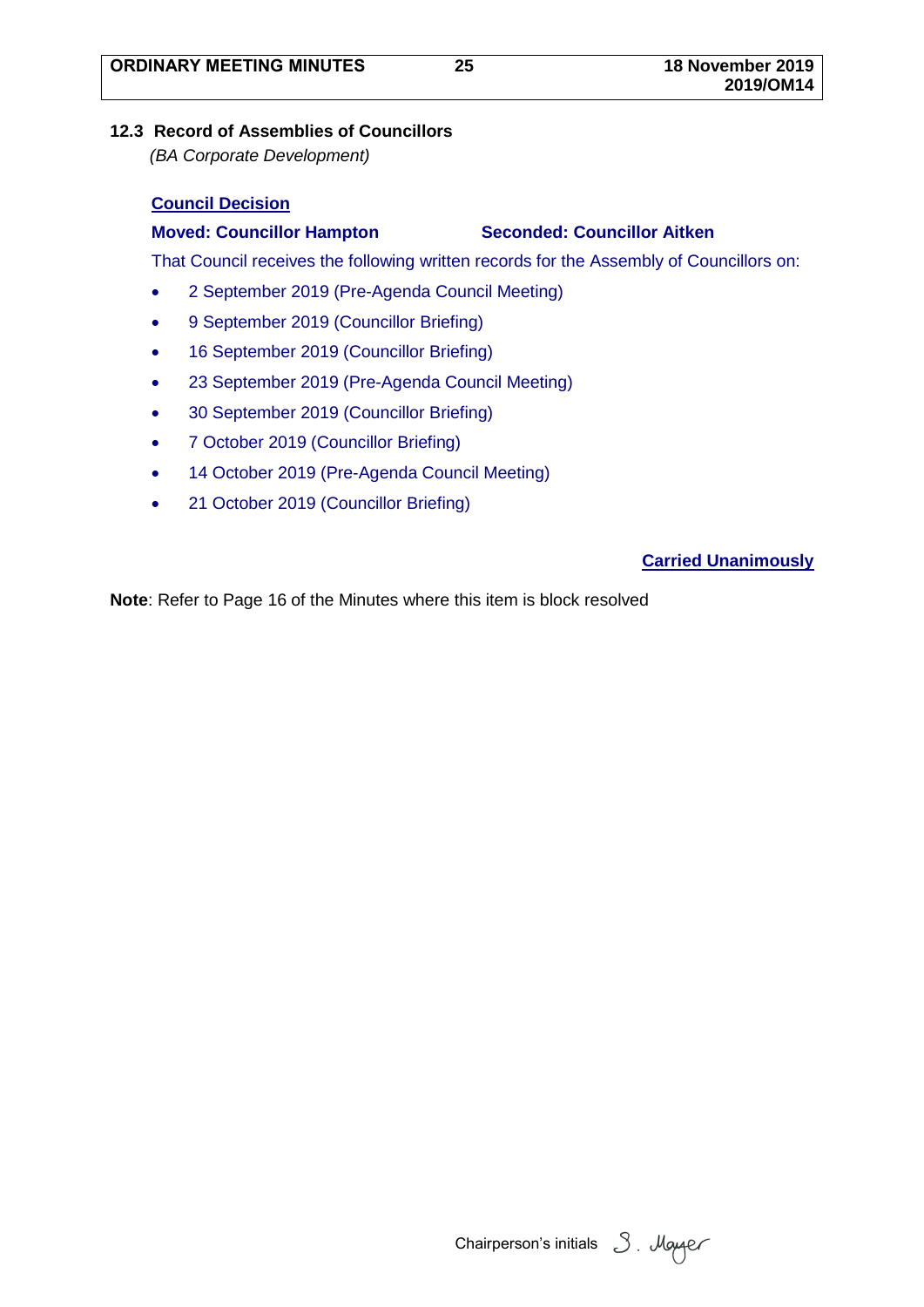## 12.3 Record of Assemblies of Councillors

*(BA Corporate Development)*

**Council Decision**

**Moved: Councillor Hampton** **Seconded: Councillor Aitken**

That Council receives the following written records for the Assembly of Councillors on:

- 2 September 2019 (Pre-Agenda Council Meeting)
- 9 September 2019 (Councillor Briefing)
- 16 September 2019 (Councillor Briefing)
- 23 September 2019 (Pre-Agenda Council Meeting)
- 30 September 2019 (Councillor Briefing)
- 7 October 2019 (Councillor Briefing)
- 14 October 2019 (Pre-Agenda Council Meeting)
- 21 October 2019 (Councillor Briefing)

**Carried Unanimously**

**Note**: Refer to Page 16 of the Minutes where this item is block resolved

Chairperson's initials S. Mayer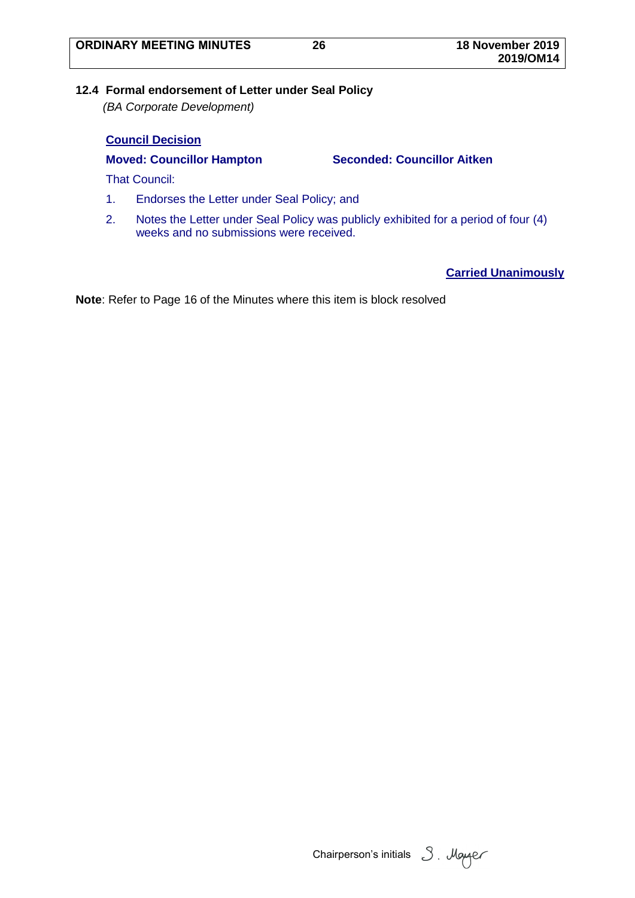## 12.4 Formal endorsement of Letter under Seal Policy

*(BA Corporate Development)*

**Council Decision**

**Moved: Councillor Hampton** **Seconded: Councillor Aitken**

That Council:

1. Endorses the Letter under Seal Policy; and
2. Notes the Letter under Seal Policy was publicly exhibited for a period of four (4) weeks and no submissions were received.

**Carried Unanimously**

**Note**: Refer to Page 16 of the Minutes where this item is block resolved

Chairperson's initials S. Mayer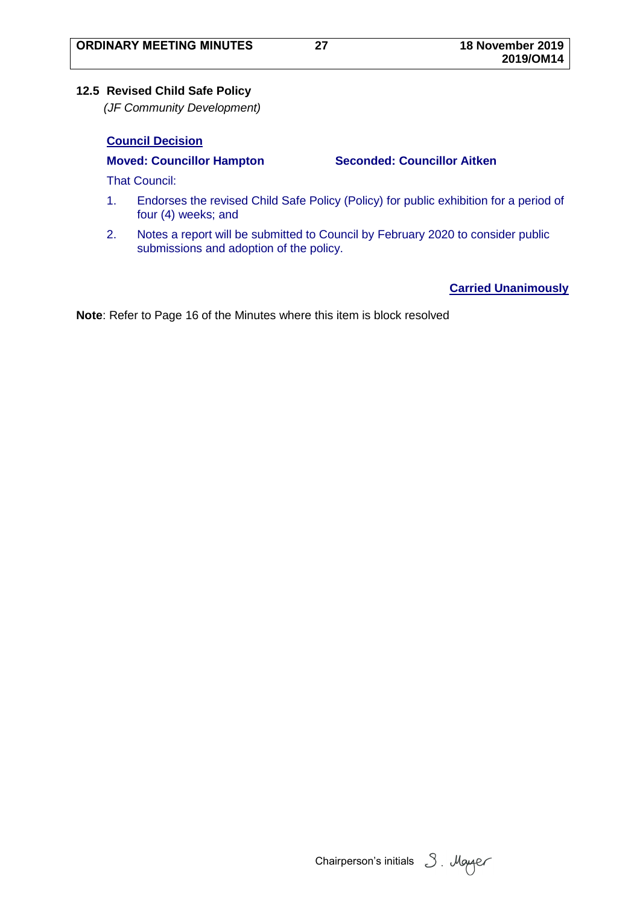## 12.5 Revised Child Safe Policy

*(JF Community Development)*

**Council Decision**

**Moved: Councillor Hampton** **Seconded: Councillor Aitken**

That Council:

1. Endorses the revised Child Safe Policy (Policy) for public exhibition for a period of four (4) weeks; and
2. Notes a report will be submitted to Council by February 2020 to consider public submissions and adoption of the policy.

**Carried Unanimously**

**Note**: Refer to Page 16 of the Minutes where this item is block resolved

Chairperson's initials S. Mayer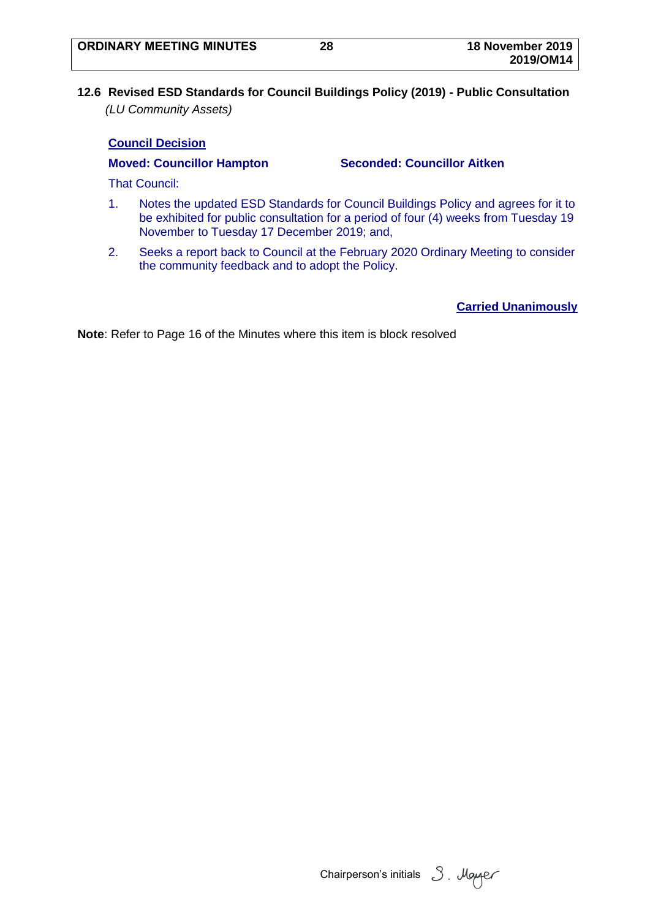### 12.6 Revised ESD Standards for Council Buildings Policy (2019) - Public Consultation

*(LU Community Assets)*

**Council Decision**

**Moved: Councillor Hampton** **Seconded: Councillor Aitken**

That Council:

1. Notes the updated ESD Standards for Council Buildings Policy and agrees for it to be exhibited for public consultation for a period of four (4) weeks from Tuesday 19 November to Tuesday 17 December 2019; and,
2. Seeks a report back to Council at the February 2020 Ordinary Meeting to consider the community feedback and to adopt the Policy.

**Carried Unanimously**

**Note**: Refer to Page 16 of the Minutes where this item is block resolved

Chairperson's initials S. Mayer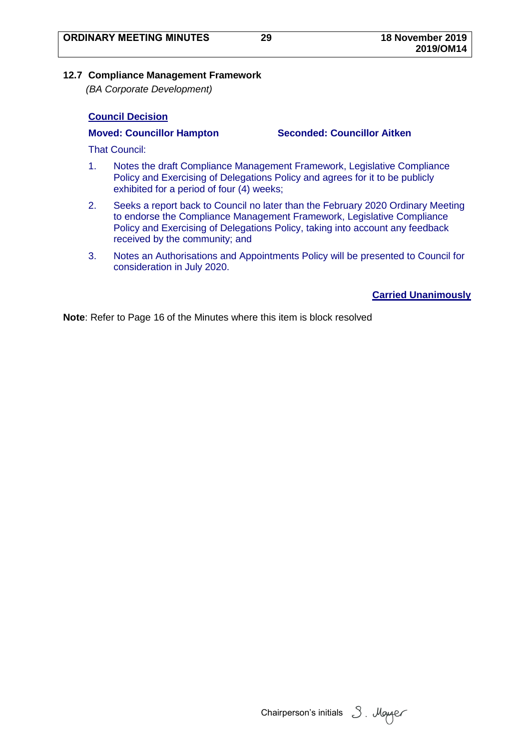### 12.7 Compliance Management Framework

*(BA Corporate Development)*

**Council Decision**

**Moved: Councillor Hampton** **Seconded: Councillor Aitken**

That Council:

1. Notes the draft Compliance Management Framework, Legislative Compliance Policy and Exercising of Delegations Policy and agrees for it to be publicly exhibited for a period of four (4) weeks;
2. Seeks a report back to Council no later than the February 2020 Ordinary Meeting to endorse the Compliance Management Framework, Legislative Compliance Policy and Exercising of Delegations Policy, taking into account any feedback received by the community; and
3. Notes an Authorisations and Appointments Policy will be presented to Council for consideration in July 2020.

**Carried Unanimously**

**Note**: Refer to Page 16 of the Minutes where this item is block resolved

Chairperson's initials S. Mayer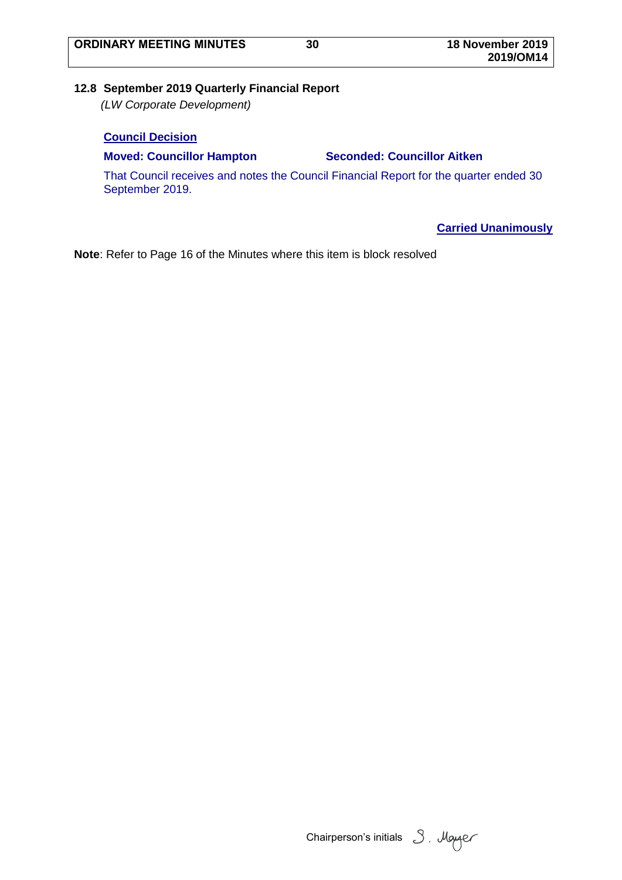## 12.8 September 2019 Quarterly Financial Report

*(LW Corporate Development)*

**Council Decision**

**Moved: Councillor Hampton** **Seconded: Councillor Aitken**

That Council receives and notes the Council Financial Report for the quarter ended 30 September 2019.

**Carried Unanimously**

**Note**: Refer to Page 16 of the Minutes where this item is block resolved

Chairperson's initials S. Mayer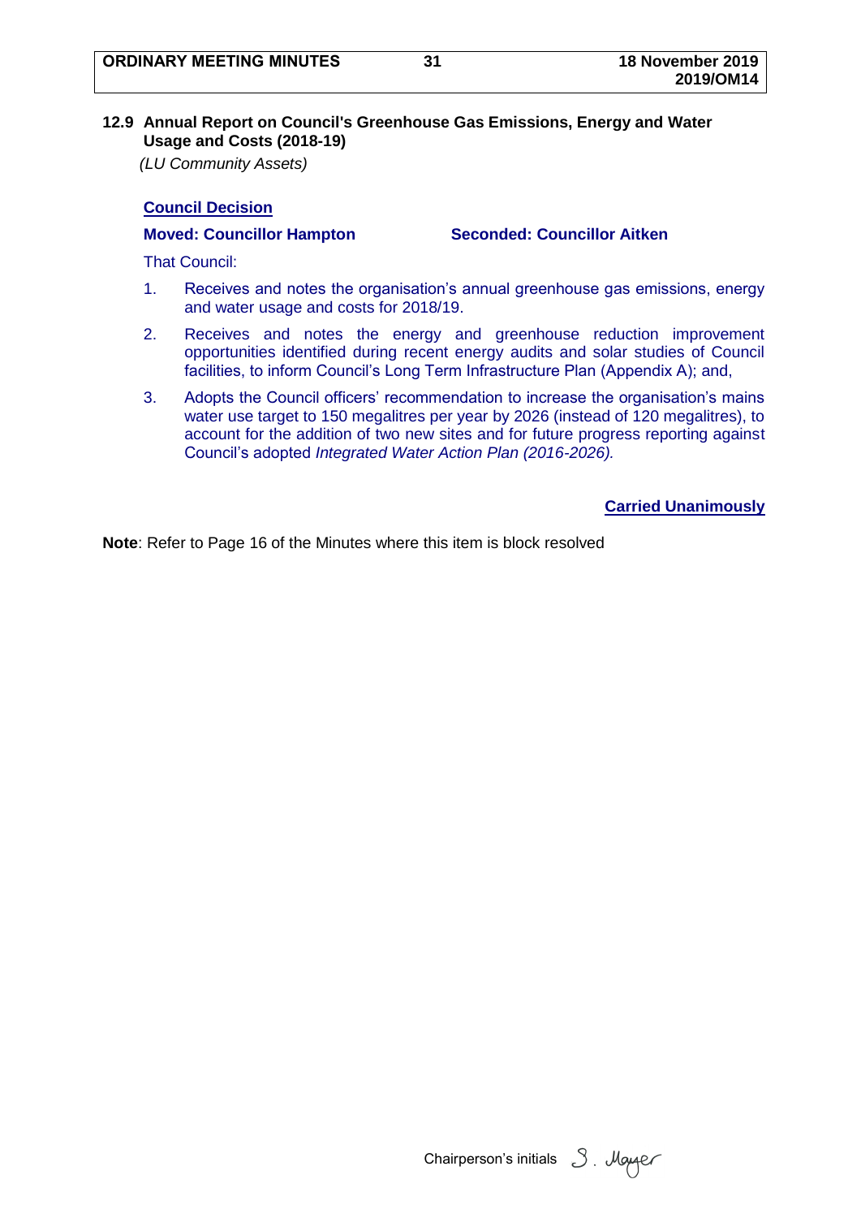## 12.9 Annual Report on Council's Greenhouse Gas Emissions, Energy and Water Usage and Costs (2018-19)

*(LU Community Assets)*

**Council Decision**

**Moved: Councillor Hampton** **Seconded: Councillor Aitken**

That Council:

1. Receives and notes the organisation's annual greenhouse gas emissions, energy and water usage and costs for 2018/19.
2. Receives and notes the energy and greenhouse reduction improvement opportunities identified during recent energy audits and solar studies of Council facilities, to inform Council's Long Term Infrastructure Plan (Appendix A); and,
3. Adopts the Council officers' recommendation to increase the organisation's mains water use target to 150 megalitres per year by 2026 (instead of 120 megalitres), to account for the addition of two new sites and for future progress reporting against Council's adopted *Integrated Water Action Plan (2016-2026).*

**Carried Unanimously**

**Note**: Refer to Page 16 of the Minutes where this item is block resolved

Chairperson's initials S. Mayer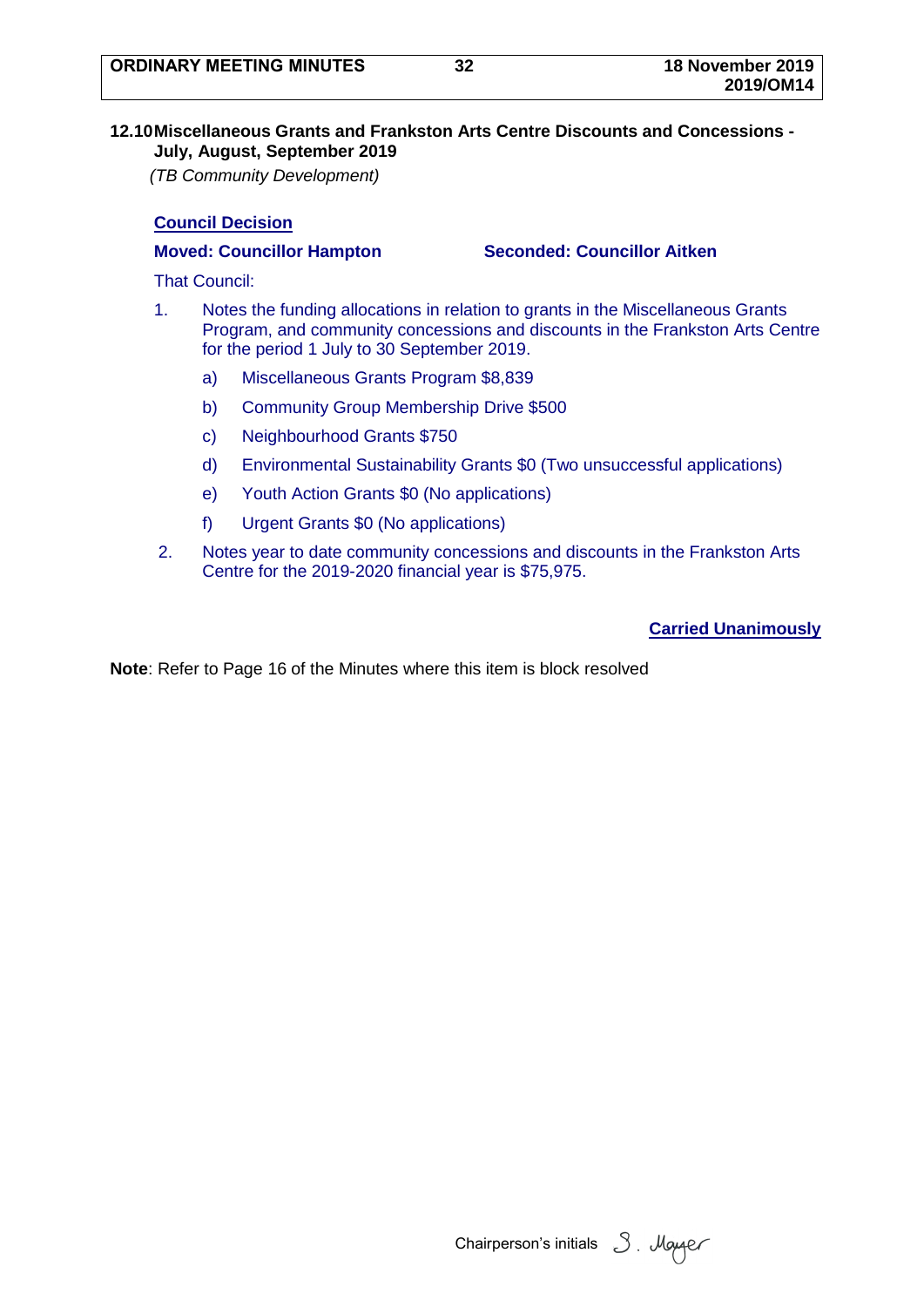## 12.10 Miscellaneous Grants and Frankston Arts Centre Discounts and Concessions - July, August, September 2019

*(TB Community Development)*

**Council Decision**

**Moved: Councillor Hampton** **Seconded: Councillor Aitken**

That Council:

1. Notes the funding allocations in relation to grants in the Miscellaneous Grants Program, and community concessions and discounts in the Frankston Arts Centre for the period 1 July to 30 September 2019.

   a) Miscellaneous Grants Program $8,839

   b) Community Group Membership Drive $500

   c) Neighbourhood Grants $750

   d) Environmental Sustainability Grants $0 (Two unsuccessful applications)

   e) Youth Action Grants $0 (No applications)

   f) Urgent Grants $0 (No applications)

2. Notes year to date community concessions and discounts in the Frankston Arts Centre for the 2019-2020 financial year is $75,975.

**Carried Unanimously**

**Note**: Refer to Page 16 of the Minutes where this item is block resolved

Chairperson's initials S. Mayer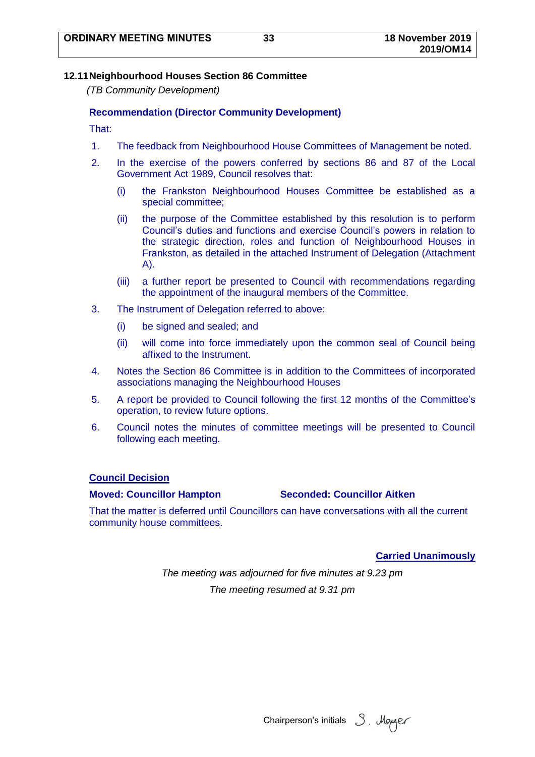## 12.11 Neighbourhood Houses Section 86 Committee

*(TB Community Development)*

### Recommendation (Director Community Development)

That:

1. The feedback from Neighbourhood House Committees of Management be noted.
2. In the exercise of the powers conferred by sections 86 and 87 of the Local Government Act 1989, Council resolves that:
   - (i) the Frankston Neighbourhood Houses Committee be established as a special committee;
   - (ii) the purpose of the Committee established by this resolution is to perform Council's duties and functions and exercise Council's powers in relation to the strategic direction, roles and function of Neighbourhood Houses in Frankston, as detailed in the attached Instrument of Delegation (Attachment A).
   - (iii) a further report be presented to Council with recommendations regarding the appointment of the inaugural members of the Committee.
3. The Instrument of Delegation referred to above:
   - (i) be signed and sealed; and
   - (ii) will come into force immediately upon the common seal of Council being affixed to the Instrument.
4. Notes the Section 86 Committee is in addition to the Committees of incorporated associations managing the Neighbourhood Houses
5. A report be provided to Council following the first 12 months of the Committee's operation, to review future options.
6. Council notes the minutes of committee meetings will be presented to Council following each meeting.

**Council Decision**

**Moved: Councillor Hampton** **Seconded: Councillor Aitken**

That the matter is deferred until Councillors can have conversations with all the current community house committees.

**Carried Unanimously**

*The meeting was adjourned for five minutes at 9.23 pm*

*The meeting resumed at 9.31 pm*

Chairperson's initials S. Mayer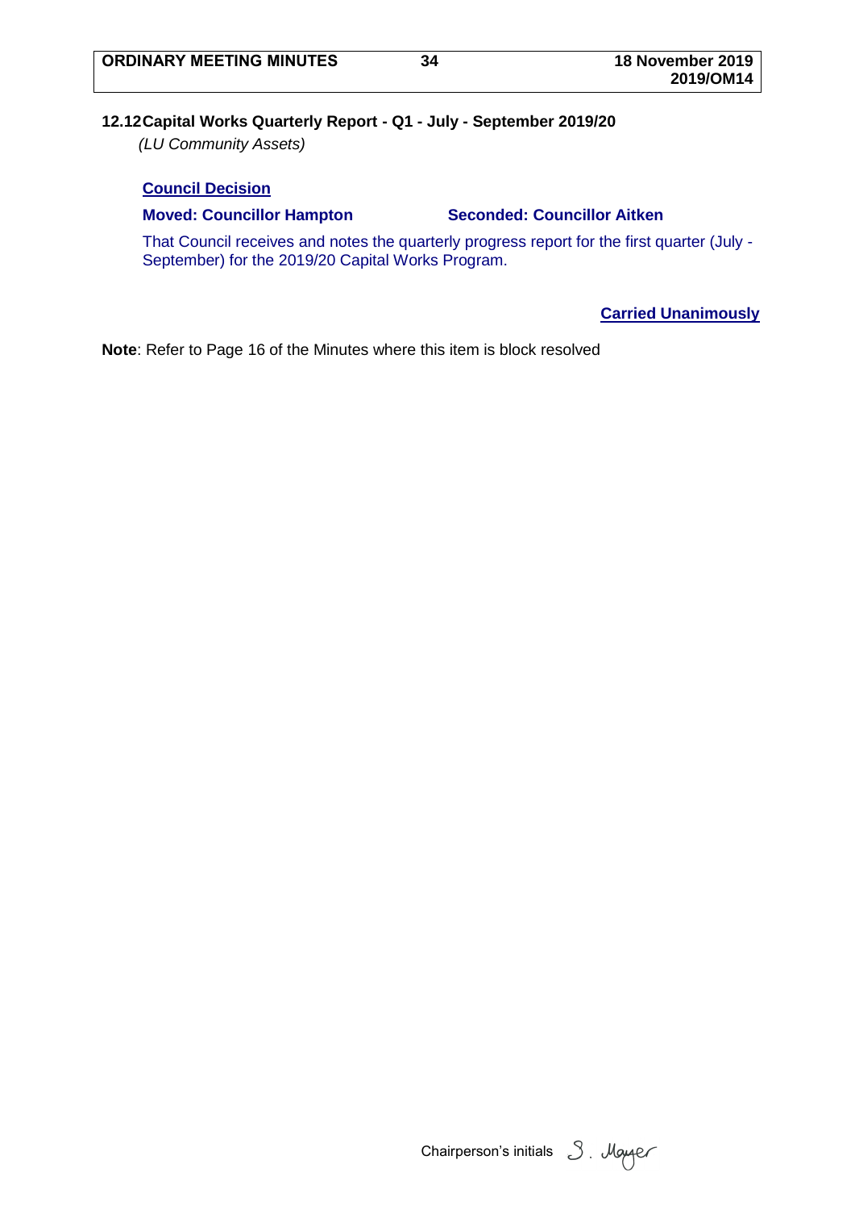## 12.12 Capital Works Quarterly Report - Q1 - July - September 2019/20

*(LU Community Assets)*

**Council Decision**

**Moved: Councillor Hampton** **Seconded: Councillor Aitken**

That Council receives and notes the quarterly progress report for the first quarter (July - September) for the 2019/20 Capital Works Program.

**Carried Unanimously**

**Note**: Refer to Page 16 of the Minutes where this item is block resolved

Chairperson's initials S. Mayer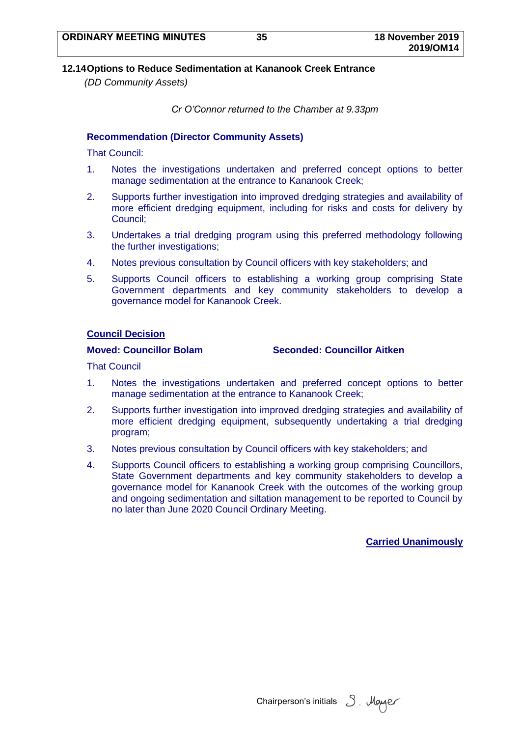## 12.14 Options to Reduce Sedimentation at Kananook Creek Entrance

*(DD Community Assets)*

*Cr O'Connor returned to the Chamber at 9.33pm*

**Recommendation (Director Community Assets)**

That Council:

1. Notes the investigations undertaken and preferred concept options to better manage sedimentation at the entrance to Kananook Creek;
2. Supports further investigation into improved dredging strategies and availability of more efficient dredging equipment, including for risks and costs for delivery by Council;
3. Undertakes a trial dredging program using this preferred methodology following the further investigations;
4. Notes previous consultation by Council officers with key stakeholders; and
5. Supports Council officers to establishing a working group comprising State Government departments and key community stakeholders to develop a governance model for Kananook Creek.

**Council Decision**

**Moved: Councillor Bolam** **Seconded: Councillor Aitken**

That Council

1. Notes the investigations undertaken and preferred concept options to better manage sedimentation at the entrance to Kananook Creek;
2. Supports further investigation into improved dredging strategies and availability of more efficient dredging equipment, subsequently undertaking a trial dredging program;
3. Notes previous consultation by Council officers with key stakeholders; and
4. Supports Council officers to establishing a working group comprising Councillors, State Government departments and key community stakeholders to develop a governance model for Kananook Creek with the outcomes of the working group and ongoing sedimentation and siltation management to be reported to Council by no later than June 2020 Council Ordinary Meeting.

**Carried Unanimously**

Chairperson's initials S. Mayer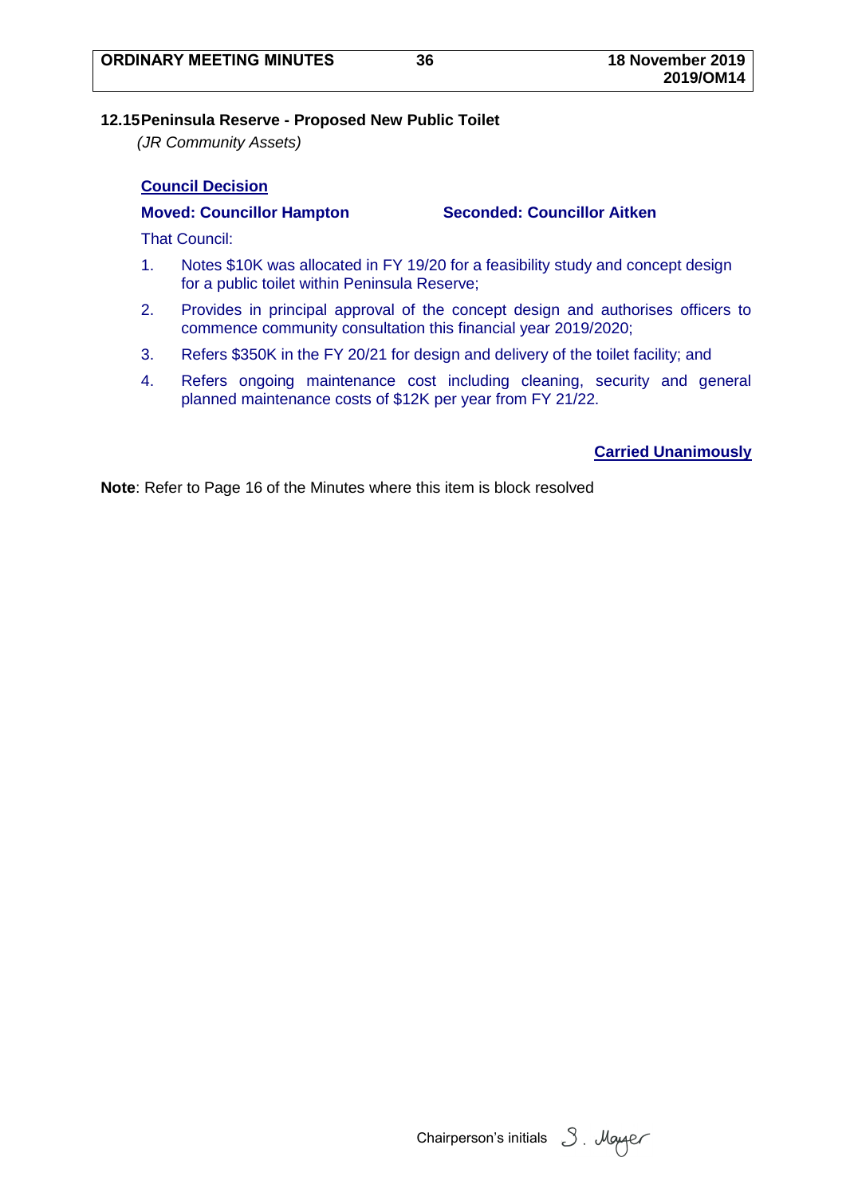### 12.15 Peninsula Reserve - Proposed New Public Toilet

*(JR Community Assets)*

**Council Decision**

**Moved: Councillor Hampton** **Seconded: Councillor Aitken**

That Council:

1. Notes $10K was allocated in FY 19/20 for a feasibility study and concept design for a public toilet within Peninsula Reserve;
2. Provides in principal approval of the concept design and authorises officers to commence community consultation this financial year 2019/2020;
3. Refers $350K in the FY 20/21 for design and delivery of the toilet facility; and
4. Refers ongoing maintenance cost including cleaning, security and general planned maintenance costs of $12K per year from FY 21/22.

**Carried Unanimously**

**Note**: Refer to Page 16 of the Minutes where this item is block resolved

Chairperson's initials S. Mayer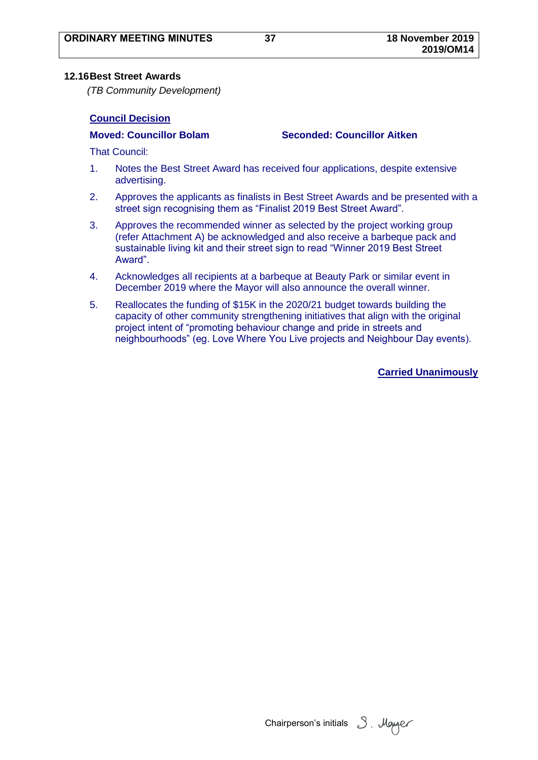### 12.16 Best Street Awards

*(TB Community Development)*

**Council Decision**

**Moved: Councillor Bolam** **Seconded: Councillor Aitken**

That Council:

1. Notes the Best Street Award has received four applications, despite extensive advertising.
2. Approves the applicants as finalists in Best Street Awards and be presented with a street sign recognising them as “Finalist 2019 Best Street Award”.
3. Approves the recommended winner as selected by the project working group (refer Attachment A) be acknowledged and also receive a barbeque pack and sustainable living kit and their street sign to read “Winner 2019 Best Street Award”.
4. Acknowledges all recipients at a barbeque at Beauty Park or similar event in December 2019 where the Mayor will also announce the overall winner.
5. Reallocates the funding of $15K in the 2020/21 budget towards building the capacity of other community strengthening initiatives that align with the original project intent of “promoting behaviour change and pride in streets and neighbourhoods” (eg. Love Where You Live projects and Neighbour Day events).

**Carried Unanimously**

Chairperson’s initials S. Mayer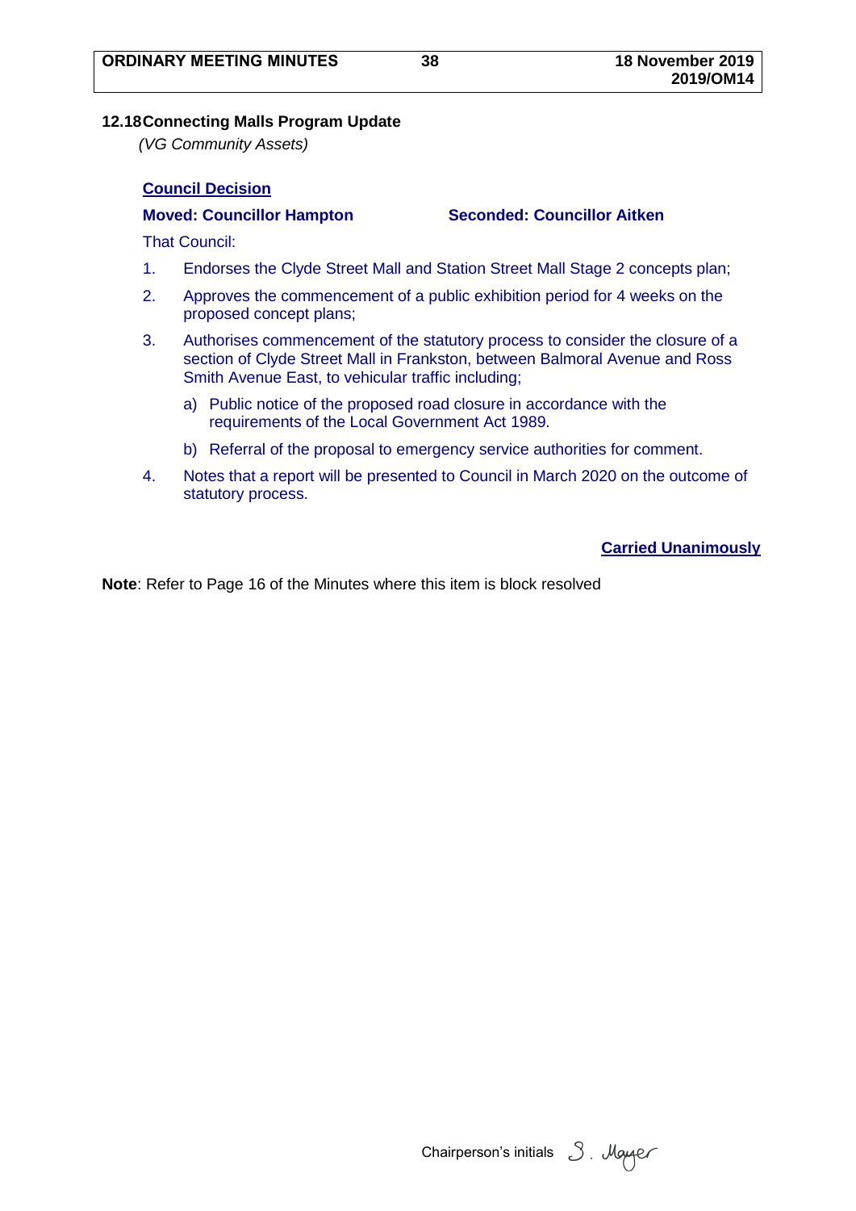### 12.18 Connecting Malls Program Update

*(VG Community Assets)*

**Council Decision**

**Moved: Councillor Hampton** **Seconded: Councillor Aitken**

That Council:

1. Endorses the Clyde Street Mall and Station Street Mall Stage 2 concepts plan;
2. Approves the commencement of a public exhibition period for 4 weeks on the proposed concept plans;
3. Authorises commencement of the statutory process to consider the closure of a section of Clyde Street Mall in Frankston, between Balmoral Avenue and Ross Smith Avenue East, to vehicular traffic including;
   a) Public notice of the proposed road closure in accordance with the requirements of the Local Government Act 1989.
   b) Referral of the proposal to emergency service authorities for comment.
4. Notes that a report will be presented to Council in March 2020 on the outcome of statutory process.

**Carried Unanimously**

**Note**: Refer to Page 16 of the Minutes where this item is block resolved

Chairperson's initials S. Mayer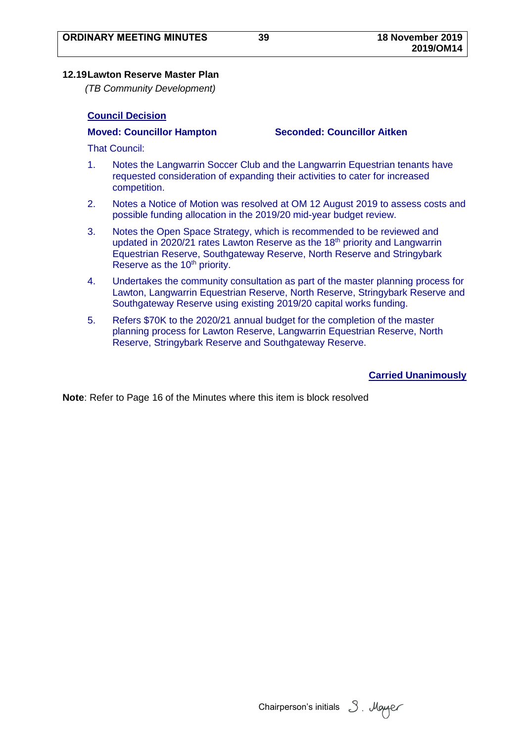### 12.19 Lawton Reserve Master Plan

*(TB Community Development)*

**Council Decision**

**Moved: Councillor Hampton** **Seconded: Councillor Aitken**

That Council:

1. Notes the Langwarrin Soccer Club and the Langwarrin Equestrian tenants have requested consideration of expanding their activities to cater for increased competition.
2. Notes a Notice of Motion was resolved at OM 12 August 2019 to assess costs and possible funding allocation in the 2019/20 mid-year budget review.
3. Notes the Open Space Strategy, which is recommended to be reviewed and updated in 2020/21 rates Lawton Reserve as the 18th priority and Langwarrin Equestrian Reserve, Southgateway Reserve, North Reserve and Stringybark Reserve as the 10th priority.
4. Undertakes the community consultation as part of the master planning process for Lawton, Langwarrin Equestrian Reserve, North Reserve, Stringybark Reserve and Southgateway Reserve using existing 2019/20 capital works funding.
5. Refers $70K to the 2020/21 annual budget for the completion of the master planning process for Lawton Reserve, Langwarrin Equestrian Reserve, North Reserve, Stringybark Reserve and Southgateway Reserve.

**Carried Unanimously**

**Note**: Refer to Page 16 of the Minutes where this item is block resolved

Chairperson's initials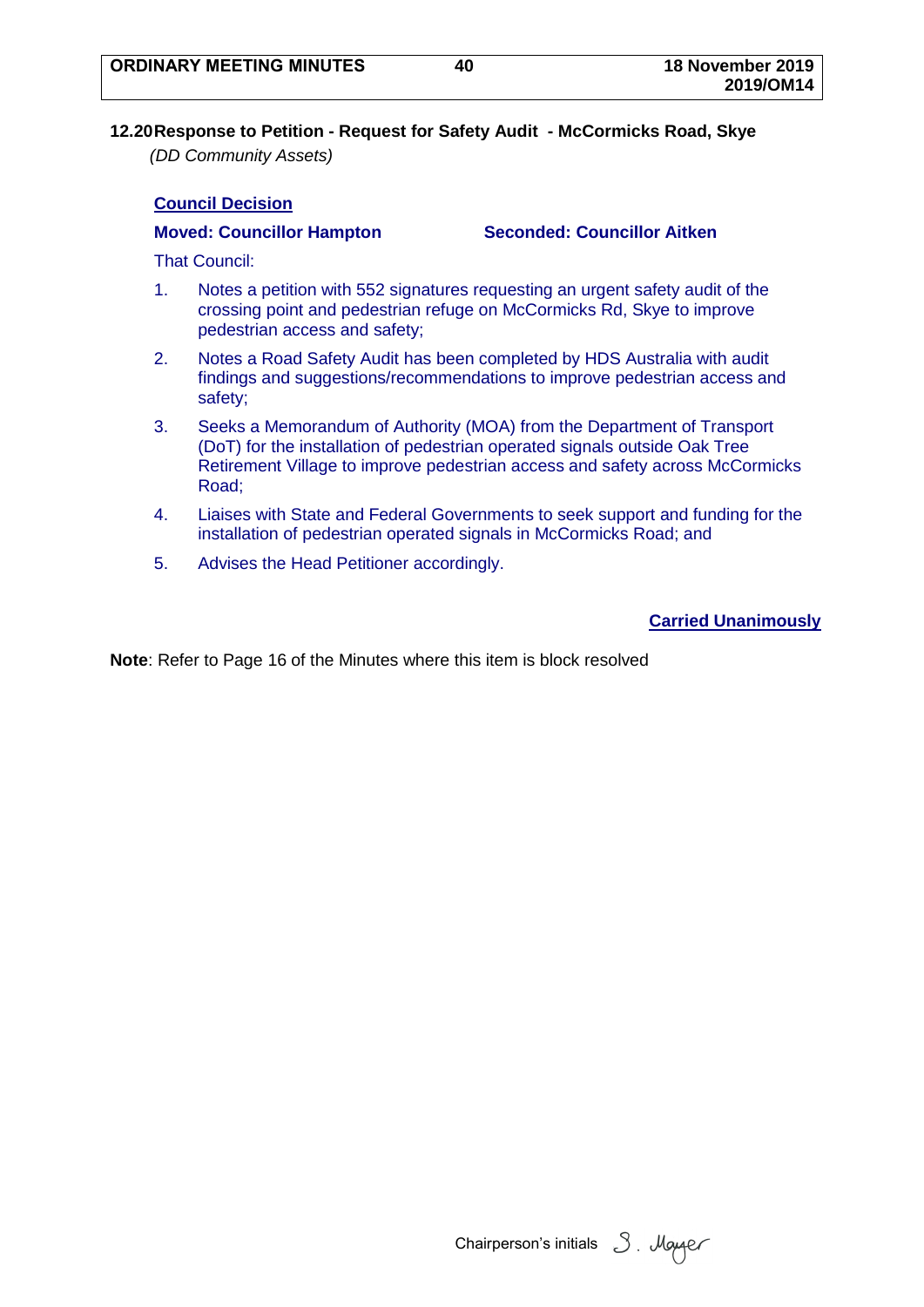## 12.20 Response to Petition - Request for Safety Audit - McCormicks Road, Skye

*(DD Community Assets)*

**Council Decision**

**Moved: Councillor Hampton** **Seconded: Councillor Aitken**

That Council:

1. Notes a petition with 552 signatures requesting an urgent safety audit of the crossing point and pedestrian refuge on McCormicks Rd, Skye to improve pedestrian access and safety;
2. Notes a Road Safety Audit has been completed by HDS Australia with audit findings and suggestions/recommendations to improve pedestrian access and safety;
3. Seeks a Memorandum of Authority (MOA) from the Department of Transport (DoT) for the installation of pedestrian operated signals outside Oak Tree Retirement Village to improve pedestrian access and safety across McCormicks Road;
4. Liaises with State and Federal Governments to seek support and funding for the installation of pedestrian operated signals in McCormicks Road; and
5. Advises the Head Petitioner accordingly.

**Carried Unanimously**

**Note**: Refer to Page 16 of the Minutes where this item is block resolved

Chairperson's initials S. Mayer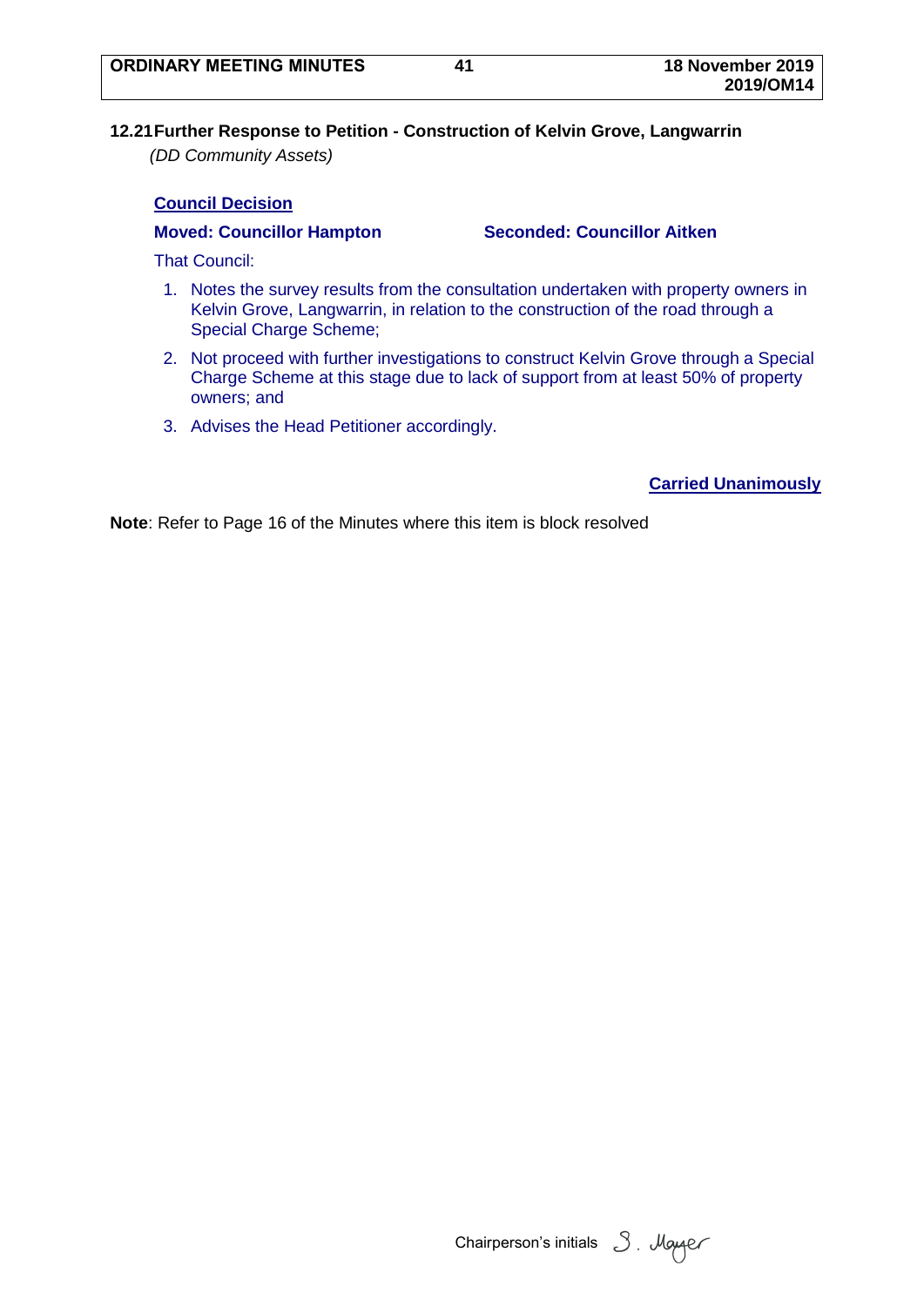### 12.21 Further Response to Petition - Construction of Kelvin Grove, Langwarrin

*(DD Community Assets)*

**Council Decision**

**Moved: Councillor Hampton** **Seconded: Councillor Aitken**

That Council:

1. Notes the survey results from the consultation undertaken with property owners in Kelvin Grove, Langwarrin, in relation to the construction of the road through a Special Charge Scheme;
2. Not proceed with further investigations to construct Kelvin Grove through a Special Charge Scheme at this stage due to lack of support from at least 50% of property owners; and
3. Advises the Head Petitioner accordingly.

**Carried Unanimously**

**Note**: Refer to Page 16 of the Minutes where this item is block resolved

Chairperson's initials S. Mayer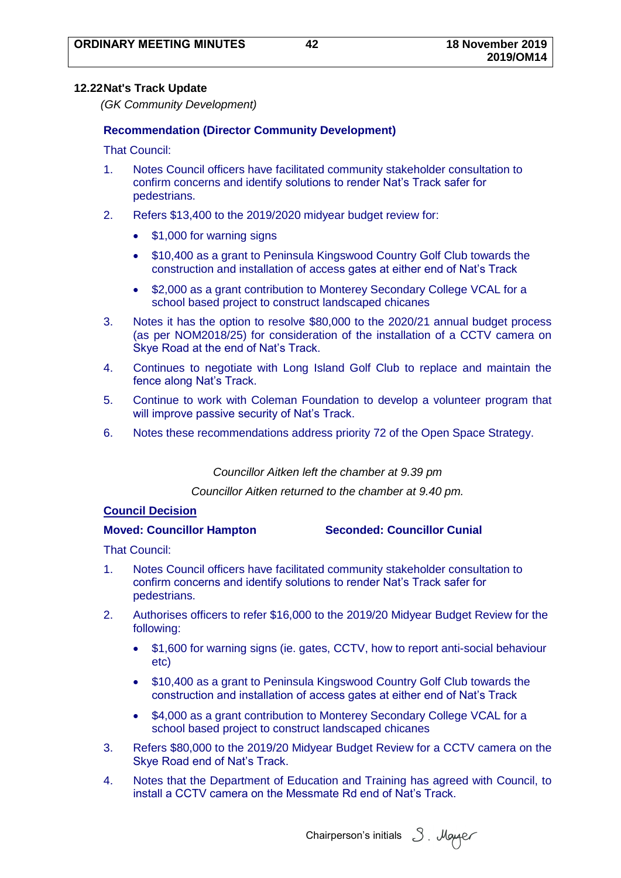### 12.22 Nat's Track Update

*(GK Community Development)*

**Recommendation (Director Community Development)**

That Council:

1. Notes Council officers have facilitated community stakeholder consultation to confirm concerns and identify solutions to render Nat's Track safer for pedestrians.
2. Refers $13,400 to the 2019/2020 midyear budget review for:
   - $1,000 for warning signs
   - $10,400 as a grant to Peninsula Kingswood Country Golf Club towards the construction and installation of access gates at either end of Nat's Track
   - $2,000 as a grant contribution to Monterey Secondary College VCAL for a school based project to construct landscaped chicanes
3. Notes it has the option to resolve $80,000 to the 2020/21 annual budget process (as per NOM2018/25) for consideration of the installation of a CCTV camera on Skye Road at the end of Nat's Track.
4. Continues to negotiate with Long Island Golf Club to replace and maintain the fence along Nat's Track.
5. Continue to work with Coleman Foundation to develop a volunteer program that will improve passive security of Nat's Track.
6. Notes these recommendations address priority 72 of the Open Space Strategy.

*Councillor Aitken left the chamber at 9.39 pm*

*Councillor Aitken returned to the chamber at 9.40 pm.*

**Council Decision**

**Moved: Councillor Hampton** **Seconded: Councillor Cunial**

That Council:

1. Notes Council officers have facilitated community stakeholder consultation to confirm concerns and identify solutions to render Nat's Track safer for pedestrians.
2. Authorises officers to refer $16,000 to the 2019/20 Midyear Budget Review for the following:
   - $1,600 for warning signs (ie. gates, CCTV, how to report anti-social behaviour etc)
   - $10,400 as a grant to Peninsula Kingswood Country Golf Club towards the construction and installation of access gates at either end of Nat's Track
   - $4,000 as a grant contribution to Monterey Secondary College VCAL for a school based project to construct landscaped chicanes
3. Refers $80,000 to the 2019/20 Midyear Budget Review for a CCTV camera on the Skye Road end of Nat's Track.
4. Notes that the Department of Education and Training has agreed with Council, to install a CCTV camera on the Messmate Rd end of Nat's Track.

Chairperson's initials S. Mayer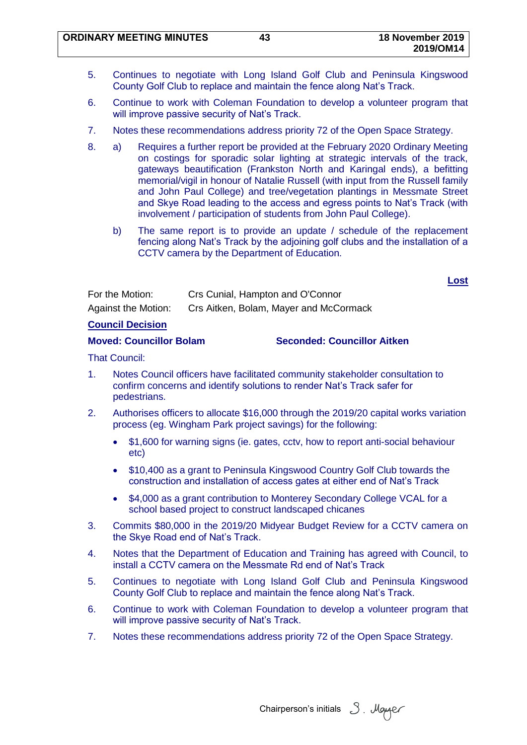5. Continues to negotiate with Long Island Golf Club and Peninsula Kingswood County Golf Club to replace and maintain the fence along Nat's Track.
6. Continue to work with Coleman Foundation to develop a volunteer program that will improve passive security of Nat's Track.
7. Notes these recommendations address priority 72 of the Open Space Strategy.
8. a) Requires a further report be provided at the February 2020 Ordinary Meeting on costings for sporadic solar lighting at strategic intervals of the track, gateways beautification (Frankston North and Karingal ends), a befitting memorial/vigil in honour of Natalie Russell (with input from the Russell family and John Paul College) and tree/vegetation plantings in Messmate Street and Skye Road leading to the access and egress points to Nat's Track (with involvement / participation of students from John Paul College).

   b) The same report is to provide an update / schedule of the replacement fencing along Nat's Track by the adjoining golf clubs and the installation of a CCTV camera by the Department of Education.

**Lost**

For the Motion: Crs Cunial, Hampton and O'Connor

Against the Motion: Crs Aitken, Bolam, Mayer and McCormack

**Council Decision**

**Moved: Councillor Bolam** **Seconded: Councillor Aitken**

That Council:

1. Notes Council officers have facilitated community stakeholder consultation to confirm concerns and identify solutions to render Nat's Track safer for pedestrians.
2. Authorises officers to allocate $16,000 through the 2019/20 capital works variation process (eg. Wingham Park project savings) for the following:
   - $1,600 for warning signs (ie. gates, cctv, how to report anti-social behaviour etc)
   - $10,400 as a grant to Peninsula Kingswood Country Golf Club towards the construction and installation of access gates at either end of Nat's Track
   - $4,000 as a grant contribution to Monterey Secondary College VCAL for a school based project to construct landscaped chicanes
3. Commits $80,000 in the 2019/20 Midyear Budget Review for a CCTV camera on the Skye Road end of Nat's Track.
4. Notes that the Department of Education and Training has agreed with Council, to install a CCTV camera on the Messmate Rd end of Nat's Track
5. Continues to negotiate with Long Island Golf Club and Peninsula Kingswood County Golf Club to replace and maintain the fence along Nat's Track.
6. Continue to work with Coleman Foundation to develop a volunteer program that will improve passive security of Nat's Track.
7. Notes these recommendations address priority 72 of the Open Space Strategy.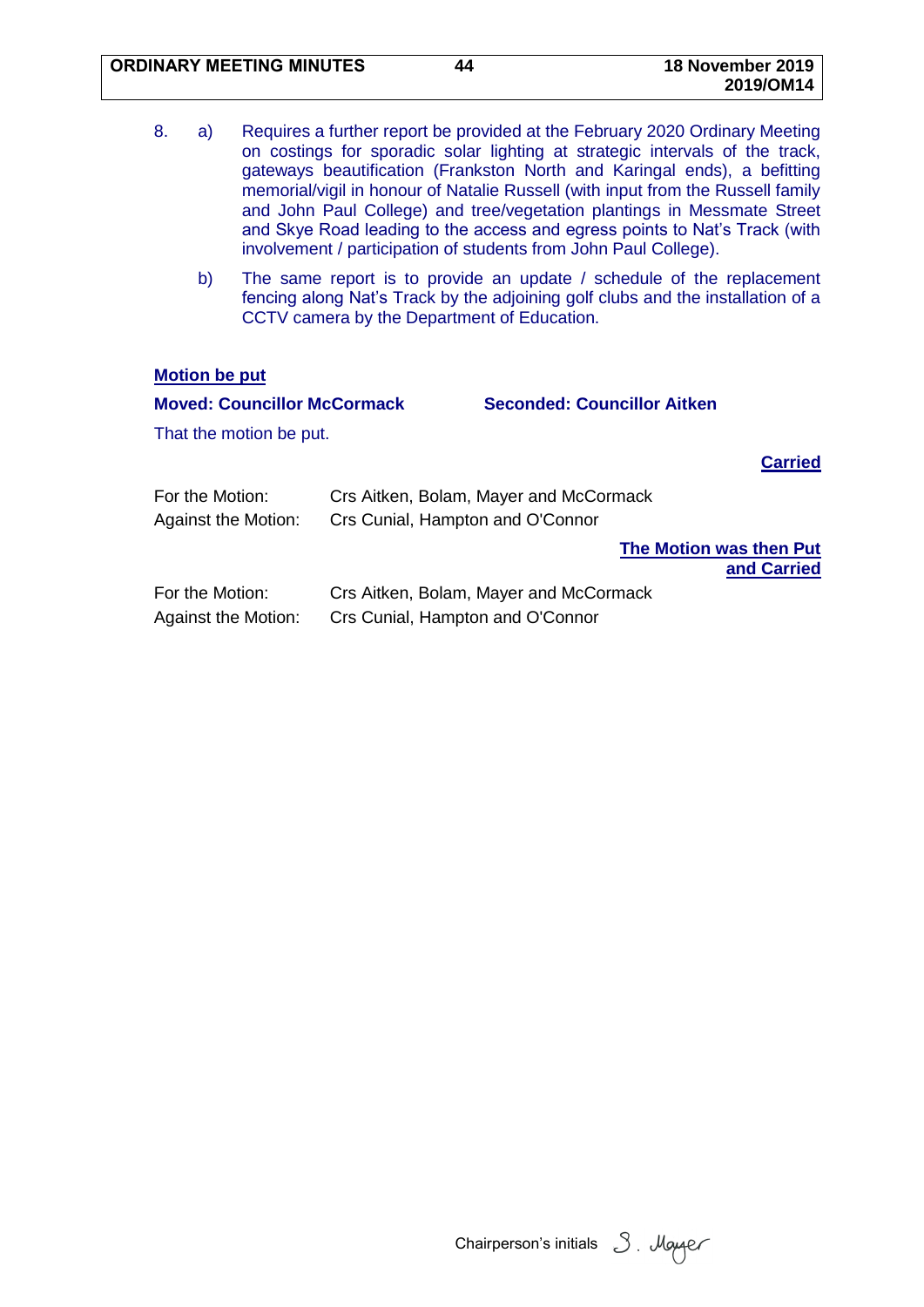8. a) Requires a further report be provided at the February 2020 Ordinary Meeting on costings for sporadic solar lighting at strategic intervals of the track, gateways beautification (Frankston North and Karingal ends), a befitting memorial/vigil in honour of Natalie Russell (with input from the Russell family and John Paul College) and tree/vegetation plantings in Messmate Street and Skye Road leading to the access and egress points to Nat's Track (with involvement / participation of students from John Paul College).

   b) The same report is to provide an update / schedule of the replacement fencing along Nat's Track by the adjoining golf clubs and the installation of a CCTV camera by the Department of Education.

**Motion be put**

**Moved: Councillor McCormack** **Seconded: Councillor Aitken**

That the motion be put.

**Carried**

For the Motion: Crs Aitken, Bolam, Mayer and McCormack
Against the Motion: Crs Cunial, Hampton and O'Connor

**The Motion was then Put and Carried**

For the Motion: Crs Aitken, Bolam, Mayer and McCormack
Against the Motion: Crs Cunial, Hampton and O'Connor

Chairperson's initials S. Mayer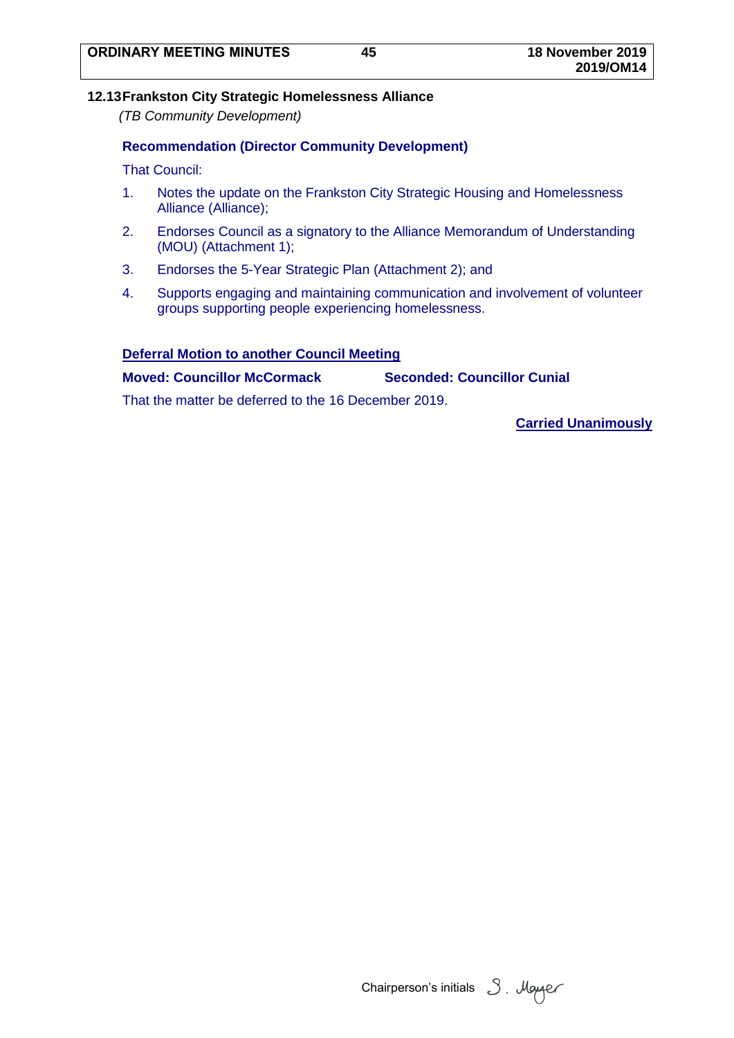### 12.13 Frankston City Strategic Homelessness Alliance

*(TB Community Development)*

**Recommendation (Director Community Development)**

That Council:

1. Notes the update on the Frankston City Strategic Housing and Homelessness Alliance (Alliance);
2. Endorses Council as a signatory to the Alliance Memorandum of Understanding (MOU) (Attachment 1);
3. Endorses the 5-Year Strategic Plan (Attachment 2); and
4. Supports engaging and maintaining communication and involvement of volunteer groups supporting people experiencing homelessness.

**Deferral Motion to another Council Meeting**

**Moved: Councillor McCormack** **Seconded: Councillor Cunial**

That the matter be deferred to the 16 December 2019.

**Carried Unanimously**

Chairperson's initials S. Mayer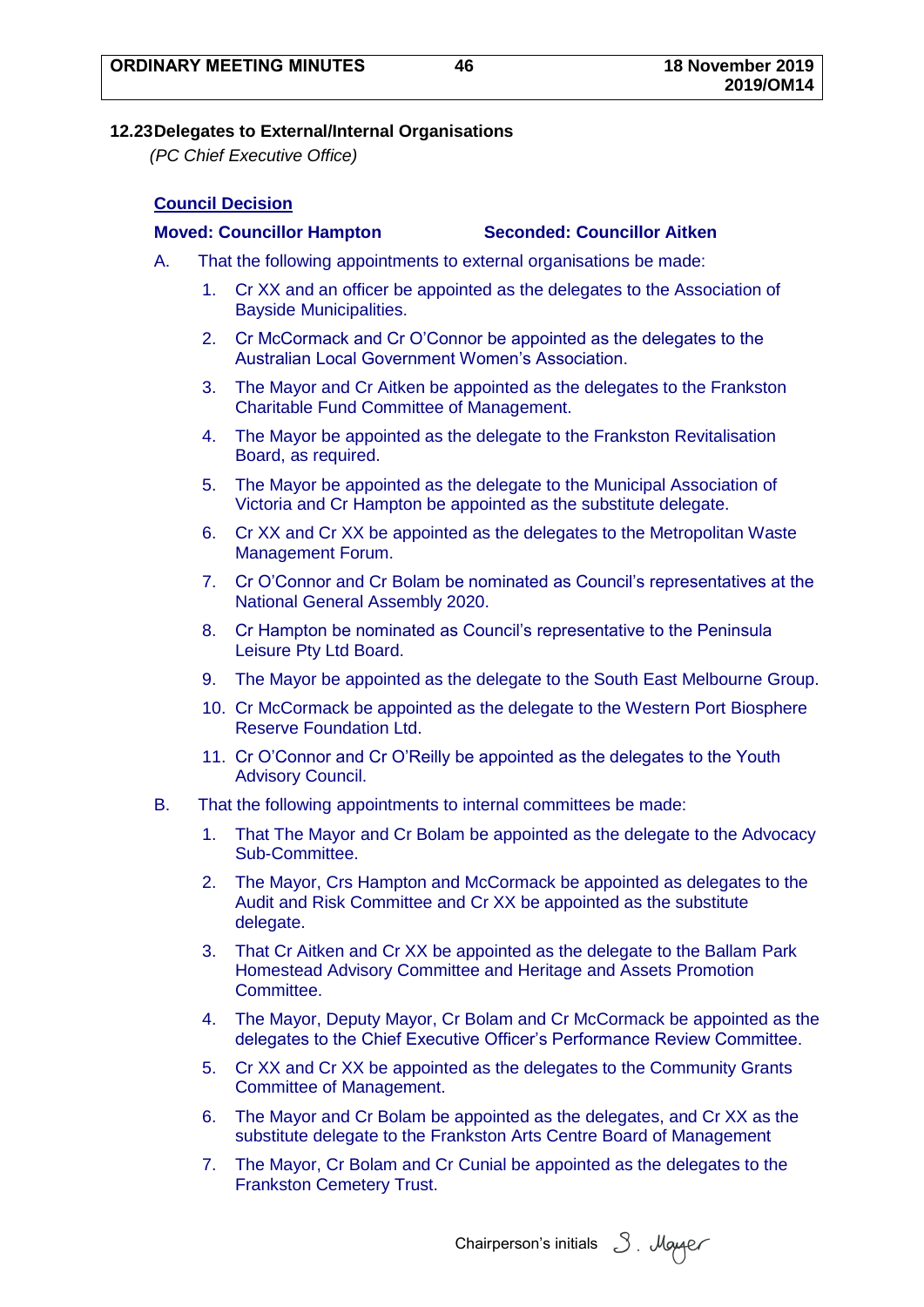## 12.23 Delegates to External/Internal Organisations

*(PC Chief Executive Office)*

**Council Decision**

**Moved: Councillor Hampton** **Seconded: Councillor Aitken**

A. That the following appointments to external organisations be made:

1. Cr XX and an officer be appointed as the delegates to the Association of Bayside Municipalities.
2. Cr McCormack and Cr O'Connor be appointed as the delegates to the Australian Local Government Women's Association.
3. The Mayor and Cr Aitken be appointed as the delegates to the Frankston Charitable Fund Committee of Management.
4. The Mayor be appointed as the delegate to the Frankston Revitalisation Board, as required.
5. The Mayor be appointed as the delegate to the Municipal Association of Victoria and Cr Hampton be appointed as the substitute delegate.
6. Cr XX and Cr XX be appointed as the delegates to the Metropolitan Waste Management Forum.
7. Cr O'Connor and Cr Bolam be nominated as Council's representatives at the National General Assembly 2020.
8. Cr Hampton be nominated as Council's representative to the Peninsula Leisure Pty Ltd Board.
9. The Mayor be appointed as the delegate to the South East Melbourne Group.
10. Cr McCormack be appointed as the delegate to the Western Port Biosphere Reserve Foundation Ltd.
11. Cr O'Connor and Cr O'Reilly be appointed as the delegates to the Youth Advisory Council.

B. That the following appointments to internal committees be made:

1. That The Mayor and Cr Bolam be appointed as the delegate to the Advocacy Sub-Committee.
2. The Mayor, Crs Hampton and McCormack be appointed as delegates to the Audit and Risk Committee and Cr XX be appointed as the substitute delegate.
3. That Cr Aitken and Cr XX be appointed as the delegate to the Ballam Park Homestead Advisory Committee and Heritage and Assets Promotion Committee.
4. The Mayor, Deputy Mayor, Cr Bolam and Cr McCormack be appointed as the delegates to the Chief Executive Officer's Performance Review Committee.
5. Cr XX and Cr XX be appointed as the delegates to the Community Grants Committee of Management.
6. The Mayor and Cr Bolam be appointed as the delegates, and Cr XX as the substitute delegate to the Frankston Arts Centre Board of Management
7. The Mayor, Cr Bolam and Cr Cunial be appointed as the delegates to the Frankston Cemetery Trust.

Chairperson's initials S. Mayer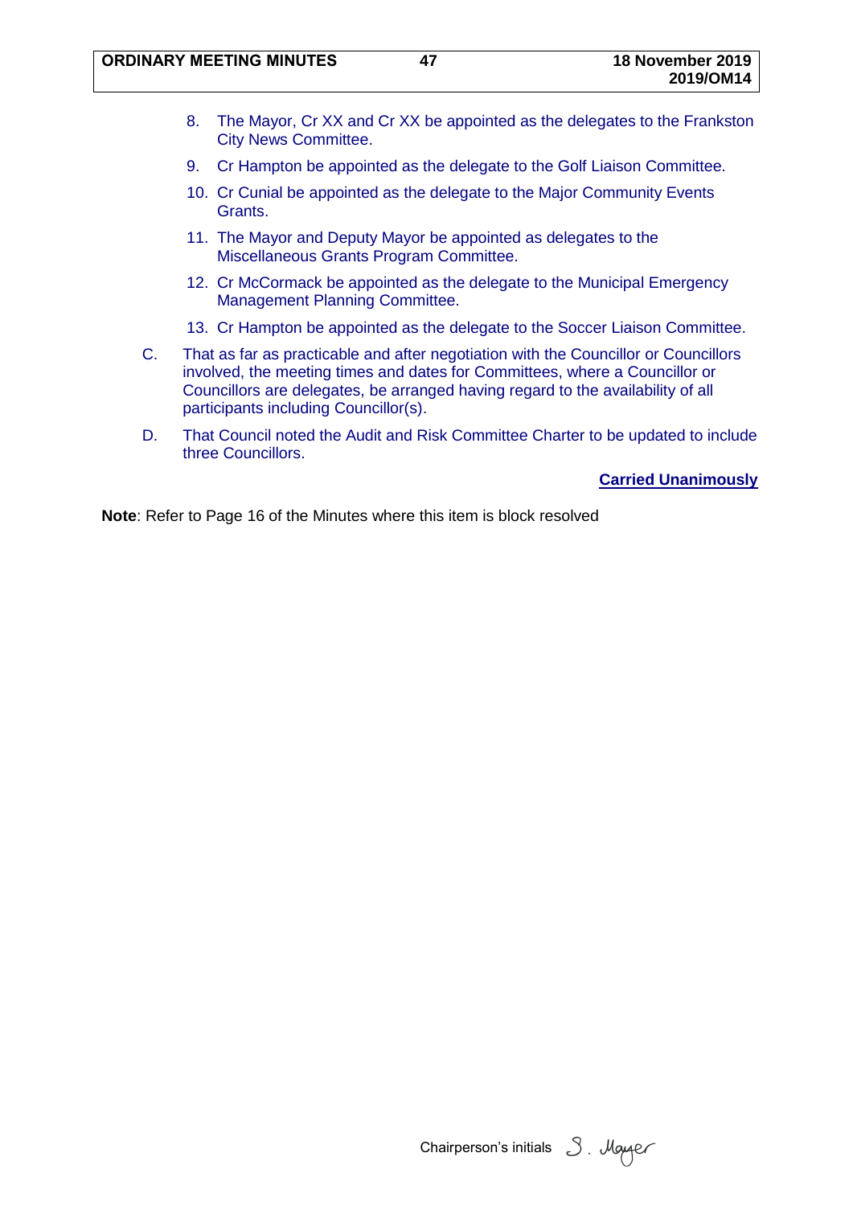8. The Mayor, Cr XX and Cr XX be appointed as the delegates to the Frankston City News Committee.

9. Cr Hampton be appointed as the delegate to the Golf Liaison Committee.

10. Cr Cunial be appointed as the delegate to the Major Community Events Grants.

11. The Mayor and Deputy Mayor be appointed as delegates to the Miscellaneous Grants Program Committee.

12. Cr McCormack be appointed as the delegate to the Municipal Emergency Management Planning Committee.

13. Cr Hampton be appointed as the delegate to the Soccer Liaison Committee.

C. That as far as practicable and after negotiation with the Councillor or Councillors involved, the meeting times and dates for Committees, where a Councillor or Councillors are delegates, be arranged having regard to the availability of all participants including Councillor(s).

D. That Council noted the Audit and Risk Committee Charter to be updated to include three Councillors.

**Carried Unanimously**

**Note**: Refer to Page 16 of the Minutes where this item is block resolved

Chairperson's initials S. Mayer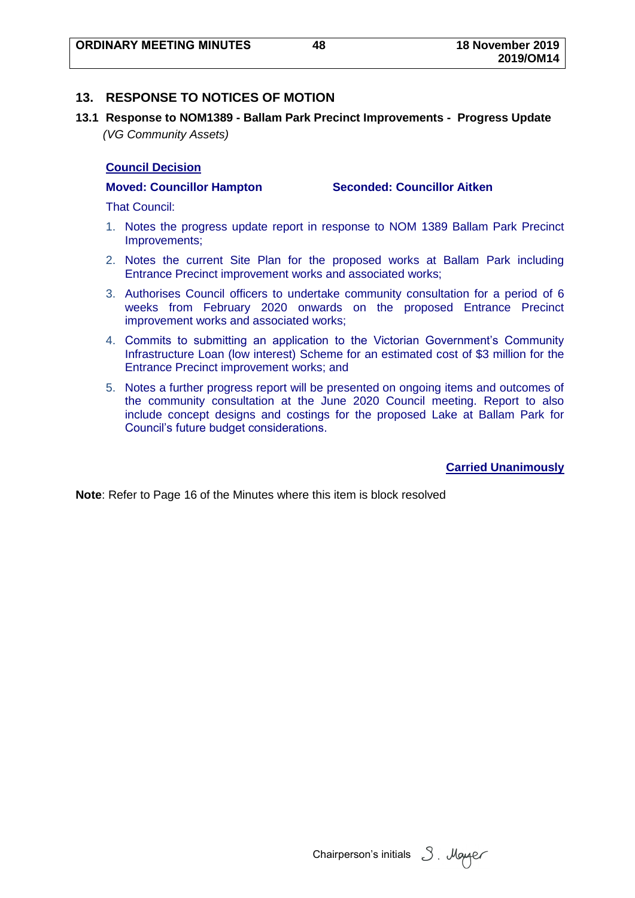## 13. RESPONSE TO NOTICES OF MOTION

### 13.1 Response to NOM1389 - Ballam Park Precinct Improvements - Progress Update

*(VG Community Assets)*

**Council Decision**

**Moved: Councillor Hampton** **Seconded: Councillor Aitken**

That Council:

1. Notes the progress update report in response to NOM 1389 Ballam Park Precinct Improvements;
2. Notes the current Site Plan for the proposed works at Ballam Park including Entrance Precinct improvement works and associated works;
3. Authorises Council officers to undertake community consultation for a period of 6 weeks from February 2020 onwards on the proposed Entrance Precinct improvement works and associated works;
4. Commits to submitting an application to the Victorian Government's Community Infrastructure Loan (low interest) Scheme for an estimated cost of $3 million for the Entrance Precinct improvement works; and
5. Notes a further progress report will be presented on ongoing items and outcomes of the community consultation at the June 2020 Council meeting. Report to also include concept designs and costings for the proposed Lake at Ballam Park for Council's future budget considerations.

**Carried Unanimously**

**Note**: Refer to Page 16 of the Minutes where this item is block resolved

Chairperson's initials S. Mayer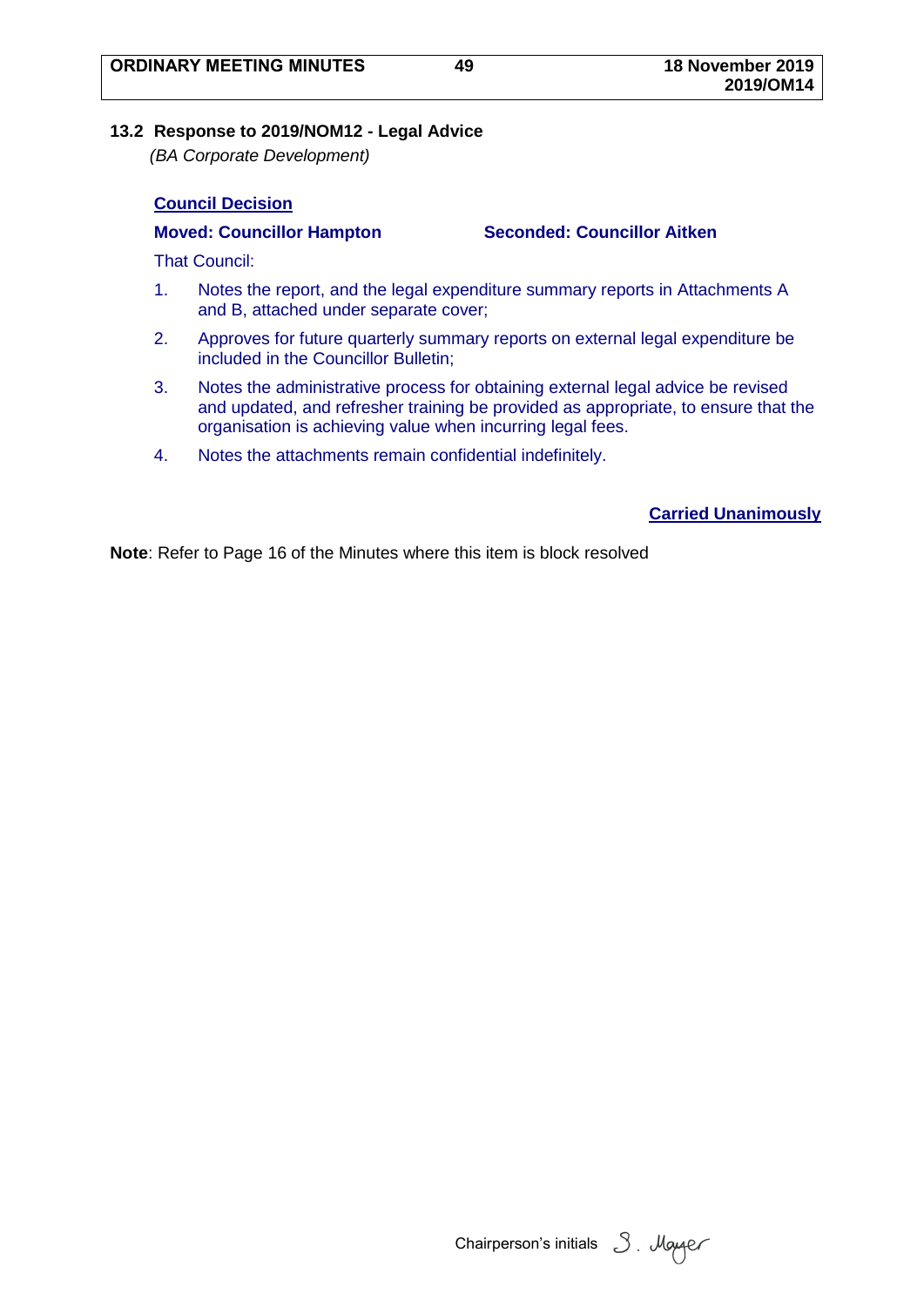### 13.2 Response to 2019/NOM12 - Legal Advice

*(BA Corporate Development)*

**Council Decision**

**Moved: Councillor Hampton** **Seconded: Councillor Aitken**

That Council:

1. Notes the report, and the legal expenditure summary reports in Attachments A and B, attached under separate cover;
2. Approves for future quarterly summary reports on external legal expenditure be included in the Councillor Bulletin;
3. Notes the administrative process for obtaining external legal advice be revised and updated, and refresher training be provided as appropriate, to ensure that the organisation is achieving value when incurring legal fees.
4. Notes the attachments remain confidential indefinitely.

**Carried Unanimously**

**Note**: Refer to Page 16 of the Minutes where this item is block resolved

Chairperson's initials S. Mayer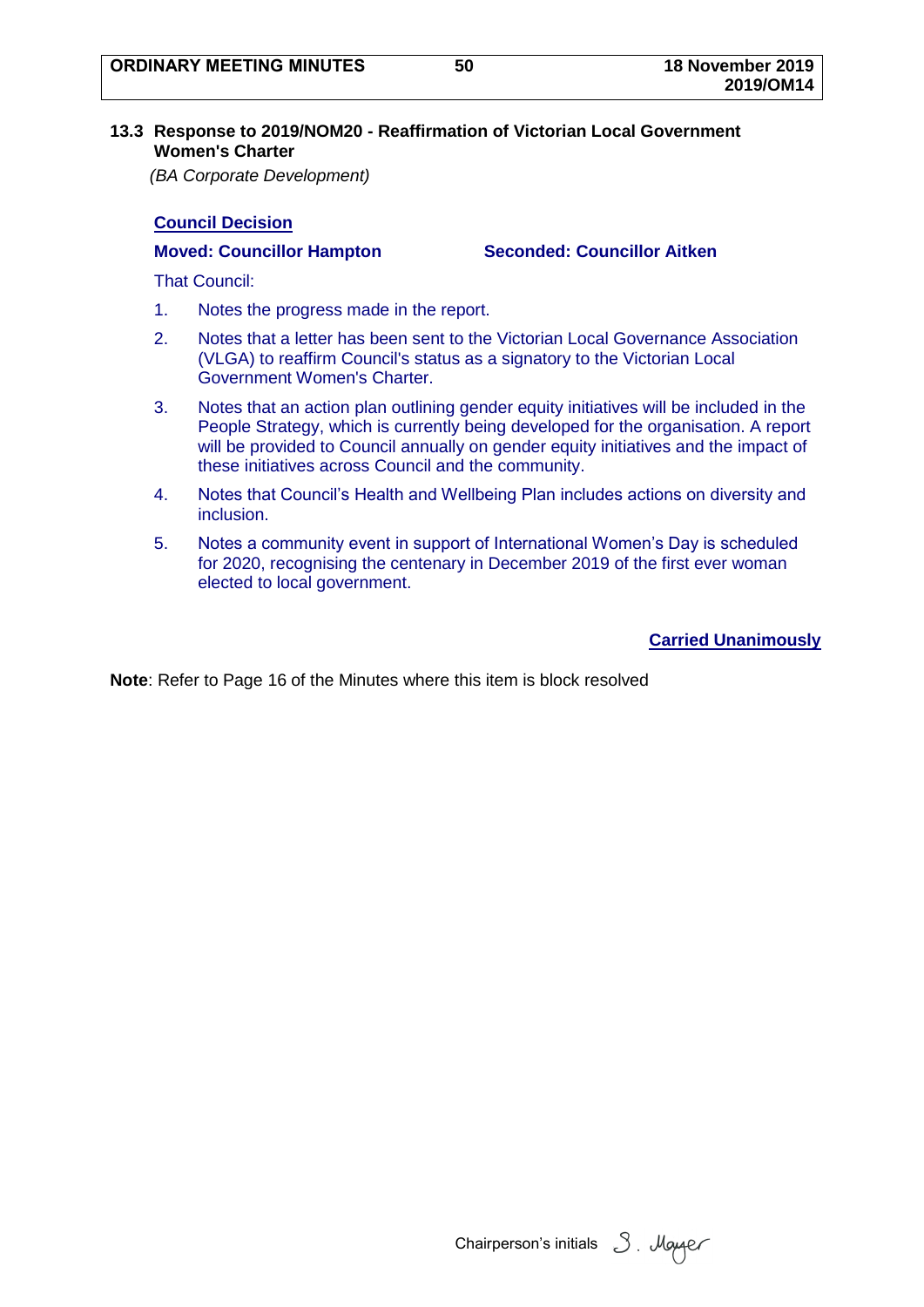### 13.3 Response to 2019/NOM20 - Reaffirmation of Victorian Local Government Women's Charter

*(BA Corporate Development)*

**Council Decision**

**Moved: Councillor Hampton** **Seconded: Councillor Aitken**

That Council:

1. Notes the progress made in the report.
2. Notes that a letter has been sent to the Victorian Local Governance Association (VLGA) to reaffirm Council's status as a signatory to the Victorian Local Government Women's Charter.
3. Notes that an action plan outlining gender equity initiatives will be included in the People Strategy, which is currently being developed for the organisation. A report will be provided to Council annually on gender equity initiatives and the impact of these initiatives across Council and the community.
4. Notes that Council's Health and Wellbeing Plan includes actions on diversity and inclusion.
5. Notes a community event in support of International Women's Day is scheduled for 2020, recognising the centenary in December 2019 of the first ever woman elected to local government.

**Carried Unanimously**

**Note**: Refer to Page 16 of the Minutes where this item is block resolved

Chairperson's initials S. Mayer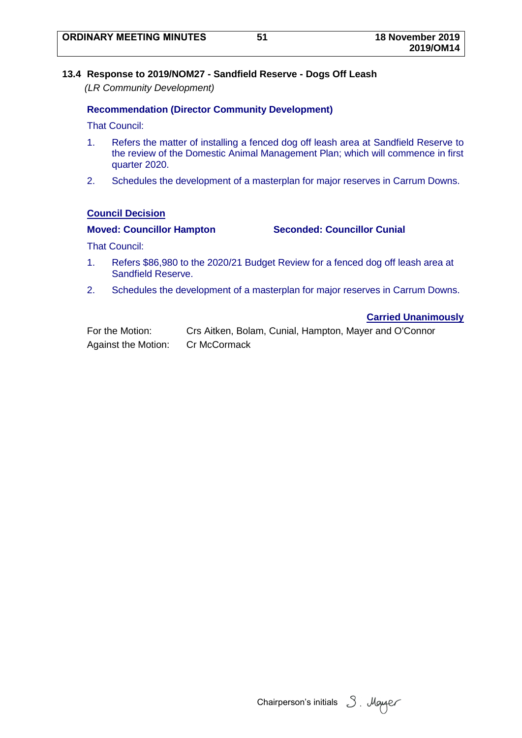## 13.4 Response to 2019/NOM27 - Sandfield Reserve - Dogs Off Leash

*(LR Community Development)*

**Recommendation (Director Community Development)**

That Council:

1. Refers the matter of installing a fenced dog off leash area at Sandfield Reserve to the review of the Domestic Animal Management Plan; which will commence in first quarter 2020.
2. Schedules the development of a masterplan for major reserves in Carrum Downs.

**Council Decision**

**Moved: Councillor Hampton** **Seconded: Councillor Cunial**

That Council:

1. Refers $86,980 to the 2020/21 Budget Review for a fenced dog off leash area at Sandfield Reserve.
2. Schedules the development of a masterplan for major reserves in Carrum Downs.

**Carried Unanimously**

For the Motion: Crs Aitken, Bolam, Cunial, Hampton, Mayer and O'Connor
Against the Motion: Cr McCormack

Chairperson's initials S. Mayer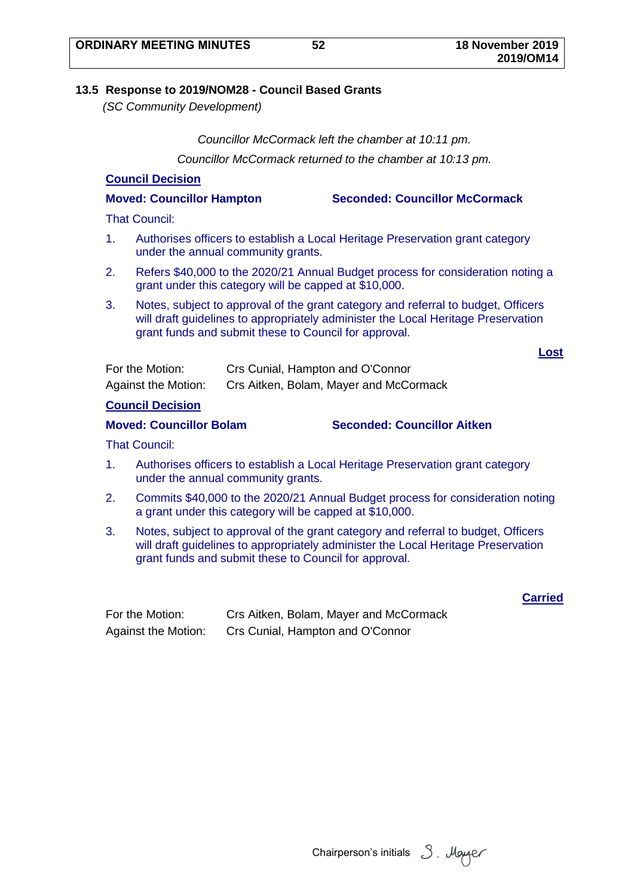## 13.5 Response to 2019/NOM28 - Council Based Grants

*(SC Community Development)*

*Councillor McCormack left the chamber at 10:11 pm.*

*Councillor McCormack returned to the chamber at 10:13 pm.*

**Council Decision**

**Moved: Councillor Hampton** **Seconded: Councillor McCormack**

That Council:

1. Authorises officers to establish a Local Heritage Preservation grant category under the annual community grants.
2. Refers $40,000 to the 2020/21 Annual Budget process for consideration noting a grant under this category will be capped at $10,000.
3. Notes, subject to approval of the grant category and referral to budget, Officers will draft guidelines to appropriately administer the Local Heritage Preservation grant funds and submit these to Council for approval.

**Lost**

For the Motion: Crs Cunial, Hampton and O'Connor

Against the Motion: Crs Aitken, Bolam, Mayer and McCormack

**Council Decision**

**Moved: Councillor Bolam** **Seconded: Councillor Aitken**

That Council:

1. Authorises officers to establish a Local Heritage Preservation grant category under the annual community grants.
2. Commits $40,000 to the 2020/21 Annual Budget process for consideration noting a grant under this category will be capped at $10,000.
3. Notes, subject to approval of the grant category and referral to budget, Officers will draft guidelines to appropriately administer the Local Heritage Preservation grant funds and submit these to Council for approval.

**Carried**

For the Motion: Crs Aitken, Bolam, Mayer and McCormack

Against the Motion: Crs Cunial, Hampton and O'Connor

Chairperson's initials S. Mayer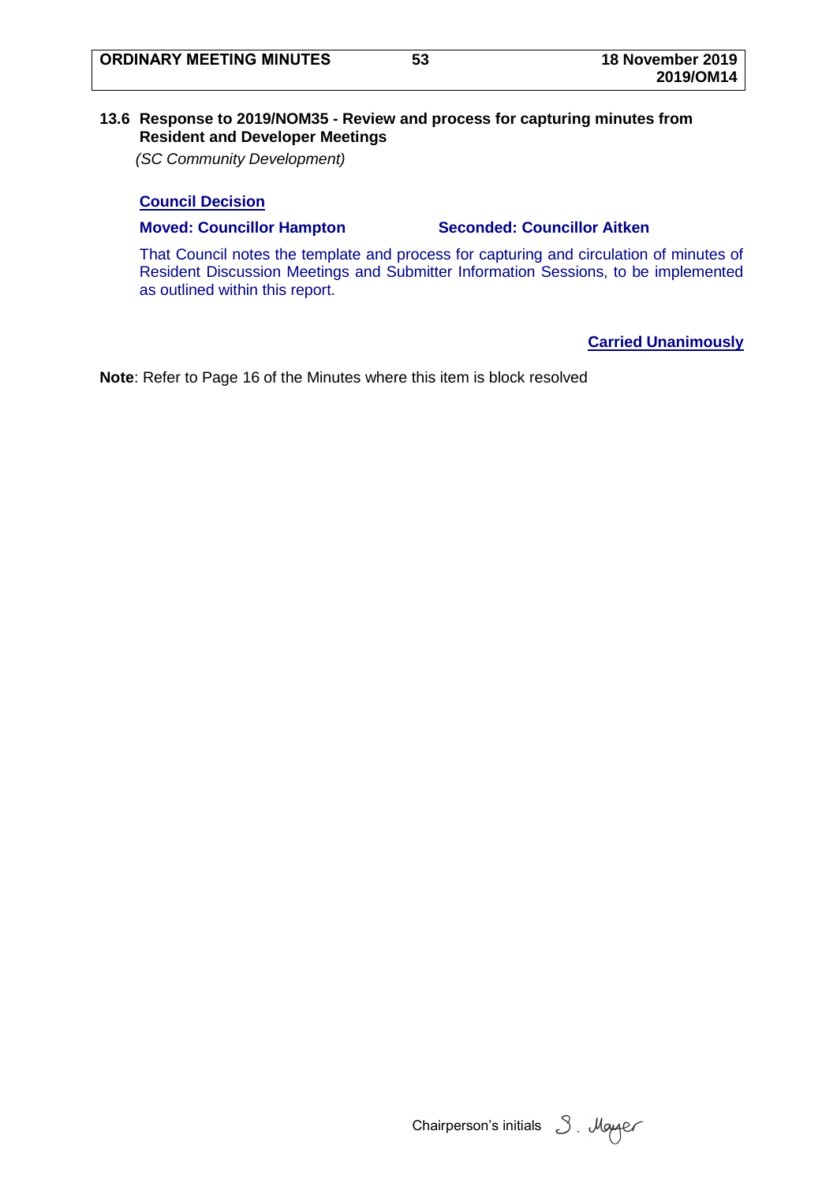## 13.6 Response to 2019/NOM35 - Review and process for capturing minutes from Resident and Developer Meetings

*(SC Community Development)*

**Council Decision**

**Moved: Councillor Hampton** **Seconded: Councillor Aitken**

That Council notes the template and process for capturing and circulation of minutes of Resident Discussion Meetings and Submitter Information Sessions, to be implemented as outlined within this report.

**Carried Unanimously**

**Note**: Refer to Page 16 of the Minutes where this item is block resolved

Chairperson's initials S. Mayer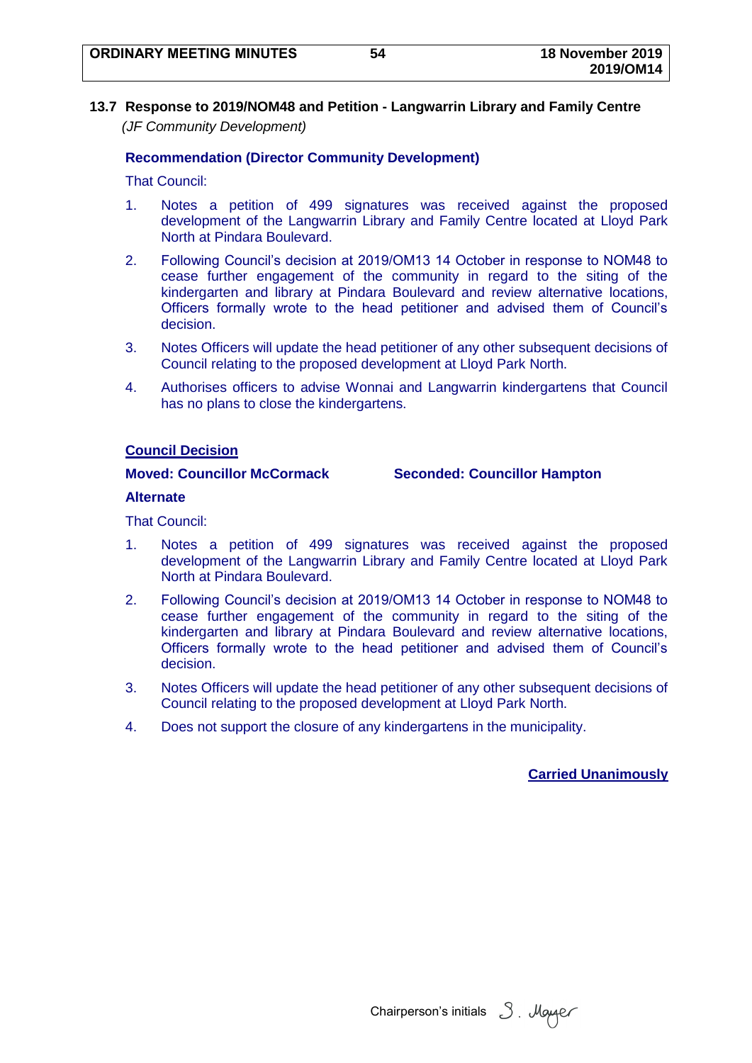### 13.7 Response to 2019/NOM48 and Petition - Langwarrin Library and Family Centre

*(JF Community Development)*

**Recommendation (Director Community Development)**

That Council:

1. Notes a petition of 499 signatures was received against the proposed development of the Langwarrin Library and Family Centre located at Lloyd Park North at Pindara Boulevard.
2. Following Council's decision at 2019/OM13 14 October in response to NOM48 to cease further engagement of the community in regard to the siting of the kindergarten and library at Pindara Boulevard and review alternative locations, Officers formally wrote to the head petitioner and advised them of Council's decision.
3. Notes Officers will update the head petitioner of any other subsequent decisions of Council relating to the proposed development at Lloyd Park North.
4. Authorises officers to advise Wonnai and Langwarrin kindergartens that Council has no plans to close the kindergartens.

**Council Decision**

**Moved: Councillor McCormack** **Seconded: Councillor Hampton**

**Alternate**

That Council:

1. Notes a petition of 499 signatures was received against the proposed development of the Langwarrin Library and Family Centre located at Lloyd Park North at Pindara Boulevard.
2. Following Council's decision at 2019/OM13 14 October in response to NOM48 to cease further engagement of the community in regard to the siting of the kindergarten and library at Pindara Boulevard and review alternative locations, Officers formally wrote to the head petitioner and advised them of Council's decision.
3. Notes Officers will update the head petitioner of any other subsequent decisions of Council relating to the proposed development at Lloyd Park North.
4. Does not support the closure of any kindergartens in the municipality.

**Carried Unanimously**

Chairperson's initials S. Mayer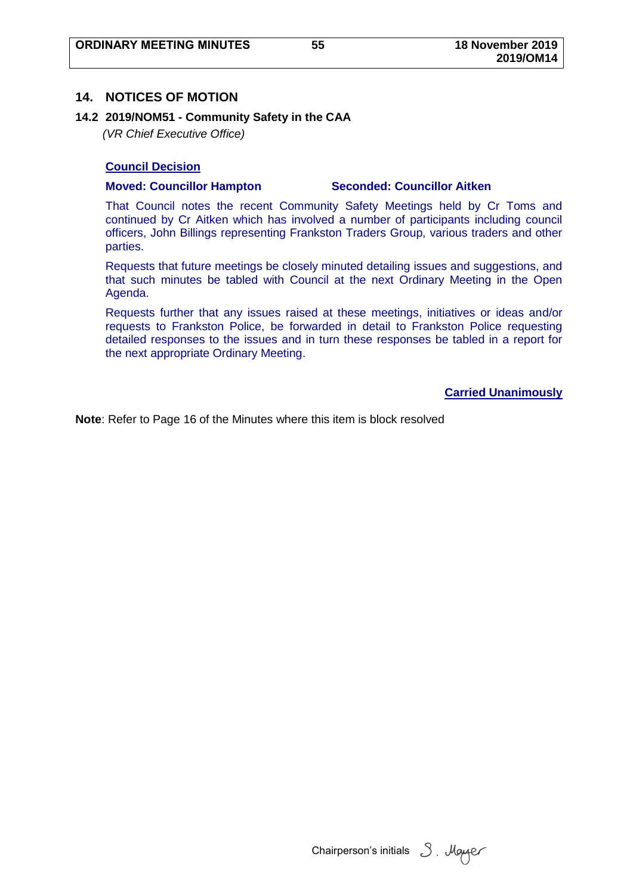## 14. NOTICES OF MOTION

### 14.2 2019/NOM51 - Community Safety in the CAA

*(VR Chief Executive Office)*

**Council Decision**

**Moved: Councillor Hampton** **Seconded: Councillor Aitken**

That Council notes the recent Community Safety Meetings held by Cr Toms and continued by Cr Aitken which has involved a number of participants including council officers, John Billings representing Frankston Traders Group, various traders and other parties.

Requests that future meetings be closely minuted detailing issues and suggestions, and that such minutes be tabled with Council at the next Ordinary Meeting in the Open Agenda.

Requests further that any issues raised at these meetings, initiatives or ideas and/or requests to Frankston Police, be forwarded in detail to Frankston Police requesting detailed responses to the issues and in turn these responses be tabled in a report for the next appropriate Ordinary Meeting.

**Carried Unanimously**

**Note**: Refer to Page 16 of the Minutes where this item is block resolved

Chairperson's initials S. Mayer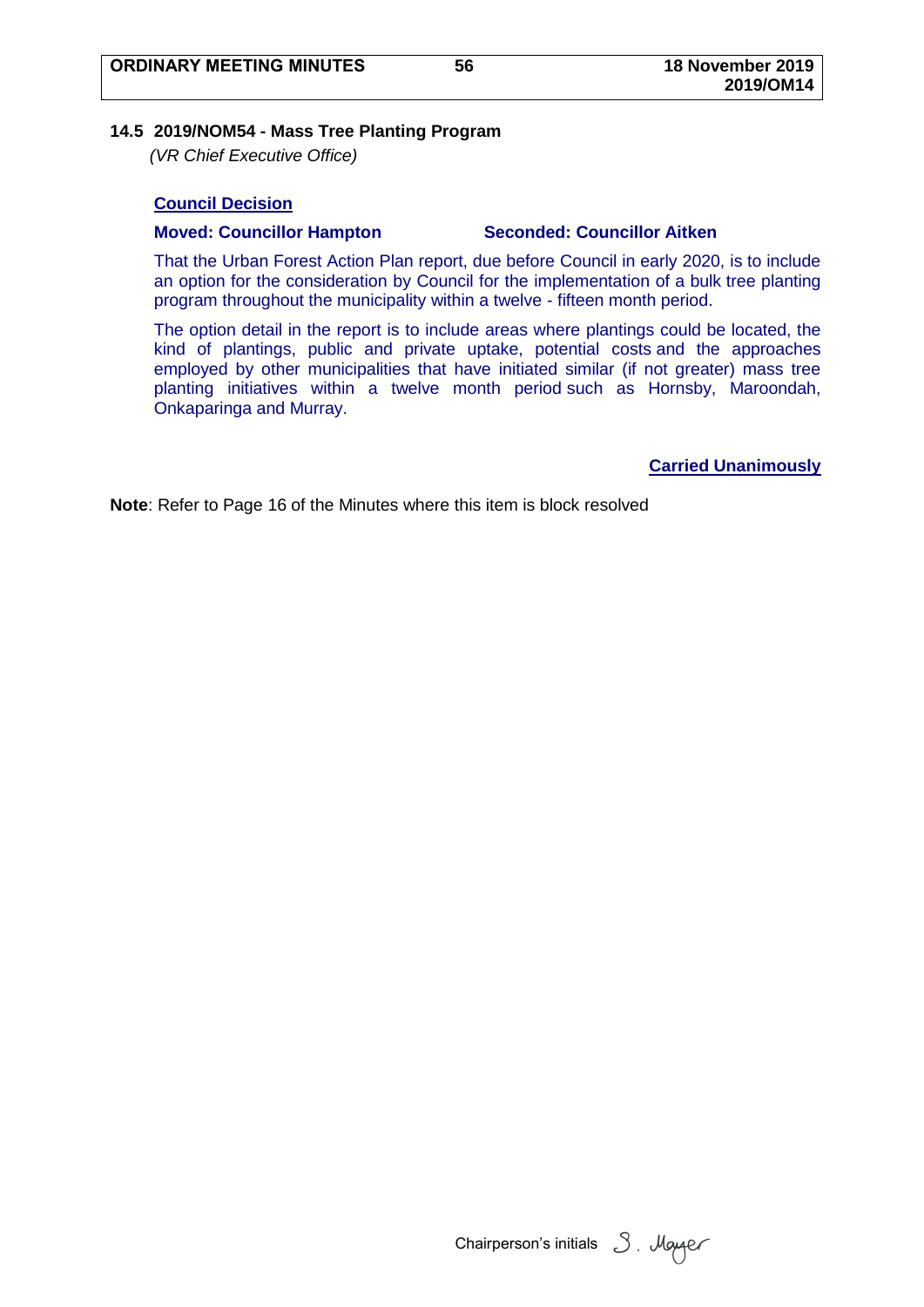### 14.5 2019/NOM54 - Mass Tree Planting Program

*(VR Chief Executive Office)*

**Council Decision**

**Moved: Councillor Hampton** **Seconded: Councillor Aitken**

That the Urban Forest Action Plan report, due before Council in early 2020, is to include an option for the consideration by Council for the implementation of a bulk tree planting program throughout the municipality within a twelve - fifteen month period.

The option detail in the report is to include areas where plantings could be located, the kind of plantings, public and private uptake, potential costs and the approaches employed by other municipalities that have initiated similar (if not greater) mass tree planting initiatives within a twelve month period such as Hornsby, Maroondah, Onkaparinga and Murray.

**Carried Unanimously**

**Note**: Refer to Page 16 of the Minutes where this item is block resolved

Chairperson's initials S. Mayer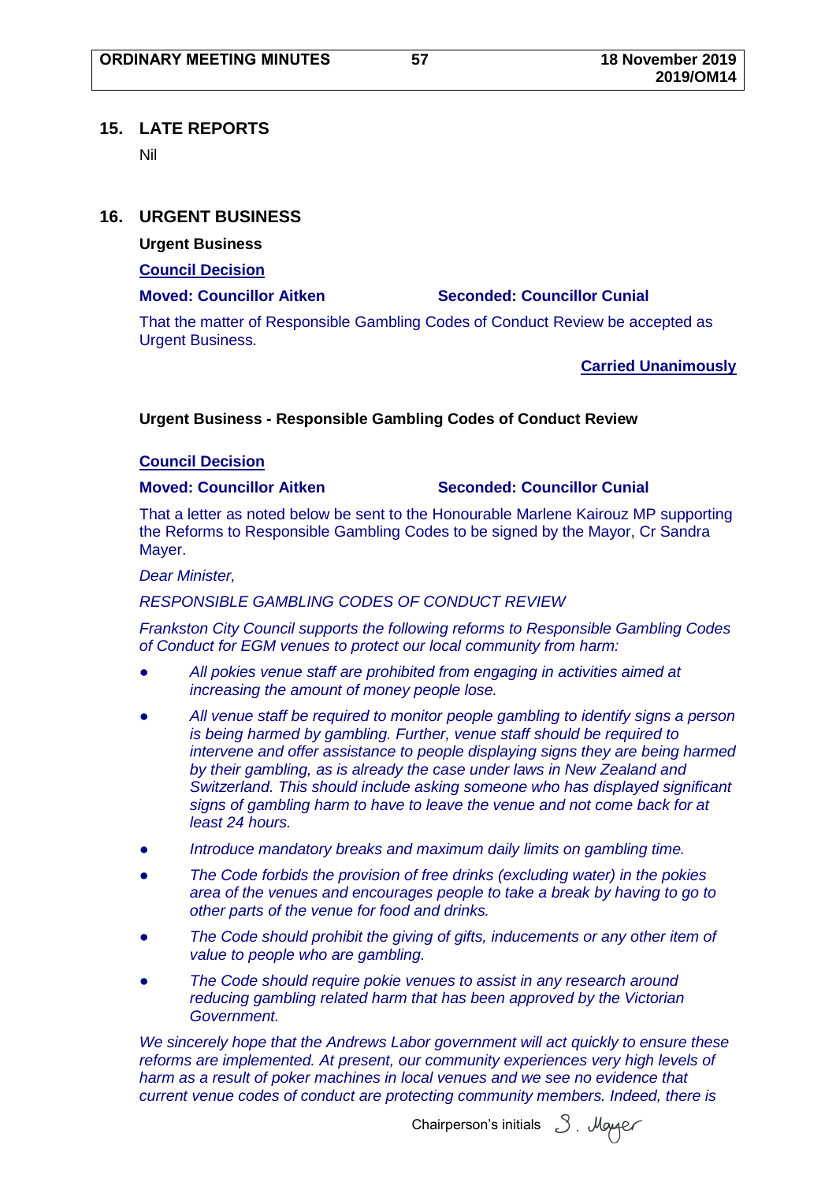## 15. LATE REPORTS

Nil

## 16. URGENT BUSINESS

**Urgent Business**

**Council Decision**

**Moved: Councillor Aitken** **Seconded: Councillor Cunial**

That the matter of Responsible Gambling Codes of Conduct Review be accepted as Urgent Business.

**Carried Unanimously**

**Urgent Business - Responsible Gambling Codes of Conduct Review**

**Council Decision**

**Moved: Councillor Aitken** **Seconded: Councillor Cunial**

That a letter as noted below be sent to the Honourable Marlene Kairouz MP supporting the Reforms to Responsible Gambling Codes to be signed by the Mayor, Cr Sandra Mayer.

*Dear Minister,*

*RESPONSIBLE GAMBLING CODES OF CONDUCT REVIEW*

*Frankston City Council supports the following reforms to Responsible Gambling Codes of Conduct for EGM venues to protect our local community from harm:*

- *All pokies venue staff are prohibited from engaging in activities aimed at increasing the amount of money people lose.*
- *All venue staff be required to monitor people gambling to identify signs a person is being harmed by gambling. Further, venue staff should be required to intervene and offer assistance to people displaying signs they are being harmed by their gambling, as is already the case under laws in New Zealand and Switzerland. This should include asking someone who has displayed significant signs of gambling harm to have to leave the venue and not come back for at least 24 hours.*
- *Introduce mandatory breaks and maximum daily limits on gambling time.*
- *The Code forbids the provision of free drinks (excluding water) in the pokies area of the venues and encourages people to take a break by having to go to other parts of the venue for food and drinks.*
- *The Code should prohibit the giving of gifts, inducements or any other item of value to people who are gambling.*
- *The Code should require pokie venues to assist in any research around reducing gambling related harm that has been approved by the Victorian Government.*

*We sincerely hope that the Andrews Labor government will act quickly to ensure these reforms are implemented. At present, our community experiences very high levels of harm as a result of poker machines in local venues and we see no evidence that current venue codes of conduct are protecting community members. Indeed, there is*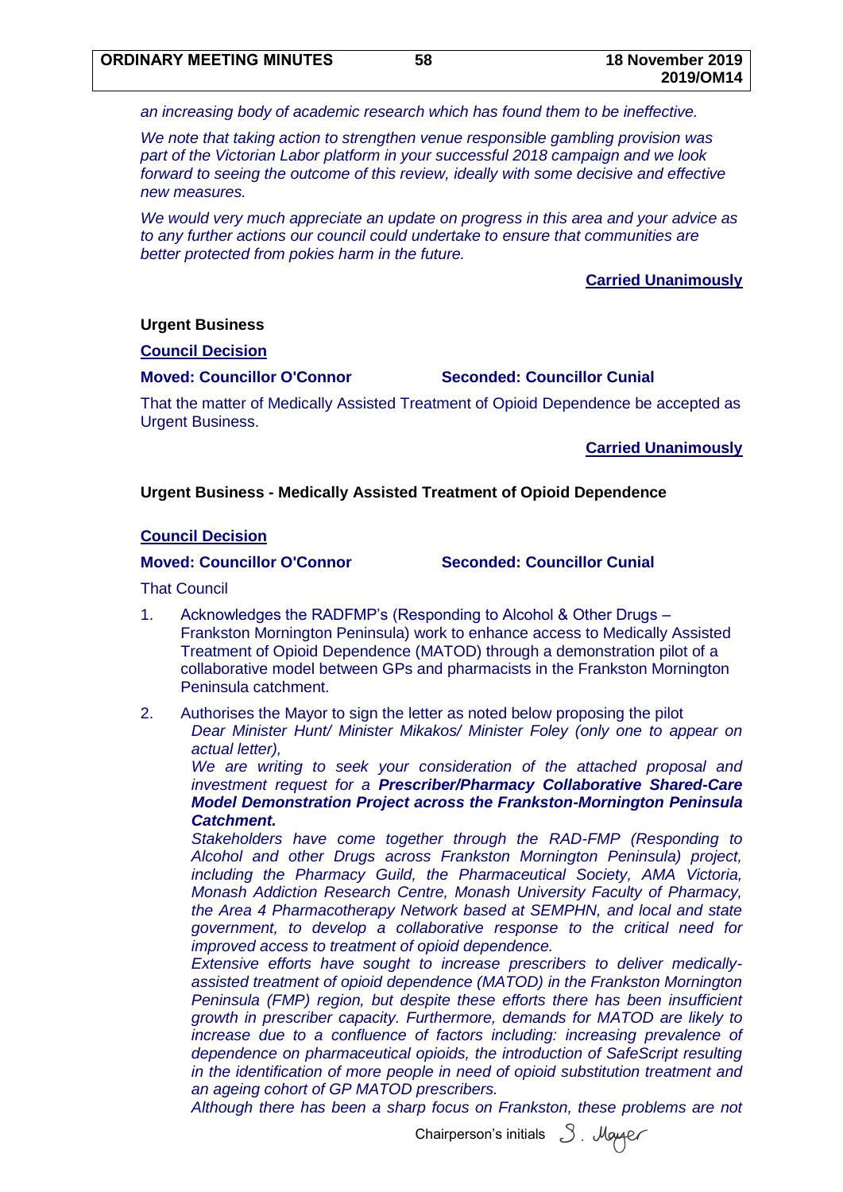*an increasing body of academic research which has found them to be ineffective.*

*We note that taking action to strengthen venue responsible gambling provision was part of the Victorian Labor platform in your successful 2018 campaign and we look forward to seeing the outcome of this review, ideally with some decisive and effective new measures.*

*We would very much appreciate an update on progress in this area and your advice as to any further actions our council could undertake to ensure that communities are better protected from pokies harm in the future.*

**Carried Unanimously**

**Urgent Business**

**Council Decision**

**Moved: Councillor O'Connor** **Seconded: Councillor Cunial**

That the matter of Medically Assisted Treatment of Opioid Dependence be accepted as Urgent Business.

**Carried Unanimously**

**Urgent Business - Medically Assisted Treatment of Opioid Dependence**

**Council Decision**

**Moved: Councillor O'Connor** **Seconded: Councillor Cunial**

That Council

1. Acknowledges the RADFMP's (Responding to Alcohol & Other Drugs – Frankston Mornington Peninsula) work to enhance access to Medically Assisted Treatment of Opioid Dependence (MATOD) through a demonstration pilot of a collaborative model between GPs and pharmacists in the Frankston Mornington Peninsula catchment.

2. Authorises the Mayor to sign the letter as noted below proposing the pilot

   *Dear Minister Hunt/ Minister Mikakos/ Minister Foley (only one to appear on actual letter),*

   *We are writing to seek your consideration of the attached proposal and investment request for a* ***Prescriber/Pharmacy Collaborative Shared-Care Model Demonstration Project across the Frankston-Mornington Peninsula Catchment.***

   *Stakeholders have come together through the RAD-FMP (Responding to Alcohol and other Drugs across Frankston Mornington Peninsula) project, including the Pharmacy Guild, the Pharmaceutical Society, AMA Victoria, Monash Addiction Research Centre, Monash University Faculty of Pharmacy, the Area 4 Pharmacotherapy Network based at SEMPHN, and local and state government, to develop a collaborative response to the critical need for improved access to treatment of opioid dependence.*

   *Extensive efforts have sought to increase prescribers to deliver medically-assisted treatment of opioid dependence (MATOD) in the Frankston Mornington Peninsula (FMP) region, but despite these efforts there has been insufficient growth in prescriber capacity. Furthermore, demands for MATOD are likely to increase due to a confluence of factors including: increasing prevalence of dependence on pharmaceutical opioids, the introduction of SafeScript resulting in the identification of more people in need of opioid substitution treatment and an ageing cohort of GP MATOD prescribers.*

   *Although there has been a sharp focus on Frankston, these problems are not*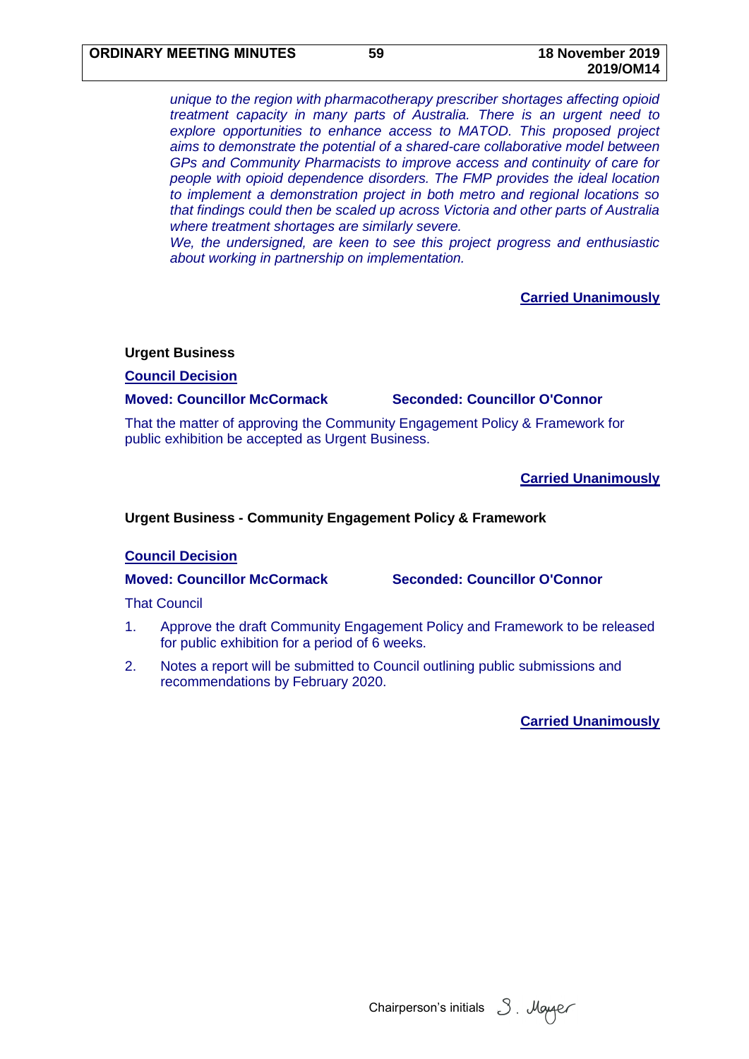*unique to the region with pharmacotherapy prescriber shortages affecting opioid treatment capacity in many parts of Australia. There is an urgent need to explore opportunities to enhance access to MATOD. This proposed project aims to demonstrate the potential of a shared-care collaborative model between GPs and Community Pharmacists to improve access and continuity of care for people with opioid dependence disorders. The FMP provides the ideal location to implement a demonstration project in both metro and regional locations so that findings could then be scaled up across Victoria and other parts of Australia where treatment shortages are similarly severe.*

*We, the undersigned, are keen to see this project progress and enthusiastic about working in partnership on implementation.*

**Carried Unanimously**

**Urgent Business**

**Council Decision**

**Moved: Councillor McCormack** **Seconded: Councillor O'Connor**

That the matter of approving the Community Engagement Policy & Framework for public exhibition be accepted as Urgent Business.

**Carried Unanimously**

**Urgent Business - Community Engagement Policy & Framework**

**Council Decision**

**Moved: Councillor McCormack** **Seconded: Councillor O'Connor**

That Council

1. Approve the draft Community Engagement Policy and Framework to be released for public exhibition for a period of 6 weeks.
2. Notes a report will be submitted to Council outlining public submissions and recommendations by February 2020.

**Carried Unanimously**

Chairperson's initials S. Mayer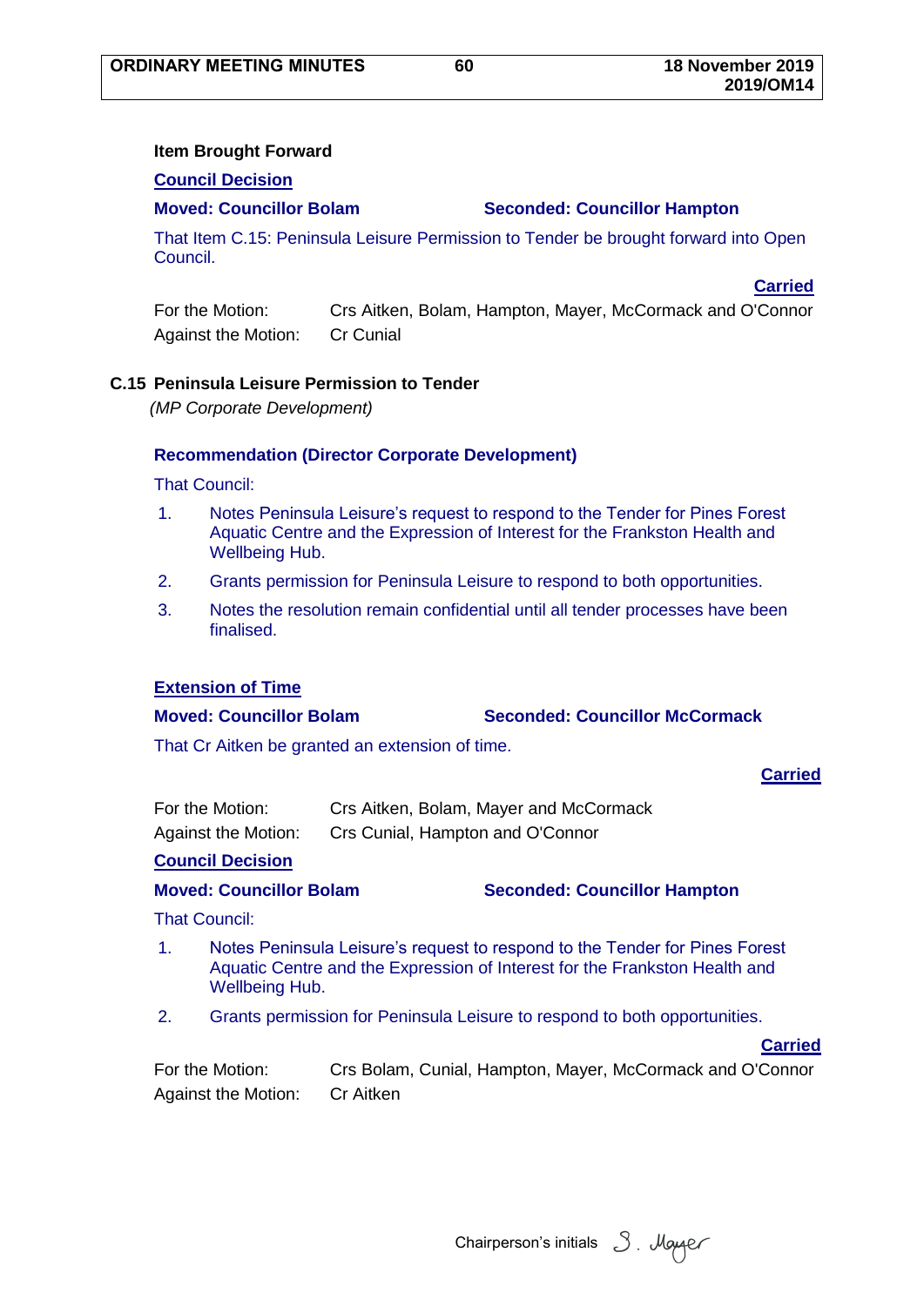**Item Brought Forward**

**Council Decision**

**Moved: Councillor Bolam** **Seconded: Councillor Hampton**

That Item C.15: Peninsula Leisure Permission to Tender be brought forward into Open Council.

**Carried**

| | |
|---|---|
| For the Motion: | Crs Aitken, Bolam, Hampton, Mayer, McCormack and O'Connor |
| Against the Motion: | Cr Cunial |

## C.15 Peninsula Leisure Permission to Tender

*(MP Corporate Development)*

**Recommendation (Director Corporate Development)**

That Council:

1. Notes Peninsula Leisure's request to respond to the Tender for Pines Forest Aquatic Centre and the Expression of Interest for the Frankston Health and Wellbeing Hub.
2. Grants permission for Peninsula Leisure to respond to both opportunities.
3. Notes the resolution remain confidential until all tender processes have been finalised.

**Extension of Time**

**Moved: Councillor Bolam** **Seconded: Councillor McCormack**

That Cr Aitken be granted an extension of time.

**Carried**

| | |
|---|---|
| For the Motion: | Crs Aitken, Bolam, Mayer and McCormack |
| Against the Motion: | Crs Cunial, Hampton and O'Connor |

**Council Decision**

**Moved: Councillor Bolam** **Seconded: Councillor Hampton**

That Council:

1. Notes Peninsula Leisure's request to respond to the Tender for Pines Forest Aquatic Centre and the Expression of Interest for the Frankston Health and Wellbeing Hub.
2. Grants permission for Peninsula Leisure to respond to both opportunities.

**Carried**

| | |
|---|---|
| For the Motion: | Crs Bolam, Cunial, Hampton, Mayer, McCormack and O'Connor |
| Against the Motion: | Cr Aitken |

Chairperson's initials S. Mayer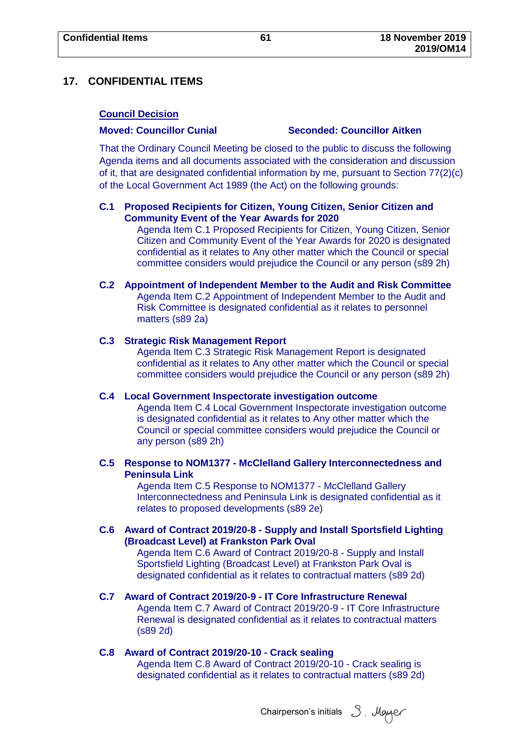## 17. CONFIDENTIAL ITEMS

**Council Decision**

**Moved: Councillor Cunial** **Seconded: Councillor Aitken**

That the Ordinary Council Meeting be closed to the public to discuss the following Agenda items and all documents associated with the consideration and discussion of it, that are designated confidential information by me, pursuant to Section 77(2)(c) of the Local Government Act 1989 (the Act) on the following grounds:

**C.1 Proposed Recipients for Citizen, Young Citizen, Senior Citizen and Community Event of the Year Awards for 2020**

Agenda Item C.1 Proposed Recipients for Citizen, Young Citizen, Senior Citizen and Community Event of the Year Awards for 2020 is designated confidential as it relates to Any other matter which the Council or special committee considers would prejudice the Council or any person (s89 2h)

**C.2 Appointment of Independent Member to the Audit and Risk Committee**

Agenda Item C.2 Appointment of Independent Member to the Audit and Risk Committee is designated confidential as it relates to personnel matters (s89 2a)

**C.3 Strategic Risk Management Report**

Agenda Item C.3 Strategic Risk Management Report is designated confidential as it relates to Any other matter which the Council or special committee considers would prejudice the Council or any person (s89 2h)

**C.4 Local Government Inspectorate investigation outcome**

Agenda Item C.4 Local Government Inspectorate investigation outcome is designated confidential as it relates to Any other matter which the Council or special committee considers would prejudice the Council or any person (s89 2h)

**C.5 Response to NOM1377 - McClelland Gallery Interconnectedness and Peninsula Link**

Agenda Item C.5 Response to NOM1377 - McClelland Gallery Interconnectedness and Peninsula Link is designated confidential as it relates to proposed developments (s89 2e)

**C.6 Award of Contract 2019/20-8 - Supply and Install Sportsfield Lighting (Broadcast Level) at Frankston Park Oval**

Agenda Item C.6 Award of Contract 2019/20-8 - Supply and Install Sportsfield Lighting (Broadcast Level) at Frankston Park Oval is designated confidential as it relates to contractual matters (s89 2d)

**C.7 Award of Contract 2019/20-9 - IT Core Infrastructure Renewal**

Agenda Item C.7 Award of Contract 2019/20-9 - IT Core Infrastructure Renewal is designated confidential as it relates to contractual matters (s89 2d)

**C.8 Award of Contract 2019/20-10 - Crack sealing**

Agenda Item C.8 Award of Contract 2019/20-10 - Crack sealing is designated confidential as it relates to contractual matters (s89 2d)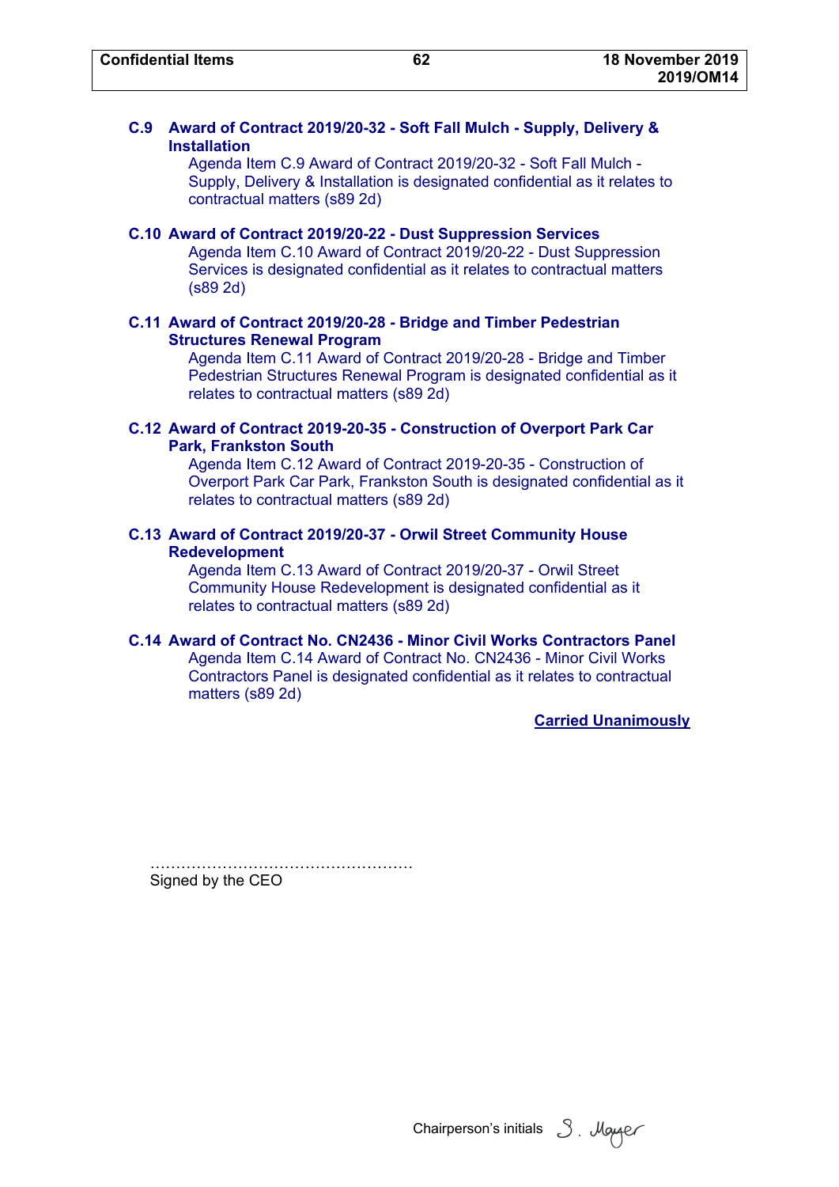**C.9 Award of Contract 2019/20-32 - Soft Fall Mulch - Supply, Delivery & Installation**

Agenda Item C.9 Award of Contract 2019/20-32 - Soft Fall Mulch - Supply, Delivery & Installation is designated confidential as it relates to contractual matters (s89 2d)

**C.10 Award of Contract 2019/20-22 - Dust Suppression Services**

Agenda Item C.10 Award of Contract 2019/20-22 - Dust Suppression Services is designated confidential as it relates to contractual matters (s89 2d)

**C.11 Award of Contract 2019/20-28 - Bridge and Timber Pedestrian Structures Renewal Program**

Agenda Item C.11 Award of Contract 2019/20-28 - Bridge and Timber Pedestrian Structures Renewal Program is designated confidential as it relates to contractual matters (s89 2d)

**C.12 Award of Contract 2019-20-35 - Construction of Overport Park Car Park, Frankston South**

Agenda Item C.12 Award of Contract 2019-20-35 - Construction of Overport Park Car Park, Frankston South is designated confidential as it relates to contractual matters (s89 2d)

**C.13 Award of Contract 2019/20-37 - Orwil Street Community House Redevelopment**

Agenda Item C.13 Award of Contract 2019/20-37 - Orwil Street Community House Redevelopment is designated confidential as it relates to contractual matters (s89 2d)

**C.14 Award of Contract No. CN2436 - Minor Civil Works Contractors Panel**

Agenda Item C.14 Award of Contract No. CN2436 - Minor Civil Works Contractors Panel is designated confidential as it relates to contractual matters (s89 2d)

**Carried Unanimously**

……………………………………………
Signed by the CEO

Chairperson's initials S. Mayer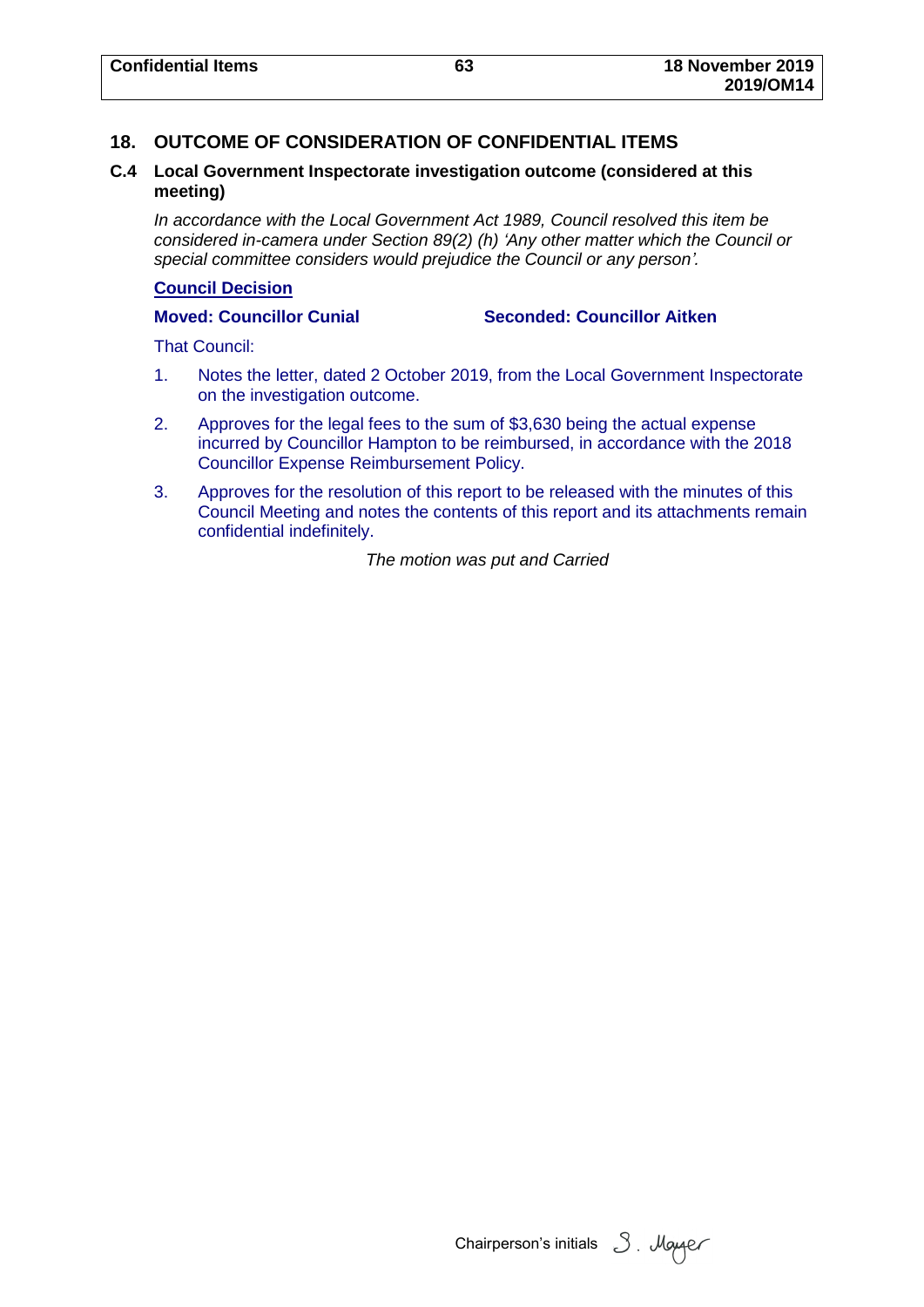## 18. OUTCOME OF CONSIDERATION OF CONFIDENTIAL ITEMS

### C.4 Local Government Inspectorate investigation outcome (considered at this meeting)

*In accordance with the Local Government Act 1989, Council resolved this item be considered in-camera under Section 89(2) (h) 'Any other matter which the Council or special committee considers would prejudice the Council or any person'.*

**Council Decision**

**Moved: Councillor Cunial** **Seconded: Councillor Aitken**

That Council:

1. Notes the letter, dated 2 October 2019, from the Local Government Inspectorate on the investigation outcome.
2. Approves for the legal fees to the sum of $3,630 being the actual expense incurred by Councillor Hampton to be reimbursed, in accordance with the 2018 Councillor Expense Reimbursement Policy.
3. Approves for the resolution of this report to be released with the minutes of this Council Meeting and notes the contents of this report and its attachments remain confidential indefinitely.

*The motion was put and Carried*

Chairperson's initials S. Mayer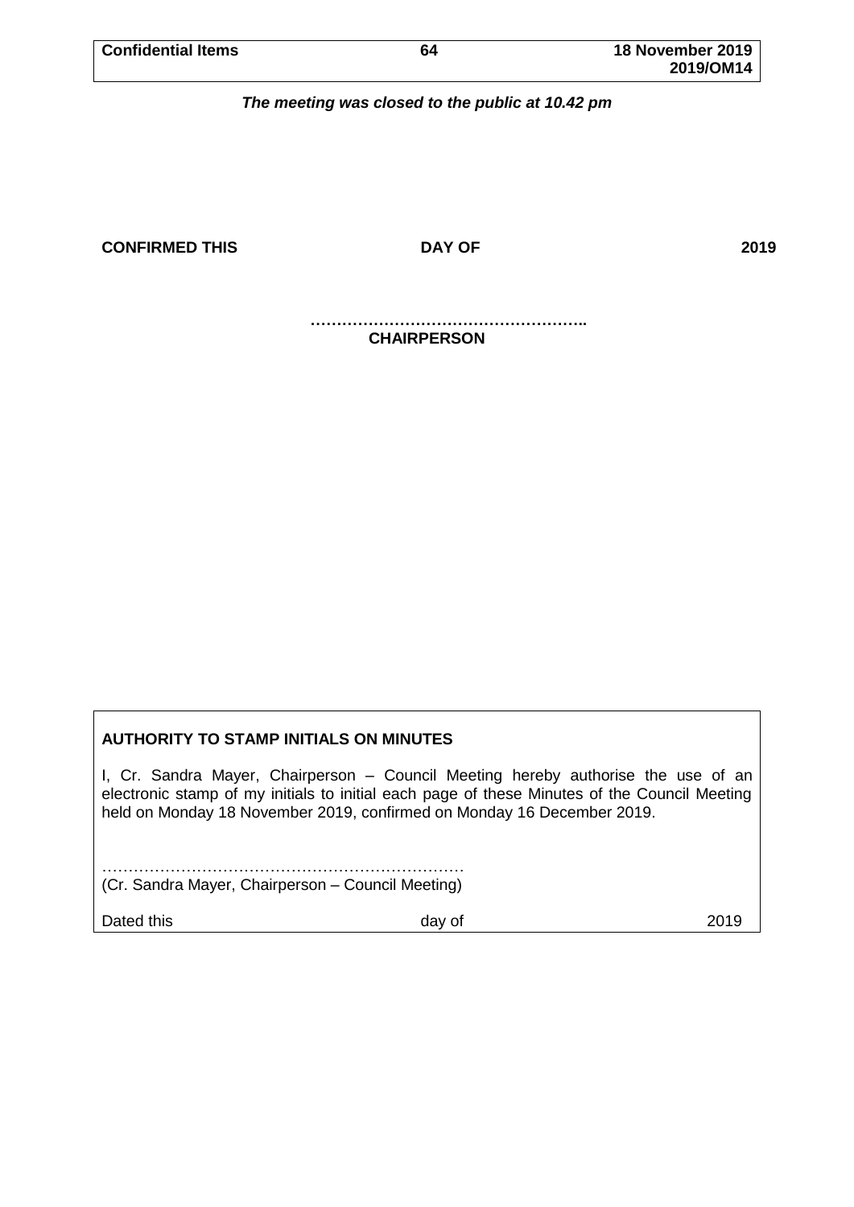***The meeting was closed to the public at 10.42 pm***

**CONFIRMED THIS DAY OF 2019**

**……………………………………………..**
**CHAIRPERSON**

**AUTHORITY TO STAMP INITIALS ON MINUTES**

I, Cr. Sandra Mayer, Chairperson – Council Meeting hereby authorise the use of an electronic stamp of my initials to initial each page of these Minutes of the Council Meeting held on Monday 18 November 2019, confirmed on Monday 16 December 2019.

……………………………………………………………
(Cr. Sandra Mayer, Chairperson – Council Meeting)

Dated this day of 2019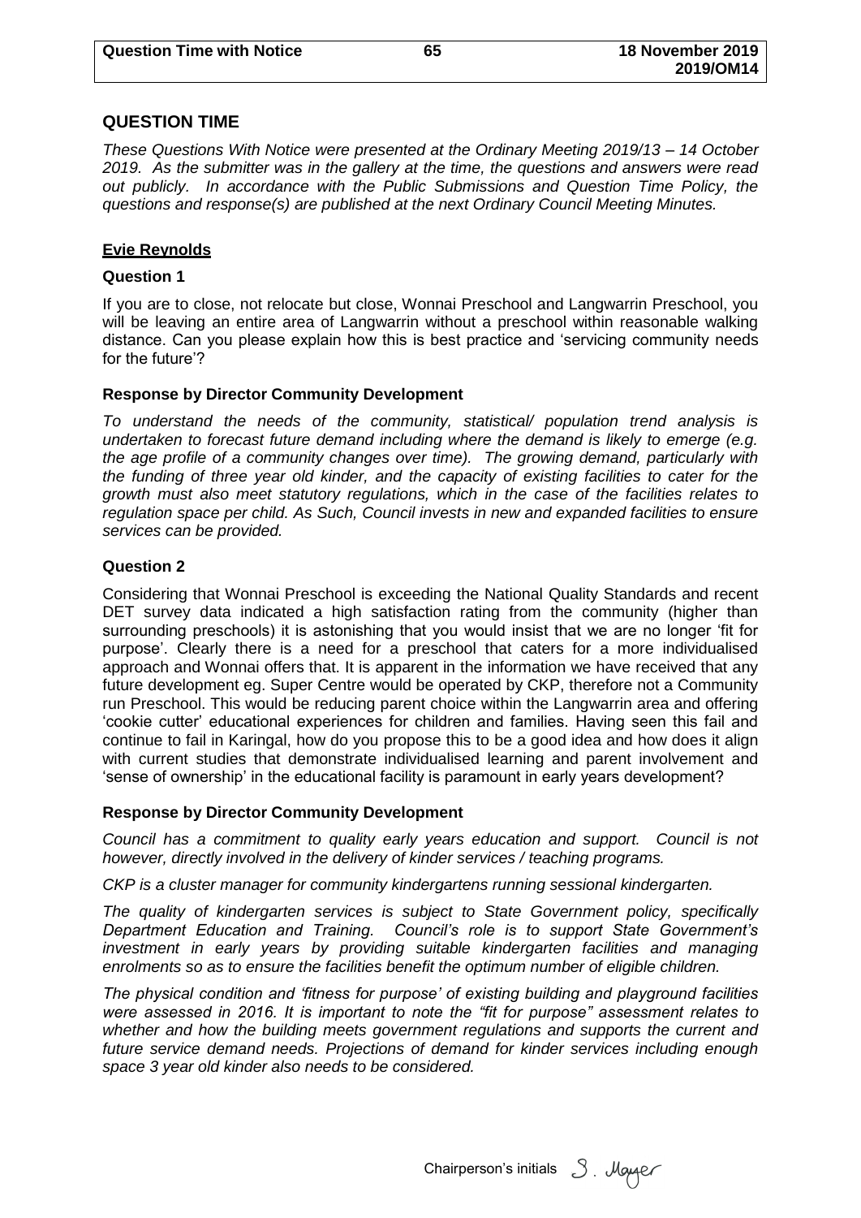## QUESTION TIME

*These Questions With Notice were presented at the Ordinary Meeting 2019/13 – 14 October 2019. As the submitter was in the gallery at the time, the questions and answers were read out publicly. In accordance with the Public Submissions and Question Time Policy, the questions and response(s) are published at the next Ordinary Council Meeting Minutes.*

### Evie Reynolds

#### Question 1

If you are to close, not relocate but close, Wonnai Preschool and Langwarrin Preschool, you will be leaving an entire area of Langwarrin without a preschool within reasonable walking distance. Can you please explain how this is best practice and 'servicing community needs for the future'?

#### Response by Director Community Development

*To understand the needs of the community, statistical/ population trend analysis is undertaken to forecast future demand including where the demand is likely to emerge (e.g. the age profile of a community changes over time). The growing demand, particularly with the funding of three year old kinder, and the capacity of existing facilities to cater for the growth must also meet statutory regulations, which in the case of the facilities relates to regulation space per child. As Such, Council invests in new and expanded facilities to ensure services can be provided.*

#### Question 2

Considering that Wonnai Preschool is exceeding the National Quality Standards and recent DET survey data indicated a high satisfaction rating from the community (higher than surrounding preschools) it is astonishing that you would insist that we are no longer 'fit for purpose'. Clearly there is a need for a preschool that caters for a more individualised approach and Wonnai offers that. It is apparent in the information we have received that any future development eg. Super Centre would be operated by CKP, therefore not a Community run Preschool. This would be reducing parent choice within the Langwarrin area and offering 'cookie cutter' educational experiences for children and families. Having seen this fail and continue to fail in Karingal, how do you propose this to be a good idea and how does it align with current studies that demonstrate individualised learning and parent involvement and 'sense of ownership' in the educational facility is paramount in early years development?

#### Response by Director Community Development

*Council has a commitment to quality early years education and support. Council is not however, directly involved in the delivery of kinder services / teaching programs.*

*CKP is a cluster manager for community kindergartens running sessional kindergarten.*

*The quality of kindergarten services is subject to State Government policy, specifically Department Education and Training. Council's role is to support State Government's investment in early years by providing suitable kindergarten facilities and managing enrolments so as to ensure the facilities benefit the optimum number of eligible children.*

*The physical condition and 'fitness for purpose' of existing building and playground facilities were assessed in 2016. It is important to note the "fit for purpose" assessment relates to whether and how the building meets government regulations and supports the current and future service demand needs. Projections of demand for kinder services including enough space 3 year old kinder also needs to be considered.*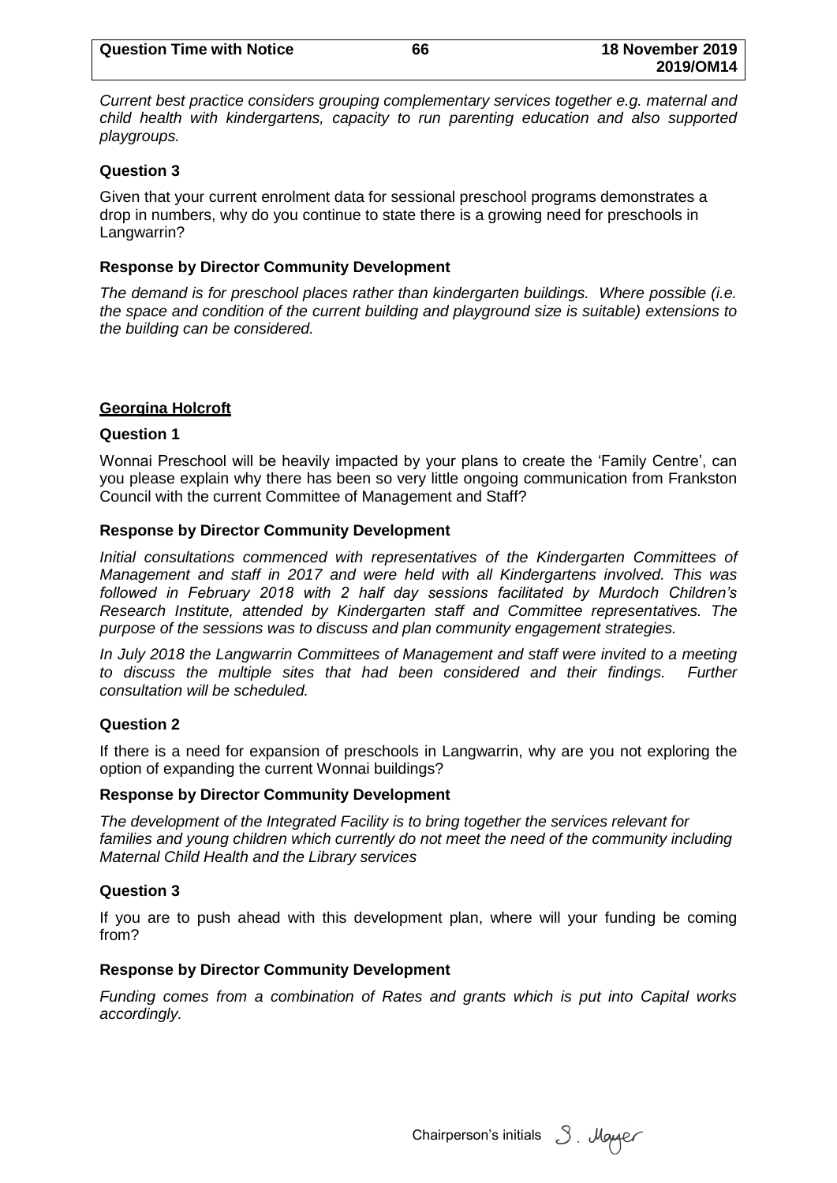*Current best practice considers grouping complementary services together e.g. maternal and child health with kindergartens, capacity to run parenting education and also supported playgroups.*

**Question 3**

Given that your current enrolment data for sessional preschool programs demonstrates a drop in numbers, why do you continue to state there is a growing need for preschools in Langwarrin?

**Response by Director Community Development**

*The demand is for preschool places rather than kindergarten buildings. Where possible (i.e. the space and condition of the current building and playground size is suitable) extensions to the building can be considered.*

**Georgina Holcroft**

**Question 1**

Wonnai Preschool will be heavily impacted by your plans to create the 'Family Centre', can you please explain why there has been so very little ongoing communication from Frankston Council with the current Committee of Management and Staff?

**Response by Director Community Development**

*Initial consultations commenced with representatives of the Kindergarten Committees of Management and staff in 2017 and were held with all Kindergartens involved. This was followed in February 2018 with 2 half day sessions facilitated by Murdoch Children's Research Institute, attended by Kindergarten staff and Committee representatives. The purpose of the sessions was to discuss and plan community engagement strategies.*

*In July 2018 the Langwarrin Committees of Management and staff were invited to a meeting to discuss the multiple sites that had been considered and their findings. Further consultation will be scheduled.*

**Question 2**

If there is a need for expansion of preschools in Langwarrin, why are you not exploring the option of expanding the current Wonnai buildings?

**Response by Director Community Development**

*The development of the Integrated Facility is to bring together the services relevant for families and young children which currently do not meet the need of the community including Maternal Child Health and the Library services*

**Question 3**

If you are to push ahead with this development plan, where will your funding be coming from?

**Response by Director Community Development**

*Funding comes from a combination of Rates and grants which is put into Capital works accordingly.*

Chairperson's initials S. Mayer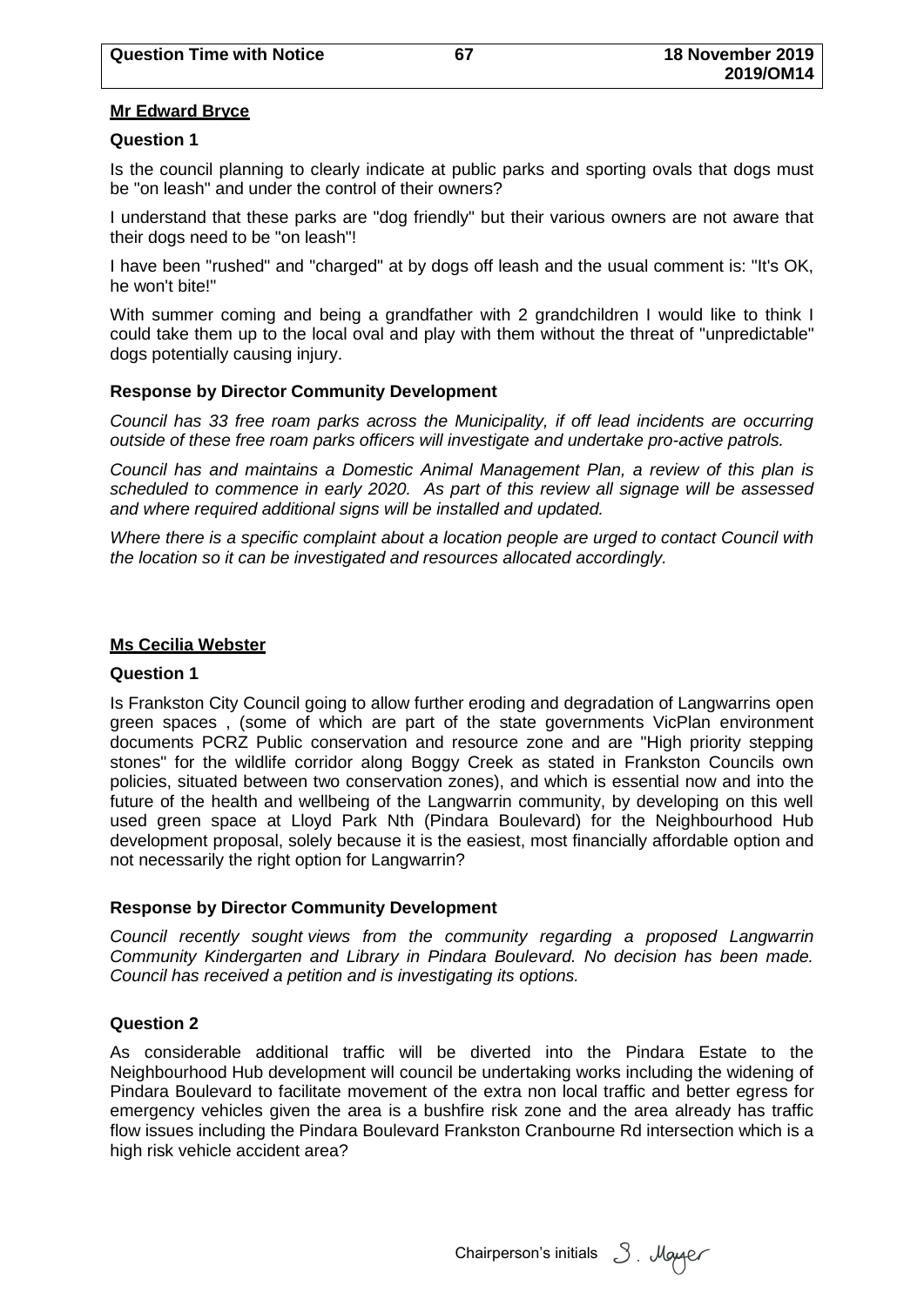**Mr Edward Bryce**

**Question 1**

Is the council planning to clearly indicate at public parks and sporting ovals that dogs must be "on leash" and under the control of their owners?

I understand that these parks are "dog friendly" but their various owners are not aware that their dogs need to be "on leash"!

I have been "rushed" and "charged" at by dogs off leash and the usual comment is: "It's OK, he won't bite!"

With summer coming and being a grandfather with 2 grandchildren I would like to think I could take them up to the local oval and play with them without the threat of "unpredictable" dogs potentially causing injury.

**Response by Director Community Development**

*Council has 33 free roam parks across the Municipality, if off lead incidents are occurring outside of these free roam parks officers will investigate and undertake pro-active patrols.*

*Council has and maintains a Domestic Animal Management Plan, a review of this plan is scheduled to commence in early 2020. As part of this review all signage will be assessed and where required additional signs will be installed and updated.*

*Where there is a specific complaint about a location people are urged to contact Council with the location so it can be investigated and resources allocated accordingly.*

**Ms Cecilia Webster**

**Question 1**

Is Frankston City Council going to allow further eroding and degradation of Langwarrins open green spaces , (some of which are part of the state governments VicPlan environment documents PCRZ Public conservation and resource zone and are "High priority stepping stones" for the wildlife corridor along Boggy Creek as stated in Frankston Councils own policies, situated between two conservation zones), and which is essential now and into the future of the health and wellbeing of the Langwarrin community, by developing on this well used green space at Lloyd Park Nth (Pindara Boulevard) for the Neighbourhood Hub development proposal, solely because it is the easiest, most financially affordable option and not necessarily the right option for Langwarrin?

**Response by Director Community Development**

*Council recently sought views from the community regarding a proposed Langwarrin Community Kindergarten and Library in Pindara Boulevard. No decision has been made. Council has received a petition and is investigating its options.*

**Question 2**

As considerable additional traffic will be diverted into the Pindara Estate to the Neighbourhood Hub development will council be undertaking works including the widening of Pindara Boulevard to facilitate movement of the extra non local traffic and better egress for emergency vehicles given the area is a bushfire risk zone and the area already has traffic flow issues including the Pindara Boulevard Frankston Cranbourne Rd intersection which is a high risk vehicle accident area?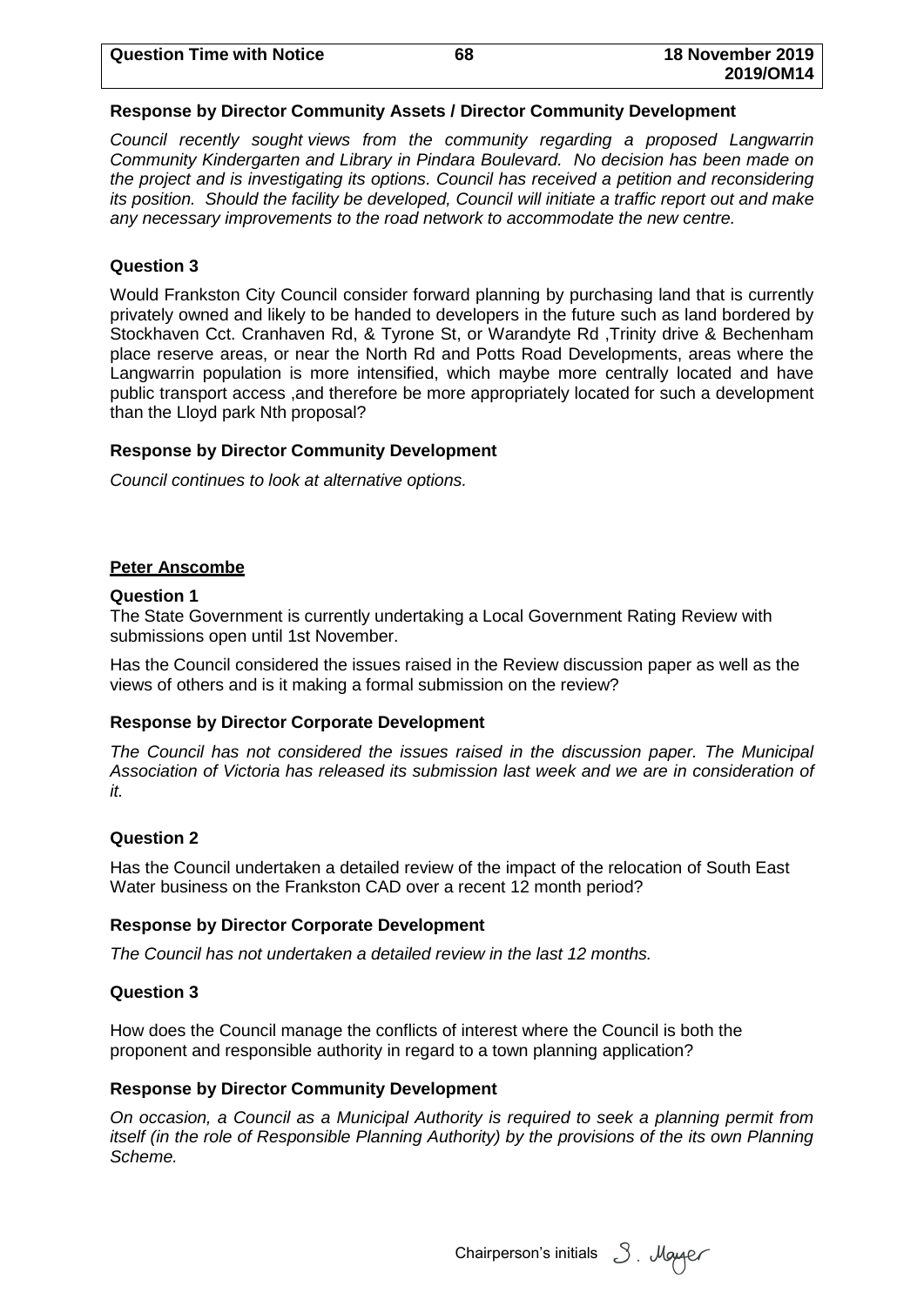### Response by Director Community Assets / Director Community Development

*Council recently sought views from the community regarding a proposed Langwarrin Community Kindergarten and Library in Pindara Boulevard. No decision has been made on the project and is investigating its options. Council has received a petition and reconsidering its position. Should the facility be developed, Council will initiate a traffic report out and make any necessary improvements to the road network to accommodate the new centre.*

### Question 3

Would Frankston City Council consider forward planning by purchasing land that is currently privately owned and likely to be handed to developers in the future such as land bordered by Stockhaven Cct. Cranhaven Rd, & Tyrone St, or Warandyte Rd ,Trinity drive & Bechenham place reserve areas, or near the North Rd and Potts Road Developments, areas where the Langwarrin population is more intensified, which maybe more centrally located and have public transport access ,and therefore be more appropriately located for such a development than the Lloyd park Nth proposal?

### Response by Director Community Development

*Council continues to look at alternative options.*

## Peter Anscombe

### Question 1

The State Government is currently undertaking a Local Government Rating Review with submissions open until 1st November.

Has the Council considered the issues raised in the Review discussion paper as well as the views of others and is it making a formal submission on the review?

### Response by Director Corporate Development

*The Council has not considered the issues raised in the discussion paper. The Municipal Association of Victoria has released its submission last week and we are in consideration of it.*

### Question 2

Has the Council undertaken a detailed review of the impact of the relocation of South East Water business on the Frankston CAD over a recent 12 month period?

### Response by Director Corporate Development

*The Council has not undertaken a detailed review in the last 12 months.*

### Question 3

How does the Council manage the conflicts of interest where the Council is both the proponent and responsible authority in regard to a town planning application?

### Response by Director Community Development

*On occasion, a Council as a Municipal Authority is required to seek a planning permit from itself (in the role of Responsible Planning Authority) by the provisions of the its own Planning Scheme.*

Chairperson's initials S. Mayer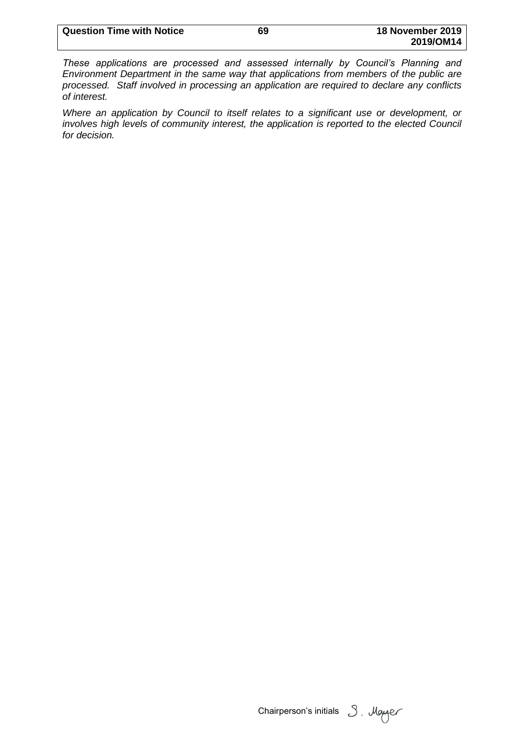*These applications are processed and assessed internally by Council's Planning and Environment Department in the same way that applications from members of the public are processed. Staff involved in processing an application are required to declare any conflicts of interest.*

*Where an application by Council to itself relates to a significant use or development, or involves high levels of community interest, the application is reported to the elected Council for decision.*

Chairperson's initials S. Mayer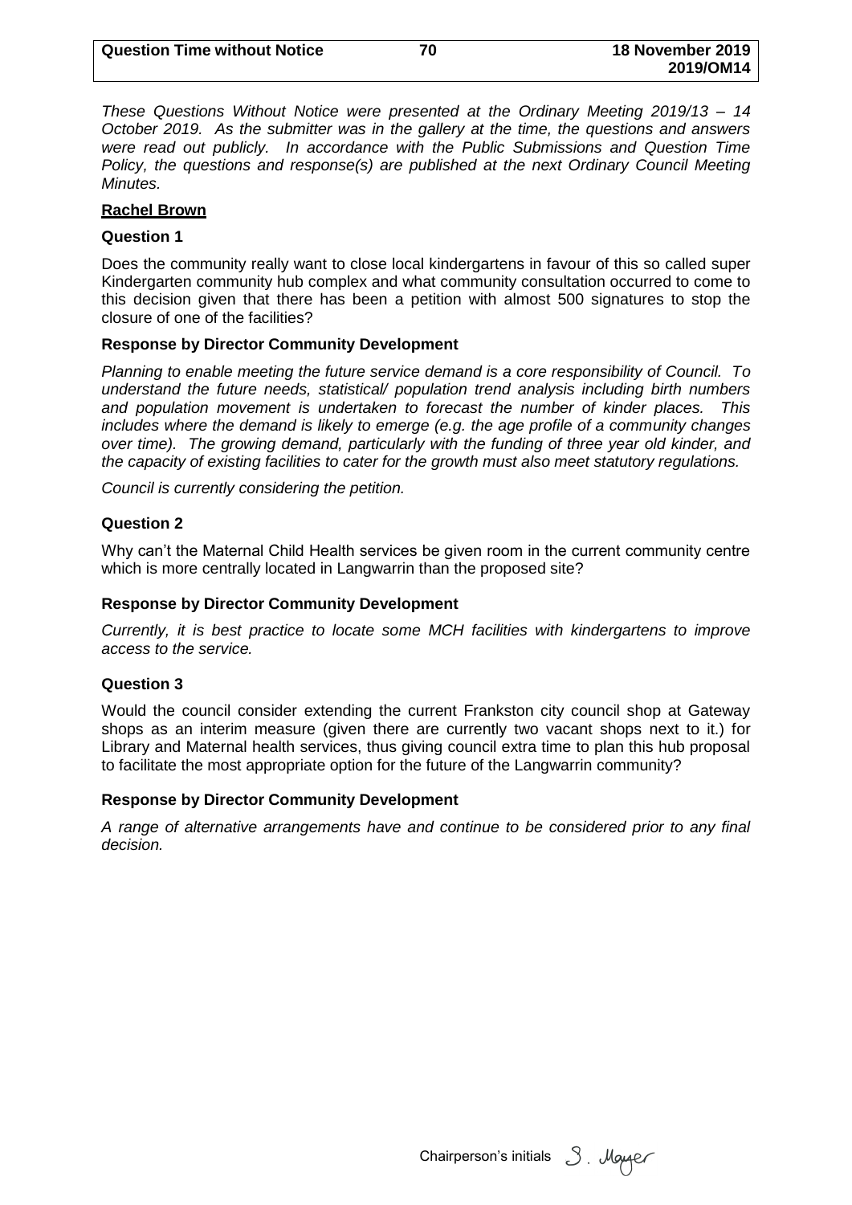*These Questions Without Notice were presented at the Ordinary Meeting 2019/13 – 14 October 2019. As the submitter was in the gallery at the time, the questions and answers were read out publicly. In accordance with the Public Submissions and Question Time Policy, the questions and response(s) are published at the next Ordinary Council Meeting Minutes.*

**Rachel Brown**

**Question 1**

Does the community really want to close local kindergartens in favour of this so called super Kindergarten community hub complex and what community consultation occurred to come to this decision given that there has been a petition with almost 500 signatures to stop the closure of one of the facilities?

**Response by Director Community Development**

*Planning to enable meeting the future service demand is a core responsibility of Council. To understand the future needs, statistical/ population trend analysis including birth numbers and population movement is undertaken to forecast the number of kinder places. This includes where the demand is likely to emerge (e.g. the age profile of a community changes over time). The growing demand, particularly with the funding of three year old kinder, and the capacity of existing facilities to cater for the growth must also meet statutory regulations.*

*Council is currently considering the petition.*

**Question 2**

Why can't the Maternal Child Health services be given room in the current community centre which is more centrally located in Langwarrin than the proposed site?

**Response by Director Community Development**

*Currently, it is best practice to locate some MCH facilities with kindergartens to improve access to the service.*

**Question 3**

Would the council consider extending the current Frankston city council shop at Gateway shops as an interim measure (given there are currently two vacant shops next to it.) for Library and Maternal health services, thus giving council extra time to plan this hub proposal to facilitate the most appropriate option for the future of the Langwarrin community?

**Response by Director Community Development**

*A range of alternative arrangements have and continue to be considered prior to any final decision.*

Chairperson's initials S. Mayer